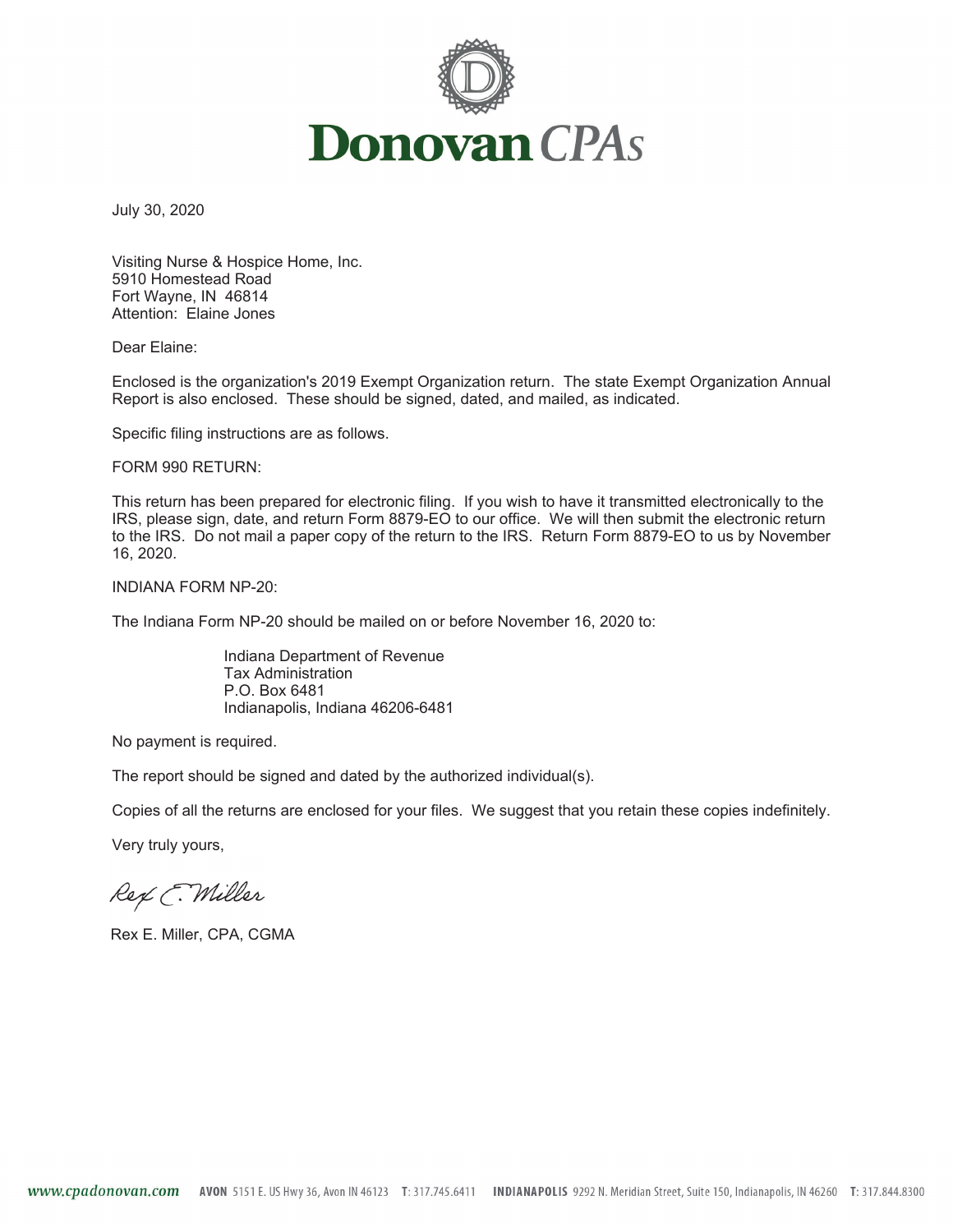# Donovan CPAs

July 30, 2020

Visiting Nurse & Hospice Home, Inc.
5910 Homestead Road
Fort Wayne, IN 46814
Attention: Elaine Jones

Dear Elaine:

Enclosed is the organization's 2019 Exempt Organization return. The state Exempt Organization Annual Report is also enclosed. These should be signed, dated, and mailed, as indicated.

Specific filing instructions are as follows.

FORM 990 RETURN:

This return has been prepared for electronic filing. If you wish to have it transmitted electronically to the IRS, please sign, date, and return Form 8879-EO to our office. We will then submit the electronic return to the IRS. Do not mail a paper copy of the return to the IRS. Return Form 8879-EO to us by November 16, 2020.

INDIANA FORM NP-20:

The Indiana Form NP-20 should be mailed on or before November 16, 2020 to:

> Indiana Department of Revenue
> Tax Administration
> P.O. Box 6481
> Indianapolis, Indiana 46206-6481

No payment is required.

The report should be signed and dated by the authorized individual(s).

Copies of all the returns are enclosed for your files. We suggest that you retain these copies indefinitely.

Very truly yours,

Rex E. Miller

Rex E. Miller, CPA, CGMA

www.cpadonovan.com AVON 5151 E. US Hwy 36, Avon IN 46123 T: 317.745.6411 INDIANAPOLIS 9292 N. Meridian Street, Suite 150, Indianapolis, IN 46260 T: 317.844.8300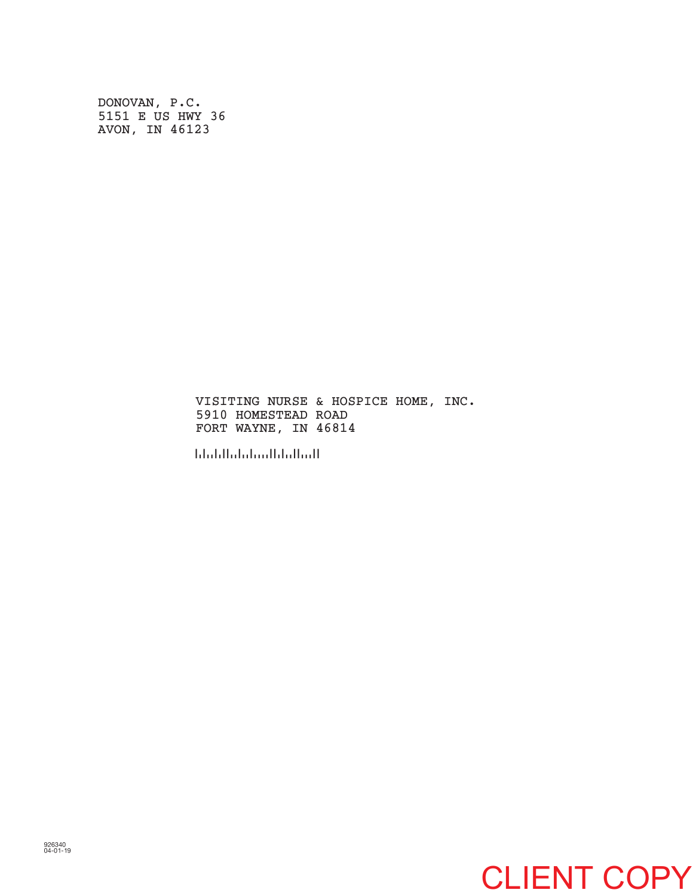DONOVAN, P.C.
5151 E US HWY 36
AVON, IN 46123

VISITING NURSE & HOSPICE HOME, INC.
5910 HOMESTEAD ROAD
FORT WAYNE, IN 46814

926340
04-01-19

CLIENT COPY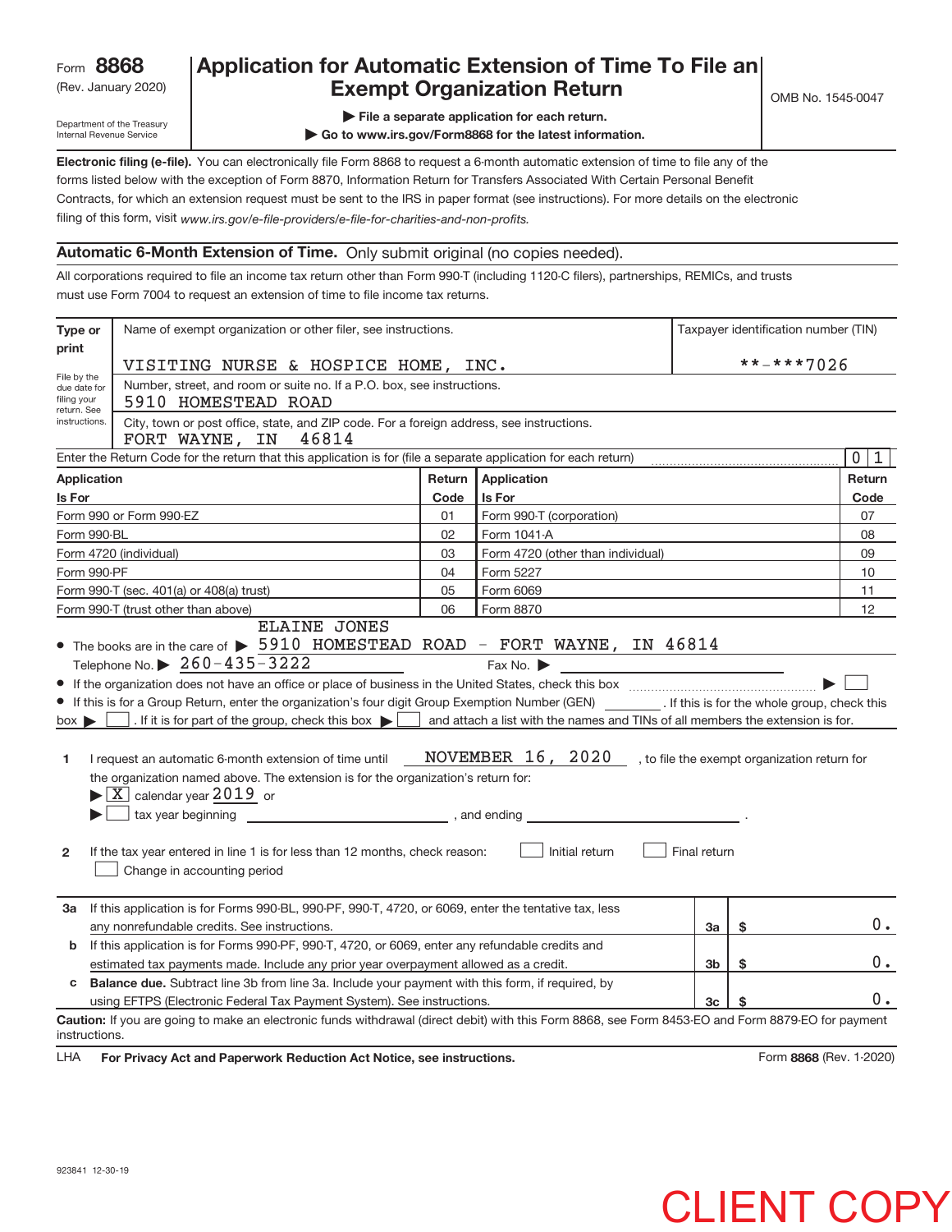Form **8868** (Rev. January 2020)

Department of the Treasury Internal Revenue Service

# Application for Automatic Extension of Time To File an Exempt Organization Return

▶ File a separate application for each return.

▶ Go to www.irs.gov/Form8868 for the latest information.

OMB No. 1545-0047

**Electronic filing (e-file).** You can electronically file Form 8868 to request a 6-month automatic extension of time to file any of the forms listed below with the exception of Form 8870, Information Return for Transfers Associated With Certain Personal Benefit Contracts, for which an extension request must be sent to the IRS in paper format (see instructions). For more details on the electronic filing of this form, visit *www.irs.gov/e-file-providers/e-file-for-charities-and-non-profits.*

## Automatic 6-Month Extension of Time. Only submit original (no copies needed).

All corporations required to file an income tax return other than Form 990-T (including 1120-C filers), partnerships, REMICs, and trusts must use Form 7004 to request an extension of time to file income tax returns.

| Type or print | Name of exempt organization or other filer, see instructions. | Taxpayer identification number (TIN) |
|---|---|---|
| File by the due date for filing your return. See instructions. | VISITING NURSE & HOSPICE HOME, INC. | \*\*-\*\*\*7026 |
| | Number, street, and room or suite no. If a P.O. box, see instructions. 5910 HOMESTEAD ROAD | |
| | City, town or post office, state, and ZIP code. For a foreign address, see instructions. FORT WAYNE, IN 46814 | |

Enter the Return Code for the return that this application is for (file a separate application for each return) ........ 0 1

| Application Is For | Return Code | Application Is For | Return Code |
|---|---|---|---|
| Form 990 or Form 990-EZ | 01 | Form 990-T (corporation) | 07 |
| Form 990-BL | 02 | Form 1041-A | 08 |
| Form 4720 (individual) | 03 | Form 4720 (other than individual) | 09 |
| Form 990-PF | 04 | Form 5227 | 10 |
| Form 990-T (sec. 401(a) or 408(a) trust) | 05 | Form 6069 | 11 |
| Form 990-T (trust other than above) | 06 | Form 8870 | 12 |

- The books are in the care of ▶ ELAINE JONES 5910 HOMESTEAD ROAD - FORT WAYNE, IN 46814

  Telephone No. ▶ 260-435-3222 Fax No. ▶

- If the organization does not have an office or place of business in the United States, check this box ........ ▶ ☐
- If this is for a Group Return, enter the organization's four digit Group Exemption Number (GEN) ______ . If this is for the whole group, check this box ▶ ☐ . If it is for part of the group, check this box ▶ ☐ and attach a list with the names and TINs of all members the extension is for.

**1** I request an automatic 6-month extension of time until NOVEMBER 16, 2020 , to file the exempt organization return for the organization named above. The extension is for the organization's return for:

▶ ☒ calendar year 2019 or

▶ ☐ tax year beginning ______________ , and ending ______________ .

**2** If the tax year entered in line 1 is for less than 12 months, check reason: ☐ Initial return ☐ Final return ☐ Change in accounting period

| | | | |
|---|---|---|---|
| **3a** If this application is for Forms 990-BL, 990-PF, 990-T, 4720, or 6069, enter the tentative tax, less any nonrefundable credits. See instructions. | 3a | $ | 0. |
| **b** If this application is for Forms 990-PF, 990-T, 4720, or 6069, enter any refundable credits and estimated tax payments made. Include any prior year overpayment allowed as a credit. | 3b | $ | 0. |
| **c** **Balance due.** Subtract line 3b from line 3a. Include your payment with this form, if required, by using EFTPS (Electronic Federal Tax Payment System). See instructions. | 3c | $ | 0. |

**Caution:** If you are going to make an electronic funds withdrawal (direct debit) with this Form 8868, see Form 8453-EO and Form 8879-EO for payment instructions.

LHA **For Privacy Act and Paperwork Reduction Act Notice, see instructions.** Form **8868** (Rev. 1-2020)

923841 12-30-19

CLIENT COPY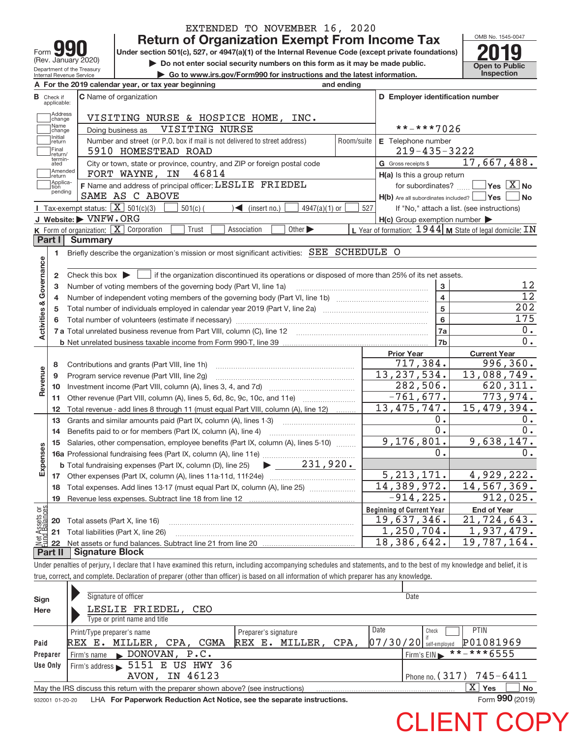EXTENDED TO NOVEMBER 16, 2020

# Form 990 (Rev. January 2020) — Return of Organization Exempt From Income Tax — 2019

Under section 501(c), 527, or 4947(a)(1) of the Internal Revenue Code (except private foundations)

▶ Do not enter social security numbers on this form as it may be made public.

▶ Go to www.irs.gov/Form990 for instructions and the latest information.

Department of the Treasury
Internal Revenue Service

OMB No. 1545-0047

Open to Public Inspection

**A** For the 2019 calendar year, or tax year beginning and ending

**B** Check if applicable: Address change, Name change, Initial return, Final return/terminated, Amended return, Application pending

**C** Name of organization: VISITING NURSE & HOSPICE HOME, INC.

Doing business as: VISITING NURSE

Number and street (or P.O. box if mail is not delivered to street address): 5910 HOMESTEAD ROAD — Room/suite

City or town, state or province, country, and ZIP or foreign postal code: FORT WAYNE, IN 46814

**F** Name and address of principal officer: LESLIE FRIEDEL, SAME AS C ABOVE

**D** Employer identification number: **-***7026

**E** Telephone number: 219-435-3222

**G** Gross receipts $ 17,667,488.

**H(a)** Is this a group return for subordinates? ☐ Yes ☒ No

**H(b)** Are all subordinates included? ☐ Yes ☐ No — If "No," attach a list. (see instructions)

**H(c)** Group exemption number ▶

**I** Tax-exempt status: ☒ 501(c)(3) ☐ 501(c) ( ) ◀ (insert no.) ☐ 4947(a)(1) or ☐ 527

**J** Website: ▶ VNFW.ORG

**K** Form of organization: ☒ Corporation ☐ Trust ☐ Association ☐ Other ▶

**L** Year of formation: 1944 **M** State of legal domicile: IN

## Part I Summary

**Activities & Governance**

1. Briefly describe the organization's mission or most significant activities: SEE SCHEDULE O
2. Check this box ▶ ☐ if the organization discontinued its operations or disposed of more than 25% of its net assets.

| | | Line | |
|---|---|---|---|
| 3 | Number of voting members of the governing body (Part VI, line 1a) | 3 | 12 |
| 4 | Number of independent voting members of the governing body (Part VI, line 1b) | 4 | 12 |
| 5 | Total number of individuals employed in calendar year 2019 (Part V, line 2a) | 5 | 202 |
| 6 | Total number of volunteers (estimate if necessary) | 6 | 175 |
| 7a | Total unrelated business revenue from Part VIII, column (C), line 12 | 7a | 0. |
| b | Net unrelated business taxable income from Form 990-T, line 39 | 7b | 0. |

| | | Prior Year | Current Year |
|---|---|---|---|
| **Revenue** | | | |
| 8 | Contributions and grants (Part VIII, line 1h) | 717,384. | 996,360. |
| 9 | Program service revenue (Part VIII, line 2g) | 13,237,534. | 13,088,749. |
| 10 | Investment income (Part VIII, column (A), lines 3, 4, and 7d) | 282,506. | 620,311. |
| 11 | Other revenue (Part VIII, column (A), lines 5, 6d, 8c, 9c, 10c, and 11e) | -761,677. | 773,974. |
| 12 | Total revenue - add lines 8 through 11 (must equal Part VIII, column (A), line 12) | 13,475,747. | 15,479,394. |
| **Expenses** | | | |
| 13 | Grants and similar amounts paid (Part IX, column (A), lines 1-3) | 0. | 0. |
| 14 | Benefits paid to or for members (Part IX, column (A), line 4) | 0. | 0. |
| 15 | Salaries, other compensation, employee benefits (Part IX, column (A), lines 5-10) | 9,176,801. | 9,638,147. |
| 16a | Professional fundraising fees (Part IX, column (A), line 11e) | 0. | 0. |
| b | Total fundraising expenses (Part IX, column (D), line 25) ▶ 231,920. | | |
| 17 | Other expenses (Part IX, column (A), lines 11a-11d, 11f-24e) | 5,213,171. | 4,929,222. |
| 18 | Total expenses. Add lines 13-17 (must equal Part IX, column (A), line 25) | 14,389,972. | 14,567,369. |
| 19 | Revenue less expenses. Subtract line 18 from line 12 | -914,225. | 912,025. |
| **Net Assets or Fund Balances** | | **Beginning of Current Year** | **End of Year** |
| 20 | Total assets (Part X, line 16) | 19,637,346. | 21,724,643. |
| 21 | Total liabilities (Part X, line 26) | 1,250,704. | 1,937,479. |
| 22 | Net assets or fund balances. Subtract line 21 from line 20 | 18,386,642. | 19,787,164. |

## Part II Signature Block

Under penalties of perjury, I declare that I have examined this return, including accompanying schedules and statements, and to the best of my knowledge and belief, it is true, correct, and complete. Declaration of preparer (other than officer) is based on all information of which preparer has any knowledge.

**Sign Here**

Signature of officer — Date

LESLIE FRIEDEL, CEO
Type or print name and title

**Paid Preparer Use Only**

| Print/Type preparer's name | Preparer's signature | Date | Check ☐ if self-employed | PTIN |
|---|---|---|---|---|
| REX E. MILLER, CPA, CGMA | REX E. MILLER, CPA, | 07/30/20 | | P01081969 |

Firm's name ▶ DONOVAN, P.C. — Firm's EIN ▶ **-***6555

Firm's address ▶ 5151 E US HWY 36, AVON, IN 46123 — Phone no. (317) 745-6411

May the IRS discuss this return with the preparer shown above? (see instructions) ☒ Yes ☐ No

932001 01-20-20 LHA For Paperwork Reduction Act Notice, see the separate instructions. Form **990** (2019)

CLIENT COPY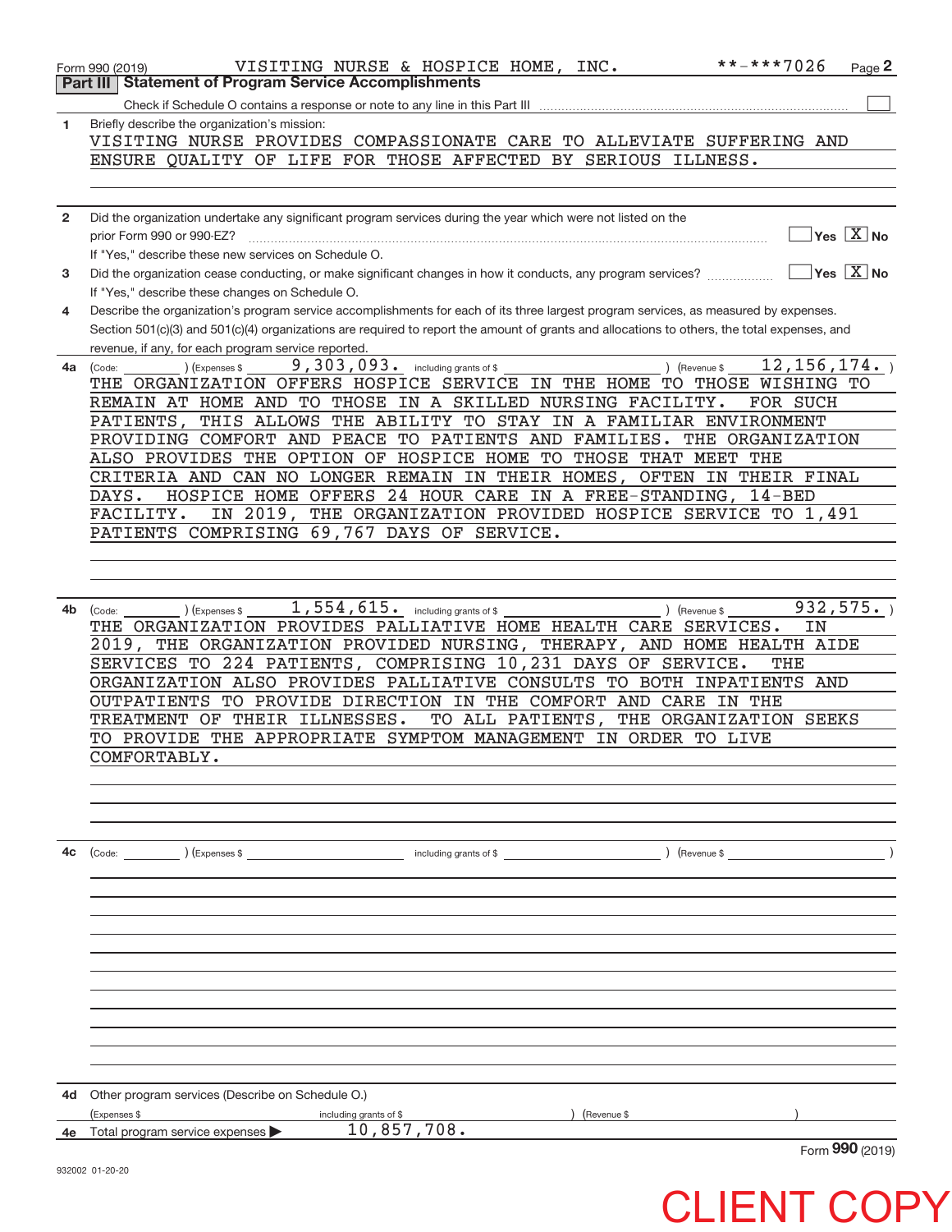Form 990 (2019) VISITING NURSE & HOSPICE HOME, INC. **-***7026

## Part III Statement of Program Service Accomplishments

Check if Schedule O contains a response or note to any line in this Part III ☐

**1** Briefly describe the organization's mission:

VISITING NURSE PROVIDES COMPASSIONATE CARE TO ALLEVIATE SUFFERING AND ENSURE QUALITY OF LIFE FOR THOSE AFFECTED BY SERIOUS ILLNESS.

**2** Did the organization undertake any significant program services during the year which were not listed on the prior Form 990 or 990-EZ? ☐ Yes ☒ No

If "Yes," describe these new services on Schedule O.

**3** Did the organization cease conducting, or make significant changes in how it conducts, any program services? ☐ Yes ☒ No

If "Yes," describe these changes on Schedule O.

**4** Describe the organization's program service accomplishments for each of its three largest program services, as measured by expenses. Section 501(c)(3) and 501(c)(4) organizations are required to report the amount of grants and allocations to others, the total expenses, and revenue, if any, for each program service reported.

**4a** (Code: ) (Expenses $ 9,303,093. including grants of $ ) (Revenue $ 12,156,174. )

THE ORGANIZATION OFFERS HOSPICE SERVICE IN THE HOME TO THOSE WISHING TO REMAIN AT HOME AND TO THOSE IN A SKILLED NURSING FACILITY. FOR SUCH PATIENTS, THIS ALLOWS THE ABILITY TO STAY IN A FAMILIAR ENVIRONMENT PROVIDING COMFORT AND PEACE TO PATIENTS AND FAMILIES. THE ORGANIZATION ALSO PROVIDES THE OPTION OF HOSPICE HOME TO THOSE THAT MEET THE CRITERIA AND CAN NO LONGER REMAIN IN THEIR HOMES, OFTEN IN THEIR FINAL DAYS. HOSPICE HOME OFFERS 24 HOUR CARE IN A FREE-STANDING, 14-BED FACILITY. IN 2019, THE ORGANIZATION PROVIDED HOSPICE SERVICE TO 1,491 PATIENTS COMPRISING 69,767 DAYS OF SERVICE.

**4b** (Code: ) (Expenses $ 1,554,615. including grants of $ ) (Revenue $ 932,575. )

THE ORGANIZATION PROVIDES PALLIATIVE HOME HEALTH CARE SERVICES. IN 2019, THE ORGANIZATION PROVIDED NURSING, THERAPY, AND HOME HEALTH AIDE SERVICES TO 224 PATIENTS, COMPRISING 10,231 DAYS OF SERVICE. THE ORGANIZATION ALSO PROVIDES PALLIATIVE CONSULTS TO BOTH INPATIENTS AND OUTPATIENTS TO PROVIDE DIRECTION IN THE COMFORT AND CARE IN THE TREATMENT OF THEIR ILLNESSES. TO ALL PATIENTS, THE ORGANIZATION SEEKS TO PROVIDE THE APPROPRIATE SYMPTOM MANAGEMENT IN ORDER TO LIVE COMFORTABLY.

**4c** (Code: ) (Expenses $ including grants of $ ) (Revenue $ )

**4d** Other program services (Describe on Schedule O.)

(Expenses $ including grants of $ ) (Revenue $ )

**4e** Total program service expenses ▶ 10,857,708.

Form 990 (2019)

932002 01-20-20

CLIENT COPY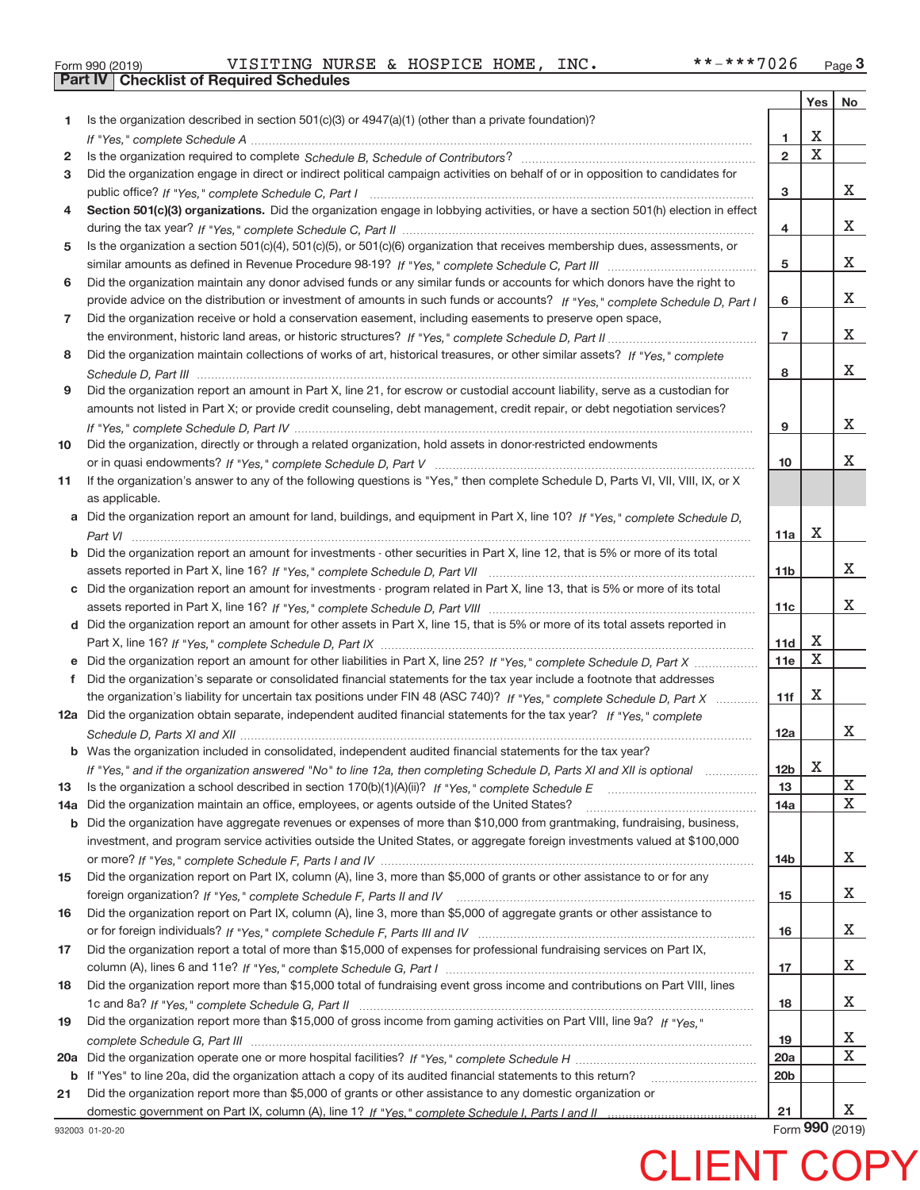Form 990 (2019) VISITING NURSE & HOSPICE HOME, INC. **-***7026 Page 3

## Part IV Checklist of Required Schedules

| | | | Yes | No |
|---|---|---|---|---|
| 1 | Is the organization described in section 501(c)(3) or 4947(a)(1) (other than a private foundation)? *If "Yes," complete Schedule A* | 1 | X | |
| 2 | Is the organization required to complete *Schedule B, Schedule of Contributors*? | 2 | X | |
| 3 | Did the organization engage in direct or indirect political campaign activities on behalf of or in opposition to candidates for public office? *If "Yes," complete Schedule C, Part I* | 3 | | X |
| 4 | **Section 501(c)(3) organizations.** Did the organization engage in lobbying activities, or have a section 501(h) election in effect during the tax year? *If "Yes," complete Schedule C, Part II* | 4 | | X |
| 5 | Is the organization a section 501(c)(4), 501(c)(5), or 501(c)(6) organization that receives membership dues, assessments, or similar amounts as defined in Revenue Procedure 98-19? *If "Yes," complete Schedule C, Part III* | 5 | | X |
| 6 | Did the organization maintain any donor advised funds or any similar funds or accounts for which donors have the right to provide advice on the distribution or investment of amounts in such funds or accounts? *If "Yes," complete Schedule D, Part I* | 6 | | X |
| 7 | Did the organization receive or hold a conservation easement, including easements to preserve open space, the environment, historic land areas, or historic structures? *If "Yes," complete Schedule D, Part II* | 7 | | X |
| 8 | Did the organization maintain collections of works of art, historical treasures, or other similar assets? *If "Yes," complete Schedule D, Part III* | 8 | | X |
| 9 | Did the organization report an amount in Part X, line 21, for escrow or custodial account liability, serve as a custodian for amounts not listed in Part X; or provide credit counseling, debt management, credit repair, or debt negotiation services? *If "Yes," complete Schedule D, Part IV* | 9 | | X |
| 10 | Did the organization, directly or through a related organization, hold assets in donor-restricted endowments or in quasi endowments? *If "Yes," complete Schedule D, Part V* | 10 | | X |
| 11 | If the organization's answer to any of the following questions is "Yes," then complete Schedule D, Parts VI, VII, VIII, IX, or X as applicable. | | | |
| a | Did the organization report an amount for land, buildings, and equipment in Part X, line 10? *If "Yes," complete Schedule D, Part VI* | 11a | X | |
| b | Did the organization report an amount for investments - other securities in Part X, line 12, that is 5% or more of its total assets reported in Part X, line 16? *If "Yes," complete Schedule D, Part VII* | 11b | | X |
| c | Did the organization report an amount for investments - program related in Part X, line 13, that is 5% or more of its total assets reported in Part X, line 16? *If "Yes," complete Schedule D, Part VIII* | 11c | | X |
| d | Did the organization report an amount for other assets in Part X, line 15, that is 5% or more of its total assets reported in Part X, line 16? *If "Yes," complete Schedule D, Part IX* | 11d | X | |
| e | Did the organization report an amount for other liabilities in Part X, line 25? *If "Yes," complete Schedule D, Part X* | 11e | X | |
| f | Did the organization's separate or consolidated financial statements for the tax year include a footnote that addresses the organization's liability for uncertain tax positions under FIN 48 (ASC 740)? *If "Yes," complete Schedule D, Part X* | 11f | X | |
| 12a | Did the organization obtain separate, independent audited financial statements for the tax year? *If "Yes," complete Schedule D, Parts XI and XII* | 12a | | X |
| b | Was the organization included in consolidated, independent audited financial statements for the tax year? *If "Yes," and if the organization answered "No" to line 12a, then completing Schedule D, Parts XI and XII is optional* | 12b | X | |
| 13 | Is the organization a school described in section 170(b)(1)(A)(ii)? *If "Yes," complete Schedule E* | 13 | | X |
| 14a | Did the organization maintain an office, employees, or agents outside of the United States? | 14a | | X |
| b | Did the organization have aggregate revenues or expenses of more than $10,000 from grantmaking, fundraising, business, investment, and program service activities outside the United States, or aggregate foreign investments valued at $100,000 or more? *If "Yes," complete Schedule F, Parts I and IV* | 14b | | X |
| 15 | Did the organization report on Part IX, column (A), line 3, more than $5,000 of grants or other assistance to or for any foreign organization? *If "Yes," complete Schedule F, Parts II and IV* | 15 | | X |
| 16 | Did the organization report on Part IX, column (A), line 3, more than $5,000 of aggregate grants or other assistance to or for foreign individuals? *If "Yes," complete Schedule F, Parts III and IV* | 16 | | X |
| 17 | Did the organization report a total of more than $15,000 of expenses for professional fundraising services on Part IX, column (A), lines 6 and 11e? *If "Yes," complete Schedule G, Part I* | 17 | | X |
| 18 | Did the organization report more than $15,000 total of fundraising event gross income and contributions on Part VIII, lines 1c and 8a? *If "Yes," complete Schedule G, Part II* | 18 | | X |
| 19 | Did the organization report more than $15,000 of gross income from gaming activities on Part VIII, line 9a? *If "Yes," complete Schedule G, Part III* | 19 | | X |
| 20a | Did the organization operate one or more hospital facilities? *If "Yes," complete Schedule H* | 20a | | X |
| b | If "Yes" to line 20a, did the organization attach a copy of its audited financial statements to this return? | 20b | | |
| 21 | Did the organization report more than $5,000 of grants or other assistance to any domestic organization or domestic government on Part IX, column (A), line 1? *If "Yes," complete Schedule I, Parts I and II* | 21 | | X |

932003 01-20-20 Form **990** (2019)

CLIENT COPY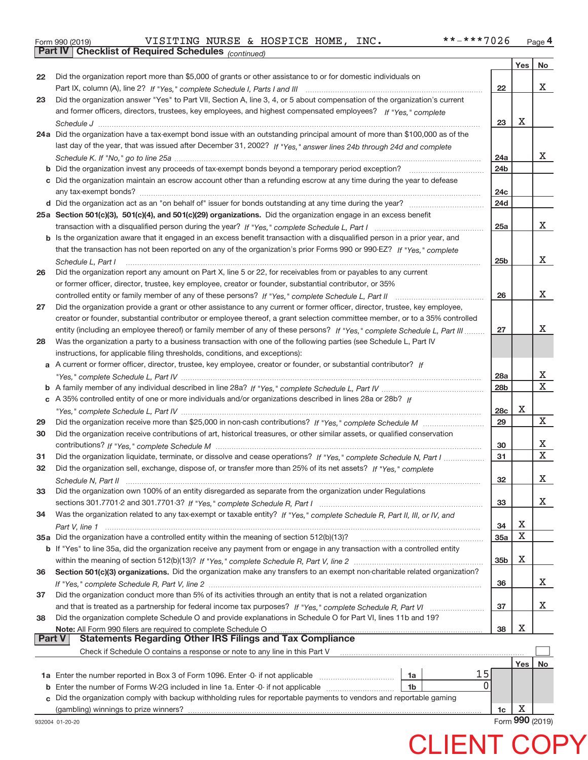Form 990 (2019) VISITING NURSE & HOSPICE HOME, INC. **-***7026

## Part IV Checklist of Required Schedules *(continued)*

| | | | Yes | No |
|---|---|---|---|---|
| 22 | Did the organization report more than $5,000 of grants or other assistance to or for domestic individuals on Part IX, column (A), line 2? *If "Yes," complete Schedule I, Parts I and III* | 22 | | X |
| 23 | Did the organization answer "Yes" to Part VII, Section A, line 3, 4, or 5 about compensation of the organization's current and former officers, directors, trustees, key employees, and highest compensated employees? *If "Yes," complete Schedule J* | 23 | X | |
| 24a | Did the organization have a tax-exempt bond issue with an outstanding principal amount of more than $100,000 as of the last day of the year, that was issued after December 31, 2002? *If "Yes," answer lines 24b through 24d and complete Schedule K. If "No," go to line 25a* | 24a | | X |
| b | Did the organization invest any proceeds of tax-exempt bonds beyond a temporary period exception? | 24b | | |
| c | Did the organization maintain an escrow account other than a refunding escrow at any time during the year to defease any tax-exempt bonds? | 24c | | |
| d | Did the organization act as an "on behalf of" issuer for bonds outstanding at any time during the year? | 24d | | |
| 25a | **Section 501(c)(3), 501(c)(4), and 501(c)(29) organizations.** Did the organization engage in an excess benefit transaction with a disqualified person during the year? *If "Yes," complete Schedule L, Part I* | 25a | | X |
| b | Is the organization aware that it engaged in an excess benefit transaction with a disqualified person in a prior year, and that the transaction has not been reported on any of the organization's prior Forms 990 or 990-EZ? *If "Yes," complete Schedule L, Part I* | 25b | | X |
| 26 | Did the organization report any amount on Part X, line 5 or 22, for receivables from or payables to any current or former officer, director, trustee, key employee, creator or founder, substantial contributor, or 35% controlled entity or family member of any of these persons? *If "Yes," complete Schedule L, Part II* | 26 | | X |
| 27 | Did the organization provide a grant or other assistance to any current or former officer, director, trustee, key employee, creator or founder, substantial contributor or employee thereof, a grant selection committee member, or to a 35% controlled entity (including an employee thereof) or family member of any of these persons? *If "Yes," complete Schedule L, Part III* | 27 | | X |
| 28 | Was the organization a party to a business transaction with one of the following parties (see Schedule L, Part IV instructions, for applicable filing thresholds, conditions, and exceptions): | | | |
| a | A current or former officer, director, trustee, key employee, creator or founder, or substantial contributor? *If "Yes," complete Schedule L, Part IV* | 28a | | X |
| b | A family member of any individual described in line 28a? *If "Yes," complete Schedule L, Part IV* | 28b | | X |
| c | A 35% controlled entity of one or more individuals and/or organizations described in lines 28a or 28b? *If "Yes," complete Schedule L, Part IV* | 28c | X | |
| 29 | Did the organization receive more than $25,000 in non-cash contributions? *If "Yes," complete Schedule M* | 29 | | X |
| 30 | Did the organization receive contributions of art, historical treasures, or other similar assets, or qualified conservation contributions? *If "Yes," complete Schedule M* | 30 | | X |
| 31 | Did the organization liquidate, terminate, or dissolve and cease operations? *If "Yes," complete Schedule N, Part I* | 31 | | X |
| 32 | Did the organization sell, exchange, dispose of, or transfer more than 25% of its net assets? *If "Yes," complete Schedule N, Part II* | 32 | | X |
| 33 | Did the organization own 100% of an entity disregarded as separate from the organization under Regulations sections 301.7701-2 and 301.7701-3? *If "Yes," complete Schedule R, Part I* | 33 | | X |
| 34 | Was the organization related to any tax-exempt or taxable entity? *If "Yes," complete Schedule R, Part II, III, or IV, and Part V, line 1* | 34 | X | |
| 35a | Did the organization have a controlled entity within the meaning of section 512(b)(13)? | 35a | X | |
| b | If "Yes" to line 35a, did the organization receive any payment from or engage in any transaction with a controlled entity within the meaning of section 512(b)(13)? *If "Yes," complete Schedule R, Part V, line 2* | 35b | X | |
| 36 | **Section 501(c)(3) organizations.** Did the organization make any transfers to an exempt non-charitable related organization? *If "Yes," complete Schedule R, Part V, line 2* | 36 | | X |
| 37 | Did the organization conduct more than 5% of its activities through an entity that is not a related organization and that is treated as a partnership for federal income tax purposes? *If "Yes," complete Schedule R, Part VI* | 37 | | X |
| 38 | Did the organization complete Schedule O and provide explanations in Schedule O for Part VI, lines 11b and 19? **Note:** All Form 990 filers are required to complete Schedule O | 38 | X | |

## Part V Statements Regarding Other IRS Filings and Tax Compliance

Check if Schedule O contains a response or note to any line in this Part V ☐

| | | | | | Yes | No |
|---|---|---|---|---|---|---|
| 1a | Enter the number reported in Box 3 of Form 1096. Enter -0- if not applicable | 1a | 15 | | | |
| b | Enter the number of Forms W-2G included in line 1a. Enter -0- if not applicable | 1b | 0 | | | |
| c | Did the organization comply with backup withholding rules for reportable payments to vendors and reportable gaming (gambling) winnings to prize winners? | | | 1c | X | |

932004 01-20-20 Form **990** (2019)

CLIENT COPY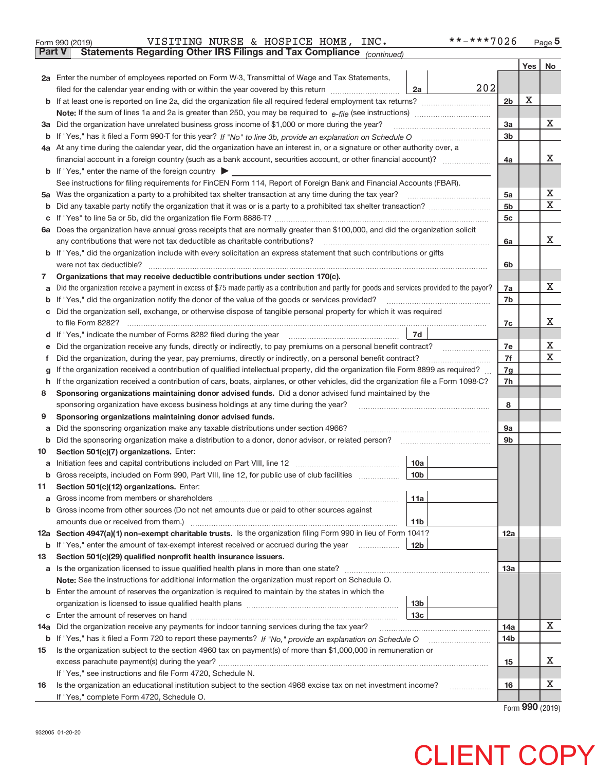Form 990 (2019) VISITING NURSE & HOSPICE HOME, INC. \*\*-\*\*\*7026 Page 5

## Part V Statements Regarding Other IRS Filings and Tax Compliance *(continued)*

| | | | | Yes | No |
|---|---|---|---|---|---|
| **2a** | Enter the number of employees reported on Form W-3, Transmittal of Wage and Tax Statements, filed for the calendar year ending with or within the year covered by this return | 2a 202 | | | |
| **b** | If at least one is reported on line 2a, did the organization file all required federal employment tax returns? | | 2b | X | |
| | **Note:** If the sum of lines 1a and 2a is greater than 250, you may be required to *e-file* (see instructions) | | | | |
| **3a** | Did the organization have unrelated business gross income of $1,000 or more during the year? | | 3a | | X |
| **b** | If "Yes," has it filed a Form 990-T for this year? *If "No" to line 3b, provide an explanation on Schedule O* | | 3b | | |
| **4a** | At any time during the calendar year, did the organization have an interest in, or a signature or other authority over, a financial account in a foreign country (such as a bank account, securities account, or other financial account)? | | 4a | | X |
| **b** | If "Yes," enter the name of the foreign country ▶ | | | | |
| | See instructions for filing requirements for FinCEN Form 114, Report of Foreign Bank and Financial Accounts (FBAR). | | | | |
| **5a** | Was the organization a party to a prohibited tax shelter transaction at any time during the tax year? | | 5a | | X |
| **b** | Did any taxable party notify the organization that it was or is a party to a prohibited tax shelter transaction? | | 5b | | X |
| **c** | If "Yes" to line 5a or 5b, did the organization file Form 8886-T? | | 5c | | |
| **6a** | Does the organization have annual gross receipts that are normally greater than $100,000, and did the organization solicit any contributions that were not tax deductible as charitable contributions? | | 6a | | X |
| **b** | If "Yes," did the organization include with every solicitation an express statement that such contributions or gifts were not tax deductible? | | 6b | | |
| **7** | **Organizations that may receive deductible contributions under section 170(c).** | | | | |
| **a** | Did the organization receive a payment in excess of $75 made partly as a contribution and partly for goods and services provided to the payor? | | 7a | | X |
| **b** | If "Yes," did the organization notify the donor of the value of the goods or services provided? | | 7b | | |
| **c** | Did the organization sell, exchange, or otherwise dispose of tangible personal property for which it was required to file Form 8282? | | 7c | | X |
| **d** | If "Yes," indicate the number of Forms 8282 filed during the year | 7d | | | |
| **e** | Did the organization receive any funds, directly or indirectly, to pay premiums on a personal benefit contract? | | 7e | | X |
| **f** | Did the organization, during the year, pay premiums, directly or indirectly, on a personal benefit contract? | | 7f | | X |
| **g** | If the organization received a contribution of qualified intellectual property, did the organization file Form 8899 as required? | | 7g | | |
| **h** | If the organization received a contribution of cars, boats, airplanes, or other vehicles, did the organization file a Form 1098-C? | | 7h | | |
| **8** | **Sponsoring organizations maintaining donor advised funds.** Did a donor advised fund maintained by the sponsoring organization have excess business holdings at any time during the year? | | 8 | | |
| **9** | **Sponsoring organizations maintaining donor advised funds.** | | | | |
| **a** | Did the sponsoring organization make any taxable distributions under section 4966? | | 9a | | |
| **b** | Did the sponsoring organization make a distribution to a donor, donor advisor, or related person? | | 9b | | |
| **10** | **Section 501(c)(7) organizations.** Enter: | | | | |
| **a** | Initiation fees and capital contributions included on Part VIII, line 12 | 10a | | | |
| **b** | Gross receipts, included on Form 990, Part VIII, line 12, for public use of club facilities | 10b | | | |
| **11** | **Section 501(c)(12) organizations.** Enter: | | | | |
| **a** | Gross income from members or shareholders | 11a | | | |
| **b** | Gross income from other sources (Do not net amounts due or paid to other sources against amounts due or received from them.) | 11b | | | |
| **12a** | **Section 4947(a)(1) non-exempt charitable trusts.** Is the organization filing Form 990 in lieu of Form 1041? | | 12a | | |
| **b** | If "Yes," enter the amount of tax-exempt interest received or accrued during the year | 12b | | | |
| **13** | **Section 501(c)(29) qualified nonprofit health insurance issuers.** | | | | |
| **a** | Is the organization licensed to issue qualified health plans in more than one state? | | 13a | | |
| | **Note:** See the instructions for additional information the organization must report on Schedule O. | | | | |
| **b** | Enter the amount of reserves the organization is required to maintain by the states in which the organization is licensed to issue qualified health plans | 13b | | | |
| **c** | Enter the amount of reserves on hand | 13c | | | |
| **14a** | Did the organization receive any payments for indoor tanning services during the tax year? | | 14a | | X |
| **b** | If "Yes," has it filed a Form 720 to report these payments? *If "No," provide an explanation on Schedule O* | | 14b | | |
| **15** | Is the organization subject to the section 4960 tax on payment(s) of more than $1,000,000 in remuneration or excess parachute payment(s) during the year? | | 15 | | X |
| | If "Yes," see instructions and file Form 4720, Schedule N. | | | | |
| **16** | Is the organization an educational institution subject to the section 4968 excise tax on net investment income? | | 16 | | X |
| | If "Yes," complete Form 4720, Schedule O. | | | | |

Form **990** (2019)

932005 01-20-20

CLIENT COPY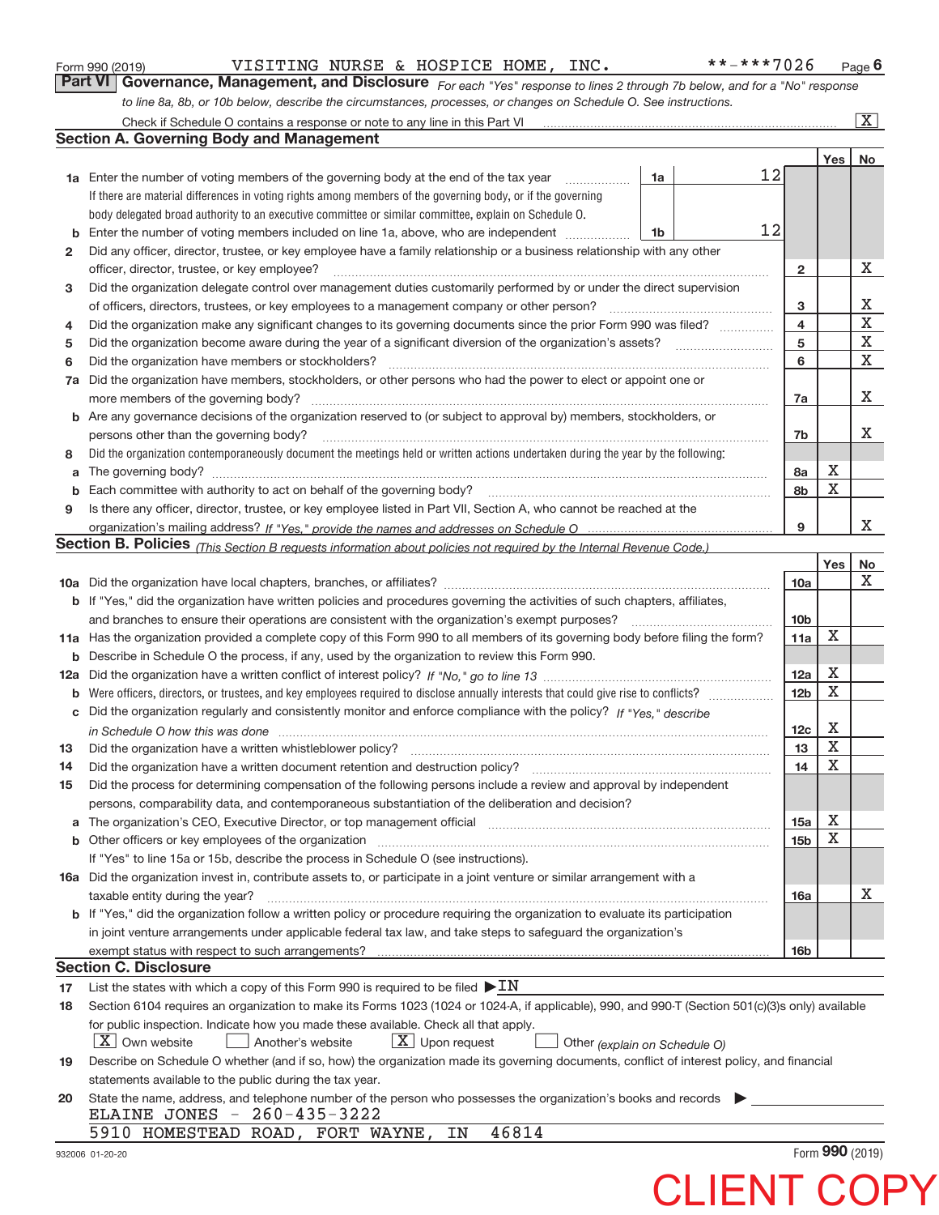Form 990 (2019) VISITING NURSE & HOSPICE HOME, INC. **-***7026

## Part VI Governance, Management, and Disclosure

*For each "Yes" response to lines 2 through 7b below, and for a "No" response to line 8a, 8b, or 10b below, describe the circumstances, processes, or changes on Schedule O. See instructions.*

Check if Schedule O contains a response or note to any line in this Part VI [X]

### Section A. Governing Body and Management

| | | | | Yes | No |
|---|---|---|---|---|---|
| 1a | Enter the number of voting members of the governing body at the end of the tax year. If there are material differences in voting rights among members of the governing body, or if the governing body delegated broad authority to an executive committee or similar committee, explain on Schedule O. | 1a | 12 | | |
| b | Enter the number of voting members included on line 1a, above, who are independent | 1b | 12 | | |
| 2 | Did any officer, director, trustee, or key employee have a family relationship or a business relationship with any other officer, director, trustee, or key employee? | 2 | | | X |
| 3 | Did the organization delegate control over management duties customarily performed by or under the direct supervision of officers, directors, trustees, or key employees to a management company or other person? | 3 | | | X |
| 4 | Did the organization make any significant changes to its governing documents since the prior Form 990 was filed? | 4 | | | X |
| 5 | Did the organization become aware during the year of a significant diversion of the organization's assets? | 5 | | | X |
| 6 | Did the organization have members or stockholders? | 6 | | | X |
| 7a | Did the organization have members, stockholders, or other persons who had the power to elect or appoint one or more members of the governing body? | 7a | | | X |
| b | Are any governance decisions of the organization reserved to (or subject to approval by) members, stockholders, or persons other than the governing body? | 7b | | | X |
| 8 | Did the organization contemporaneously document the meetings held or written actions undertaken during the year by the following: | | | | |
| a | The governing body? | 8a | | X | |
| b | Each committee with authority to act on behalf of the governing body? | 8b | | X | |
| 9 | Is there any officer, director, trustee, or key employee listed in Part VII, Section A, who cannot be reached at the organization's mailing address? *If "Yes," provide the names and addresses on Schedule O* | 9 | | | X |

### Section B. Policies *(This Section B requests information about policies not required by the Internal Revenue Code.)*

| | | | Yes | No |
|---|---|---|---|---|
| 10a | Did the organization have local chapters, branches, or affiliates? | 10a | | X |
| b | If "Yes," did the organization have written policies and procedures governing the activities of such chapters, affiliates, and branches to ensure their operations are consistent with the organization's exempt purposes? | 10b | | |
| 11a | Has the organization provided a complete copy of this Form 990 to all members of its governing body before filing the form? | 11a | X | |
| b | Describe in Schedule O the process, if any, used by the organization to review this Form 990. | | | |
| 12a | Did the organization have a written conflict of interest policy? *If "No," go to line 13* | 12a | X | |
| b | Were officers, directors, or trustees, and key employees required to disclose annually interests that could give rise to conflicts? | 12b | X | |
| c | Did the organization regularly and consistently monitor and enforce compliance with the policy? *If "Yes," describe in Schedule O how this was done* | 12c | X | |
| 13 | Did the organization have a written whistleblower policy? | 13 | X | |
| 14 | Did the organization have a written document retention and destruction policy? | 14 | X | |
| 15 | Did the process for determining compensation of the following persons include a review and approval by independent persons, comparability data, and contemporaneous substantiation of the deliberation and decision? | | | |
| a | The organization's CEO, Executive Director, or top management official | 15a | X | |
| b | Other officers or key employees of the organization | 15b | X | |
| | If "Yes" to line 15a or 15b, describe the process in Schedule O (see instructions). | | | |
| 16a | Did the organization invest in, contribute assets to, or participate in a joint venture or similar arrangement with a taxable entity during the year? | 16a | | X |
| b | If "Yes," did the organization follow a written policy or procedure requiring the organization to evaluate its participation in joint venture arrangements under applicable federal tax law, and take steps to safeguard the organization's exempt status with respect to such arrangements? | 16b | | |

### Section C. Disclosure

17 List the states with which a copy of this Form 990 is required to be filed ▶ IN

18 Section 6104 requires an organization to make its Forms 1023 (1024 or 1024-A, if applicable), 990, and 990-T (Section 501(c)(3)s only) available for public inspection. Indicate how you made these available. Check all that apply.

[X] Own website [ ] Another's website [X] Upon request [ ] Other *(explain on Schedule O)*

19 Describe on Schedule O whether (and if so, how) the organization made its governing documents, conflict of interest policy, and financial statements available to the public during the tax year.

20 State the name, address, and telephone number of the person who possesses the organization's books and records ▶

ELAINE JONES - 260-435-3222
5910 HOMESTEAD ROAD, FORT WAYNE, IN 46814

932006 01-20-20 Form **990** (2019)

CLIENT COPY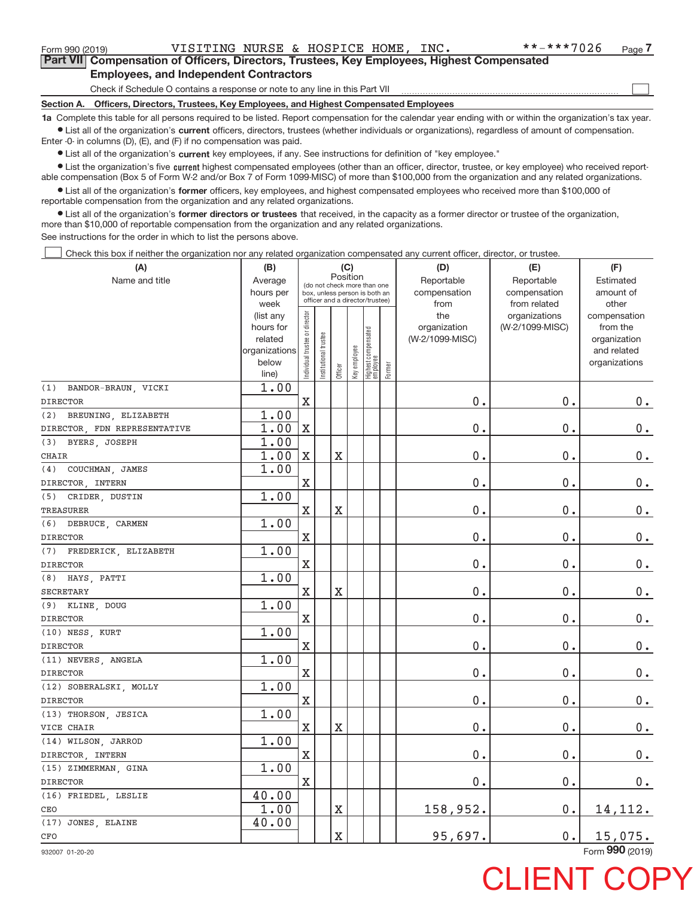Form 990 (2019) VISITING NURSE & HOSPICE HOME, INC. **-***7026

## Part VII Compensation of Officers, Directors, Trustees, Key Employees, Highest Compensated Employees, and Independent Contractors

Check if Schedule O contains a response or note to any line in this Part VII ☐

**Section A. Officers, Directors, Trustees, Key Employees, and Highest Compensated Employees**

**1a** Complete this table for all persons required to be listed. Report compensation for the calendar year ending with or within the organization's tax year.

- List all of the organization's **current** officers, directors, trustees (whether individuals or organizations), regardless of amount of compensation. Enter -0- in columns (D), (E), and (F) if no compensation was paid.
- List all of the organization's **current** key employees, if any. See instructions for definition of "key employee."
- List the organization's five **current** highest compensated employees (other than an officer, director, trustee, or key employee) who received reportable compensation (Box 5 of Form W-2 and/or Box 7 of Form 1099-MISC) of more than $100,000 from the organization and any related organizations.
- List all of the organization's **former** officers, key employees, and highest compensated employees who received more than $100,000 of reportable compensation from the organization and any related organizations.
- List all of the organization's **former directors or trustees** that received, in the capacity as a former director or trustee of the organization, more than $10,000 of reportable compensation from the organization and any related organizations.

See instructions for the order in which to list the persons above.

☐ Check this box if neither the organization nor any related organization compensated any current officer, director, or trustee.

| (A) Name and title | (B) Average hours per week (list any hours for related organizations below line) | (C) Position: Individual trustee or director | Institutional trustee | Officer | Key employee | Highest compensated employee | Former | (D) Reportable compensation from the organization (W-2/1099-MISC) | (E) Reportable compensation from related organizations (W-2/1099-MISC) | (F) Estimated amount of other compensation from the organization and related organizations |
|---|---|---|---|---|---|---|---|---|---|---|
| (1) BANDOR-BRAUN, VICKI<br>DIRECTOR | 1.00 | X | | | | | | 0. | 0. | 0. |
| (2) BREUNING, ELIZABETH<br>DIRECTOR, FDN REPRESENTATIVE | 1.00<br>1.00 | X | | | | | | 0. | 0. | 0. |
| (3) BYERS, JOSEPH<br>CHAIR | 1.00<br>1.00 | X | | X | | | | 0. | 0. | 0. |
| (4) COUCHMAN, JAMES<br>DIRECTOR, INTERN | 1.00 | X | | | | | | 0. | 0. | 0. |
| (5) CRIDER, DUSTIN<br>TREASURER | 1.00 | X | | X | | | | 0. | 0. | 0. |
| (6) DEBRUCE, CARMEN<br>DIRECTOR | 1.00 | X | | | | | | 0. | 0. | 0. |
| (7) FREDERICK, ELIZABETH<br>DIRECTOR | 1.00 | X | | | | | | 0. | 0. | 0. |
| (8) HAYS, PATTI<br>SECRETARY | 1.00 | X | | X | | | | 0. | 0. | 0. |
| (9) KLINE, DOUG<br>DIRECTOR | 1.00 | X | | | | | | 0. | 0. | 0. |
| (10) NESS, KURT<br>DIRECTOR | 1.00 | X | | | | | | 0. | 0. | 0. |
| (11) NEVERS, ANGELA<br>DIRECTOR | 1.00 | X | | | | | | 0. | 0. | 0. |
| (12) SOBERALSKI, MOLLY<br>DIRECTOR | 1.00 | X | | | | | | 0. | 0. | 0. |
| (13) THORSON, JESICA<br>VICE CHAIR | 1.00 | X | | X | | | | 0. | 0. | 0. |
| (14) WILSON, JARROD<br>DIRECTOR, INTERN | 1.00 | X | | | | | | 0. | 0. | 0. |
| (15) ZIMMERMAN, GINA<br>DIRECTOR | 1.00 | X | | | | | | 0. | 0. | 0. |
| (16) FRIEDEL, LESLIE<br>CEO | 40.00<br>1.00 | | | X | | | | 158,952. | 0. | 14,112. |
| (17) JONES, ELAINE<br>CFO | 40.00 | | | X | | | | 95,697. | 0. | 15,075. |

932007 01-20-20

CLIENT COPY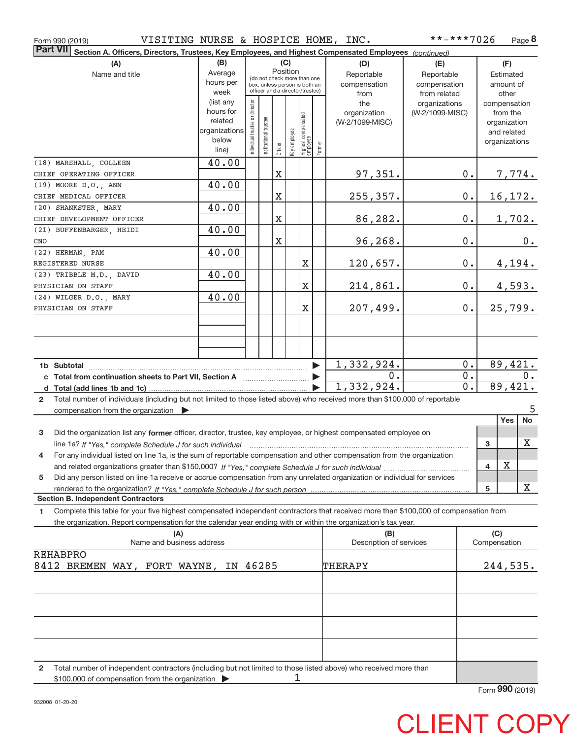Form 990 (2019) VISITING NURSE & HOSPICE HOME, INC. **-***7026

**Part VII** Section A. Officers, Directors, Trustees, Key Employees, and Highest Compensated Employees *(continued)*

| (A) Name and title | (B) Average hours per week (list any hours for related organizations below line) | (C) Position: Individual trustee or director | Institutional trustee | Officer | Key employee | Highest compensated employee | Former | (D) Reportable compensation from the organization (W-2/1099-MISC) | (E) Reportable compensation from related organizations (W-2/1099-MISC) | (F) Estimated amount of other compensation from the organization and related organizations |
|---|---|---|---|---|---|---|---|---|---|---|
| (18) MARSHALL, COLLEEN CHIEF OPERATING OFFICER | 40.00 | | | X | | | | 97,351. | 0. | 7,774. |
| (19) MOORE D.O., ANN CHIEF MEDICAL OFFICER | 40.00 | | | X | | | | 255,357. | 0. | 16,172. |
| (20) SHANKSTER, MARY CHIEF DEVELOPMENT OFFICER | 40.00 | | | X | | | | 86,282. | 0. | 1,702. |
| (21) BUFFENBARGER, HEIDI CNO | 40.00 | | | X | | | | 96,268. | 0. | 0. |
| (22) HERMAN, PAM REGISTERED NURSE | 40.00 | | | | | X | | 120,657. | 0. | 4,194. |
| (23) TRIBBLE M.D., DAVID PHYSICIAN ON STAFF | 40.00 | | | | | X | | 214,861. | 0. | 4,593. |
| (24) WILGER D.O., MARY PHYSICIAN ON STAFF | 40.00 | | | | | X | | 207,499. | 0. | 25,799. |
| | | | | | | | | | | |
| | | | | | | | | | | |
| **1b Subtotal** | | | | | | | | 1,332,924. | 0. | 89,421. |
| **c Total from continuation sheets to Part VII, Section A** | | | | | | | | 0. | 0. | 0. |
| **d Total (add lines 1b and 1c)** | | | | | | | | 1,332,924. | 0. | 89,421. |

2 Total number of individuals (including but not limited to those listed above) who received more than $100,000 of reportable compensation from the organization ▶ 5

| | | Yes | No |
|---|---|---|---|
| 3 Did the organization list any **former** officer, director, trustee, key employee, or highest compensated employee on line 1a? *If "Yes," complete Schedule J for such individual* | 3 | | X |
| 4 For any individual listed on line 1a, is the sum of reportable compensation and other compensation from the organization and related organizations greater than $150,000? *If "Yes," complete Schedule J for such individual* | 4 | X | |
| 5 Did any person listed on line 1a receive or accrue compensation from any unrelated organization or individual for services rendered to the organization? *If "Yes," complete Schedule J for such person* | 5 | | X |

**Section B. Independent Contractors**

1 Complete this table for your five highest compensated independent contractors that received more than $100,000 of compensation from the organization. Report compensation for the calendar year ending with or within the organization's tax year.

| (A) Name and business address | (B) Description of services | (C) Compensation |
|---|---|---|
| REHABPRO 8412 BREMEN WAY, FORT WAYNE, IN 46285 | THERAPY | 244,535. |
| | | |
| | | |
| | | |
| | | |

2 Total number of independent contractors (including but not limited to those listed above) who received more than $100,000 of compensation from the organization ▶ 1

Form **990** (2019)

932008 01-20-20

CLIENT COPY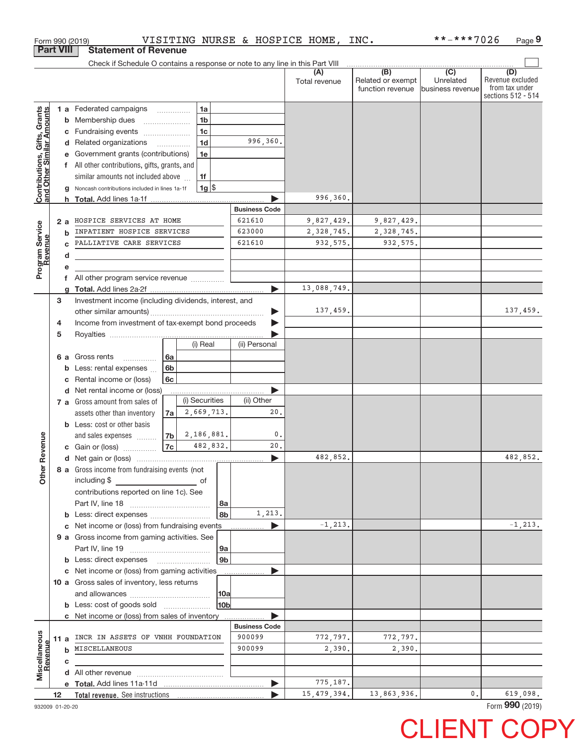Form 990 (2019) VISITING NURSE & HOSPICE HOME, INC. **-***7026 Page 9

## Part VIII Statement of Revenue

Check if Schedule O contains a response or note to any line in this Part VIII ☐

| | | | | (A) Total revenue | (B) Related or exempt function revenue | (C) Unrelated business revenue | (D) Revenue excluded from tax under sections 512 - 514 |
|---|---|---|---|---|---|---|---|
| **Contributions, Gifts, Grants and Other Similar Amounts** | 1 a Federated campaigns | 1a | | | | | |
| | b Membership dues | 1b | | | | | |
| | c Fundraising events | 1c | | | | | |
| | d Related organizations | 1d | 996,360. | | | | |
| | e Government grants (contributions) | 1e | | | | | |
| | f All other contributions, gifts, grants, and similar amounts not included above | 1f | | | | | |
| | g Noncash contributions included in lines 1a-1f | 1g | $ | | | | |
| | h **Total.** Add lines 1a-1f | | ▶ | 996,360. | | | |
| **Program Service Revenue** | | | Business Code | | | | |
| | 2 a HOSPICE SERVICES AT HOME | | 621610 | 9,827,429. | 9,827,429. | | |
| | b INPATIENT HOSPICE SERVICES | | 623000 | 2,328,745. | 2,328,745. | | |
| | c PALLIATIVE CARE SERVICES | | 621610 | 932,575. | 932,575. | | |
| | d | | | | | | |
| | e | | | | | | |
| | f All other program service revenue | | | | | | |
| | g **Total.** Add lines 2a-2f | | ▶ | 13,088,749. | | | |
| **Other Revenue** | 3 Investment income (including dividends, interest, and other similar amounts) | | ▶ | 137,459. | | | 137,459. |
| | 4 Income from investment of tax-exempt bond proceeds | | ▶ | | | | |
| | 5 Royalties | | ▶ | | | | |
| | | (i) Real | (ii) Personal | | | | |
| | 6 a Gross rents 6a | | | | | | |
| | b Less: rental expenses 6b | | | | | | |
| | c Rental income or (loss) 6c | | | | | | |
| | d Net rental income or (loss) | | ▶ | | | | |
| | | (i) Securities | (ii) Other | | | | |
| | 7 a Gross amount from sales of assets other than inventory 7a | 2,669,713. | 20. | | | | |
| | b Less: cost or other basis and sales expenses 7b | 2,186,881. | 0. | | | | |
| | c Gain or (loss) 7c | 482,832. | 20. | | | | |
| | d Net gain or (loss) | | ▶ | 482,852. | | | 482,852. |
| | 8 a Gross income from fundraising events (not including $ \_\_\_\_\_\_ of contributions reported on line 1c). See Part IV, line 18 | 8a | | | | | |
| | b Less: direct expenses | 8b | 1,213. | | | | |
| | c Net income or (loss) from fundraising events | | ▶ | -1,213. | | | -1,213. |
| | 9 a Gross income from gaming activities. See Part IV, line 19 | 9a | | | | | |
| | b Less: direct expenses | 9b | | | | | |
| | c Net income or (loss) from gaming activities | | ▶ | | | | |
| | 10 a Gross sales of inventory, less returns and allowances | 10a | | | | | |
| | b Less: cost of goods sold | 10b | | | | | |
| | c Net income or (loss) from sales of inventory | | ▶ | | | | |
| **Miscellaneous Revenue** | | | Business Code | | | | |
| | 11 a INCR IN ASSETS OF VNHH FOUNDATION | | 900099 | 772,797. | 772,797. | | |
| | b MISCELLANEOUS | | 900099 | 2,390. | 2,390. | | |
| | c | | | | | | |
| | d All other revenue | | | | | | |
| | e **Total.** Add lines 11a-11d | | ▶ | 775,187. | | | |
| | 12 **Total revenue.** See instructions | | ▶ | 15,479,394. | 13,863,936. | 0. | 619,098. |

932009 01-20-20 Form **990** (2019)

CLIENT COPY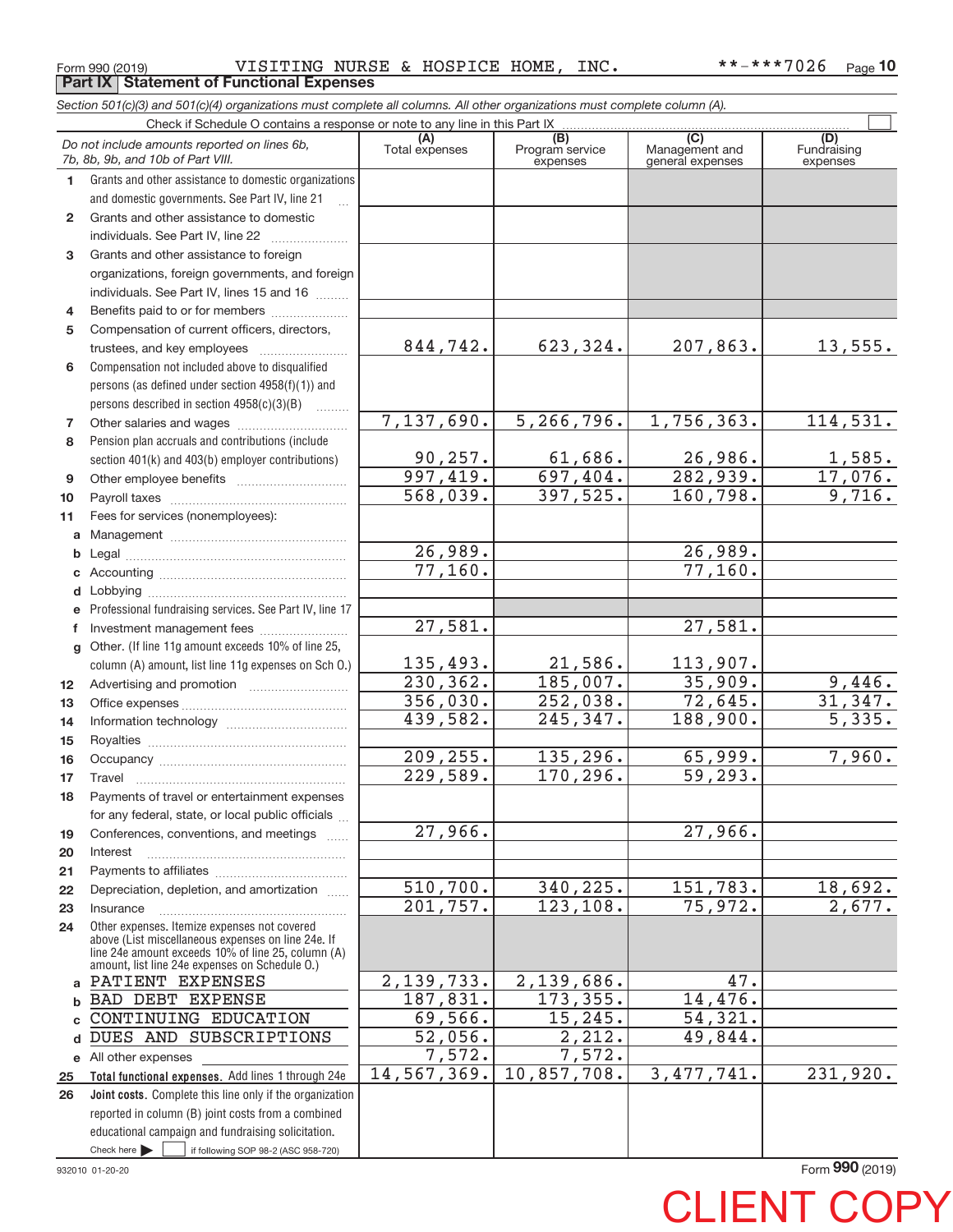Form 990 (2019) VISITING NURSE & HOSPICE HOME, INC. **-***7026

## Part IX Statement of Functional Expenses

*Section 501(c)(3) and 501(c)(4) organizations must complete all columns. All other organizations must complete column (A).*

Check if Schedule O contains a response or note to any line in this Part IX

| *Do not include amounts reported on lines 6b, 7b, 8b, 9b, and 10b of Part VIII.* | (A) Total expenses | (B) Program service expenses | (C) Management and general expenses | (D) Fundraising expenses |
|---|---|---|---|---|
| 1 Grants and other assistance to domestic organizations and domestic governments. See Part IV, line 21 | | | | |
| 2 Grants and other assistance to domestic individuals. See Part IV, line 22 | | | | |
| 3 Grants and other assistance to foreign organizations, foreign governments, and foreign individuals. See Part IV, lines 15 and 16 | | | | |
| 4 Benefits paid to or for members | | | | |
| 5 Compensation of current officers, directors, trustees, and key employees | 844,742. | 623,324. | 207,863. | 13,555. |
| 6 Compensation not included above to disqualified persons (as defined under section 4958(f)(1)) and persons described in section 4958(c)(3)(B) | | | | |
| 7 Other salaries and wages | 7,137,690. | 5,266,796. | 1,756,363. | 114,531. |
| 8 Pension plan accruals and contributions (include section 401(k) and 403(b) employer contributions) | 90,257. | 61,686. | 26,986. | 1,585. |
| 9 Other employee benefits | 997,419. | 697,404. | 282,939. | 17,076. |
| 10 Payroll taxes | 568,039. | 397,525. | 160,798. | 9,716. |
| 11 Fees for services (nonemployees): | | | | |
| a Management | | | | |
| b Legal | 26,989. | | 26,989. | |
| c Accounting | 77,160. | | 77,160. | |
| d Lobbying | | | | |
| e Professional fundraising services. See Part IV, line 17 | | | | |
| f Investment management fees | 27,581. | | 27,581. | |
| g Other. (If line 11g amount exceeds 10% of line 25, column (A) amount, list line 11g expenses on Sch O.) | 135,493. | 21,586. | 113,907. | |
| 12 Advertising and promotion | 230,362. | 185,007. | 35,909. | 9,446. |
| 13 Office expenses | 356,030. | 252,038. | 72,645. | 31,347. |
| 14 Information technology | 439,582. | 245,347. | 188,900. | 5,335. |
| 15 Royalties | | | | |
| 16 Occupancy | 209,255. | 135,296. | 65,999. | 7,960. |
| 17 Travel | 229,589. | 170,296. | 59,293. | |
| 18 Payments of travel or entertainment expenses for any federal, state, or local public officials | | | | |
| 19 Conferences, conventions, and meetings | 27,966. | | 27,966. | |
| 20 Interest | | | | |
| 21 Payments to affiliates | | | | |
| 22 Depreciation, depletion, and amortization | 510,700. | 340,225. | 151,783. | 18,692. |
| 23 Insurance | 201,757. | 123,108. | 75,972. | 2,677. |
| 24 Other expenses. Itemize expenses not covered above (List miscellaneous expenses on line 24e. If line 24e amount exceeds 10% of line 25, column (A) amount, list line 24e expenses on Schedule O.) | | | | |
| a PATIENT EXPENSES | 2,139,733. | 2,139,686. | 47. | |
| b BAD DEBT EXPENSE | 187,831. | 173,355. | 14,476. | |
| c CONTINUING EDUCATION | 69,566. | 15,245. | 54,321. | |
| d DUES AND SUBSCRIPTIONS | 52,056. | 2,212. | 49,844. | |
| e All other expenses | 7,572. | 7,572. | | |
| 25 **Total functional expenses.** Add lines 1 through 24e | 14,567,369. | 10,857,708. | 3,477,741. | 231,920. |
| 26 **Joint costs.** Complete this line only if the organization reported in column (B) joint costs from a combined educational campaign and fundraising solicitation. Check here ▶ ☐ if following SOP 98-2 (ASC 958-720) | | | | |

932010 01-20-20

Form **990** (2019)

CLIENT COPY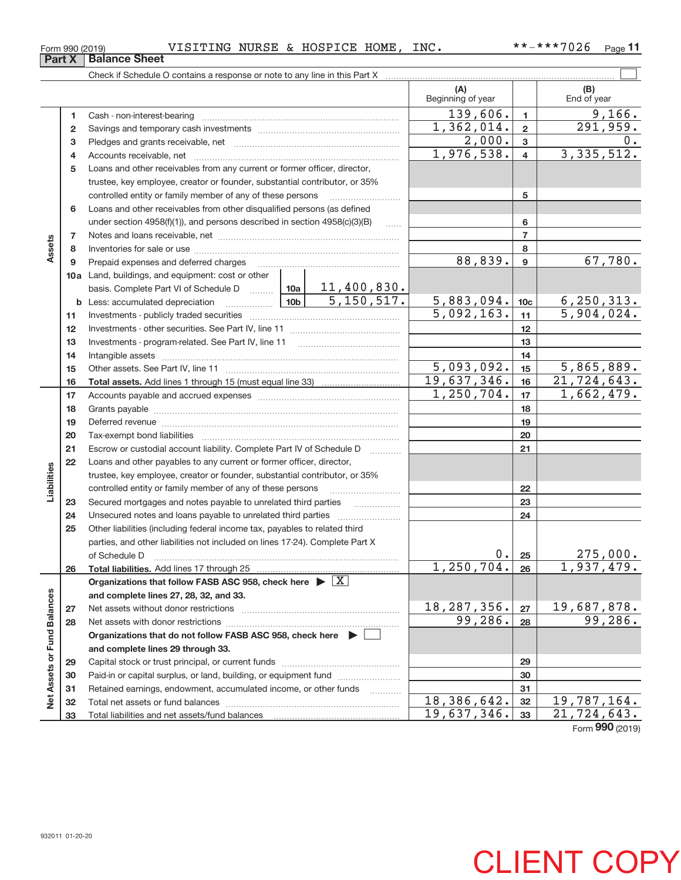Form 990 (2019) VISITING NURSE & HOSPICE HOME, INC. **-***7026

## Part X Balance Sheet

Check if Schedule O contains a response or note to any line in this Part X

| | | | | (A) Beginning of year | | (B) End of year |
|---|---|---|---|---|---|---|
| Assets | 1 | Cash - non-interest-bearing | | 139,606. | 1 | 9,166. |
| | 2 | Savings and temporary cash investments | | 1,362,014. | 2 | 291,959. |
| | 3 | Pledges and grants receivable, net | | 2,000. | 3 | 0. |
| | 4 | Accounts receivable, net | | 1,976,538. | 4 | 3,335,512. |
| | 5 | Loans and other receivables from any current or former officer, director, trustee, key employee, creator or founder, substantial contributor, or 35% controlled entity or family member of any of these persons | | | 5 | |
| | 6 | Loans and other receivables from other disqualified persons (as defined under section 4958(f)(1)), and persons described in section 4958(c)(3)(B) | | | 6 | |
| | 7 | Notes and loans receivable, net | | | 7 | |
| | 8 | Inventories for sale or use | | | 8 | |
| | 9 | Prepaid expenses and deferred charges | | 88,839. | 9 | 67,780. |
| | 10a | Land, buildings, and equipment: cost or other basis. Complete Part VI of Schedule D | 10a 11,400,830. | | | |
| | b | Less: accumulated depreciation | 10b 5,150,517. | 5,883,094. | 10c | 6,250,313. |
| | 11 | Investments - publicly traded securities | | 5,092,163. | 11 | 5,904,024. |
| | 12 | Investments - other securities. See Part IV, line 11 | | | 12 | |
| | 13 | Investments - program-related. See Part IV, line 11 | | | 13 | |
| | 14 | Intangible assets | | | 14 | |
| | 15 | Other assets. See Part IV, line 11 | | 5,093,092. | 15 | 5,865,889. |
| | 16 | **Total assets.** Add lines 1 through 15 (must equal line 33) | | 19,637,346. | 16 | 21,724,643. |
| Liabilities | 17 | Accounts payable and accrued expenses | | 1,250,704. | 17 | 1,662,479. |
| | 18 | Grants payable | | | 18 | |
| | 19 | Deferred revenue | | | 19 | |
| | 20 | Tax-exempt bond liabilities | | | 20 | |
| | 21 | Escrow or custodial account liability. Complete Part IV of Schedule D | | | 21 | |
| | 22 | Loans and other payables to any current or former officer, director, trustee, key employee, creator or founder, substantial contributor, or 35% controlled entity or family member of any of these persons | | | 22 | |
| | 23 | Secured mortgages and notes payable to unrelated third parties | | | 23 | |
| | 24 | Unsecured notes and loans payable to unrelated third parties | | | 24 | |
| | 25 | Other liabilities (including federal income tax, payables to related third parties, and other liabilities not included on lines 17-24). Complete Part X of Schedule D | | 0. | 25 | 275,000. |
| | 26 | **Total liabilities.** Add lines 17 through 25 | | 1,250,704. | 26 | 1,937,479. |
| Net Assets or Fund Balances | | **Organizations that follow FASB ASC 958, check here ▶ [X] and complete lines 27, 28, 32, and 33.** | | | | |
| | 27 | Net assets without donor restrictions | | 18,287,356. | 27 | 19,687,878. |
| | 28 | Net assets with donor restrictions | | 99,286. | 28 | 99,286. |
| | | **Organizations that do not follow FASB ASC 958, check here ▶ [ ] and complete lines 29 through 33.** | | | | |
| | 29 | Capital stock or trust principal, or current funds | | | 29 | |
| | 30 | Paid-in or capital surplus, or land, building, or equipment fund | | | 30 | |
| | 31 | Retained earnings, endowment, accumulated income, or other funds | | | 31 | |
| | 32 | Total net assets or fund balances | | 18,386,642. | 32 | 19,787,164. |
| | 33 | Total liabilities and net assets/fund balances | | 19,637,346. | 33 | 21,724,643. |

Form **990** (2019)

932011 01-20-20

CLIENT COPY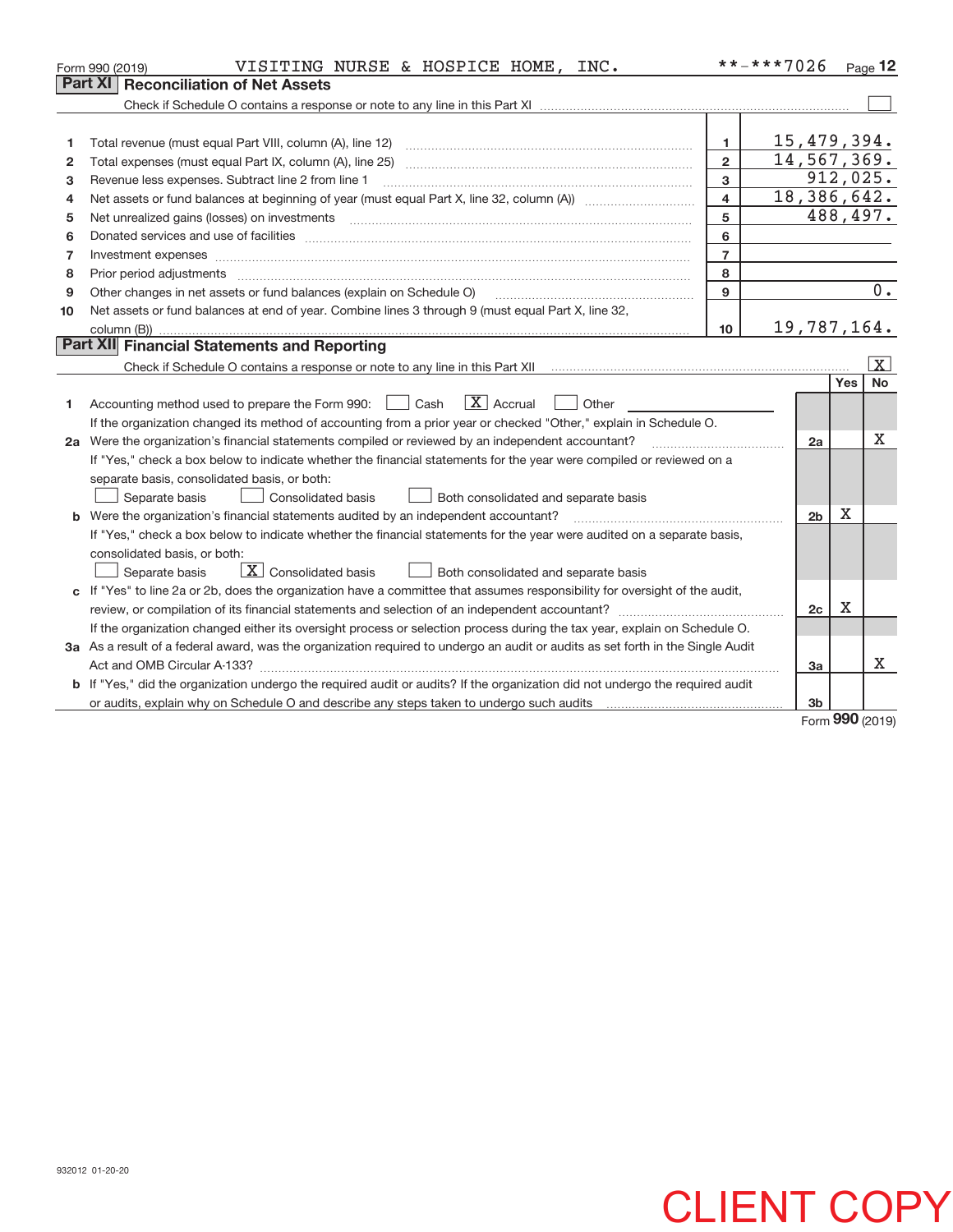Form 990 (2019) VISITING NURSE & HOSPICE HOME, INC. **-***7026 Page 12

## Part XI Reconciliation of Net Assets

Check if Schedule O contains a response or note to any line in this Part XI ☐

| | | | |
|---|---|---|---|
| 1 | Total revenue (must equal Part VIII, column (A), line 12) | 1 | 15,479,394. |
| 2 | Total expenses (must equal Part IX, column (A), line 25) | 2 | 14,567,369. |
| 3 | Revenue less expenses. Subtract line 2 from line 1 | 3 | 912,025. |
| 4 | Net assets or fund balances at beginning of year (must equal Part X, line 32, column (A)) | 4 | 18,386,642. |
| 5 | Net unrealized gains (losses) on investments | 5 | 488,497. |
| 6 | Donated services and use of facilities | 6 | |
| 7 | Investment expenses | 7 | |
| 8 | Prior period adjustments | 8 | |
| 9 | Other changes in net assets or fund balances (explain on Schedule O) | 9 | 0. |
| 10 | Net assets or fund balances at end of year. Combine lines 3 through 9 (must equal Part X, line 32, column (B)) | 10 | 19,787,164. |

## Part XII Financial Statements and Reporting

Check if Schedule O contains a response or note to any line in this Part XII ☒

| | | | Yes | No |
|---|---|---|---|---|
| 1 | Accounting method used to prepare the Form 990: ☐ Cash ☒ Accrual ☐ Other ______<br>If the organization changed its method of accounting from a prior year or checked "Other," explain in Schedule O. | | | |
| 2a | Were the organization's financial statements compiled or reviewed by an independent accountant?<br>If "Yes," check a box below to indicate whether the financial statements for the year were compiled or reviewed on a separate basis, consolidated basis, or both:<br>☐ Separate basis ☐ Consolidated basis ☐ Both consolidated and separate basis | 2a | | X |
| b | Were the organization's financial statements audited by an independent accountant?<br>If "Yes," check a box below to indicate whether the financial statements for the year were audited on a separate basis, consolidated basis, or both:<br>☐ Separate basis ☒ Consolidated basis ☐ Both consolidated and separate basis | 2b | X | |
| c | If "Yes" to line 2a or 2b, does the organization have a committee that assumes responsibility for oversight of the audit, review, or compilation of its financial statements and selection of an independent accountant?<br>If the organization changed either its oversight process or selection process during the tax year, explain on Schedule O. | 2c | X | |
| 3a | As a result of a federal award, was the organization required to undergo an audit or audits as set forth in the Single Audit Act and OMB Circular A-133? | 3a | | X |
| b | If "Yes," did the organization undergo the required audit or audits? If the organization did not undergo the required audit or audits, explain why on Schedule O and describe any steps taken to undergo such audits | 3b | | |

Form **990** (2019)

932012 01-20-20

CLIENT COPY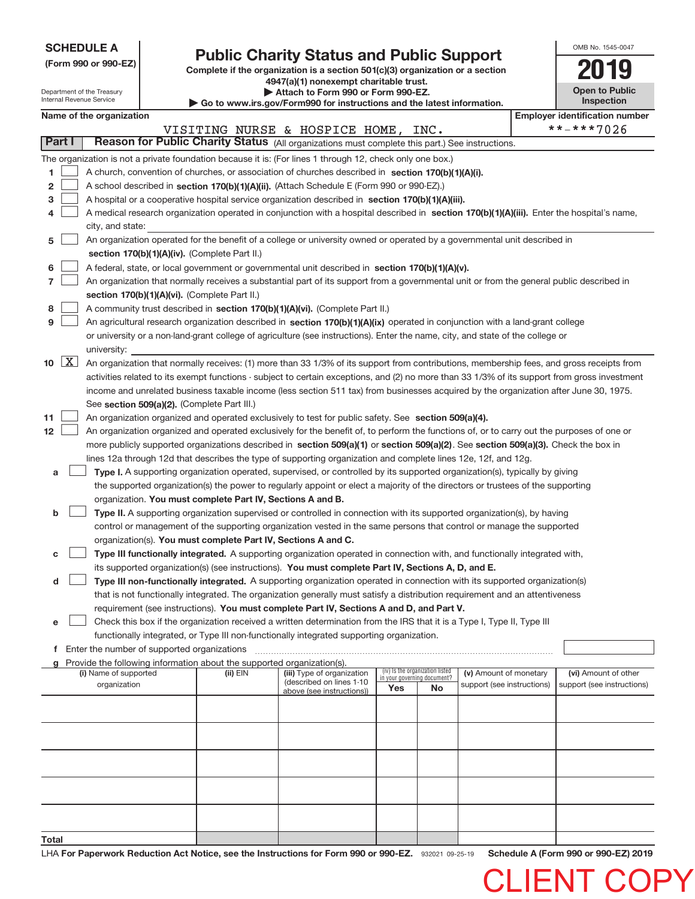**SCHEDULE A**
**(Form 990 or 990-EZ)**

Department of the Treasury
Internal Revenue Service

# Public Charity Status and Public Support

**Complete if the organization is a section 501(c)(3) organization or a section 4947(a)(1) nonexempt charitable trust.**
**▶ Attach to Form 990 or Form 990-EZ.**
**▶ Go to www.irs.gov/Form990 for instructions and the latest information.**

OMB No. 1545-0047

**2019**

**Open to Public Inspection**

**Name of the organization:** VISITING NURSE & HOSPICE HOME, INC.

**Employer identification number:** **-***7026

## Part I Reason for Public Charity Status (All organizations must complete this part.) See instructions.

The organization is not a private foundation because it is: (For lines 1 through 12, check only one box.)

1. ☐ A church, convention of churches, or association of churches described in **section 170(b)(1)(A)(i).**
2. ☐ A school described in **section 170(b)(1)(A)(ii).** (Attach Schedule E (Form 990 or 990-EZ).)
3. ☐ A hospital or a cooperative hospital service organization described in **section 170(b)(1)(A)(iii).**
4. ☐ A medical research organization operated in conjunction with a hospital described in **section 170(b)(1)(A)(iii).** Enter the hospital's name, city, and state:
5. ☐ An organization operated for the benefit of a college or university owned or operated by a governmental unit described in **section 170(b)(1)(A)(iv).** (Complete Part II.)
6. ☐ A federal, state, or local government or governmental unit described in **section 170(b)(1)(A)(v).**
7. ☐ An organization that normally receives a substantial part of its support from a governmental unit or from the general public described in **section 170(b)(1)(A)(vi).** (Complete Part II.)
8. ☐ A community trust described in **section 170(b)(1)(A)(vi).** (Complete Part II.)
9. ☐ An agricultural research organization described in **section 170(b)(1)(A)(ix)** operated in conjunction with a land-grant college or university or a non-land-grant college of agriculture (see instructions). Enter the name, city, and state of the college or university:
10. ☒ An organization that normally receives: (1) more than 33 1/3% of its support from contributions, membership fees, and gross receipts from activities related to its exempt functions - subject to certain exceptions, and (2) no more than 33 1/3% of its support from gross investment income and unrelated business taxable income (less section 511 tax) from businesses acquired by the organization after June 30, 1975. See **section 509(a)(2).** (Complete Part III.)
11. ☐ An organization organized and operated exclusively to test for public safety. See **section 509(a)(4).**
12. ☐ An organization organized and operated exclusively for the benefit of, to perform the functions of, or to carry out the purposes of one or more publicly supported organizations described in **section 509(a)(1)** or **section 509(a)(2)**. See **section 509(a)(3).** Check the box in lines 12a through 12d that describes the type of supporting organization and complete lines 12e, 12f, and 12g.
   - **a** ☐ **Type I.** A supporting organization operated, supervised, or controlled by its supported organization(s), typically by giving the supported organization(s) the power to regularly appoint or elect a majority of the directors or trustees of the supporting organization. **You must complete Part IV, Sections A and B.**
   - **b** ☐ **Type II.** A supporting organization supervised or controlled in connection with its supported organization(s), by having control or management of the supporting organization vested in the same persons that control or manage the supported organization(s). **You must complete Part IV, Sections A and C.**
   - **c** ☐ **Type III functionally integrated.** A supporting organization operated in connection with, and functionally integrated with, its supported organization(s) (see instructions). **You must complete Part IV, Sections A, D, and E.**
   - **d** ☐ **Type III non-functionally integrated.** A supporting organization operated in connection with its supported organization(s) that is not functionally integrated. The organization generally must satisfy a distribution requirement and an attentiveness requirement (see instructions). **You must complete Part IV, Sections A and D, and Part V.**
   - **e** ☐ Check this box if the organization received a written determination from the IRS that it is a Type I, Type II, Type III functionally integrated, or Type III non-functionally integrated supporting organization.
   - **f** Enter the number of supported organizations
   - **g** Provide the following information about the supported organization(s).

| (i) Name of supported organization | (ii) EIN | (iii) Type of organization (described on lines 1-10 above (see instructions)) | (iv) Is the organization listed in your governing document? Yes | No | (v) Amount of monetary support (see instructions) | (vi) Amount of other support (see instructions) |
|---|---|---|---|---|---|---|
| | | | | | | |
| | | | | | | |
| | | | | | | |
| | | | | | | |
| | | | | | | |
| **Total** | | | | | | |

LHA **For Paperwork Reduction Act Notice, see the Instructions for Form 990 or 990-EZ.** 932021 09-25-19 **Schedule A (Form 990 or 990-EZ) 2019**

CLIENT COPY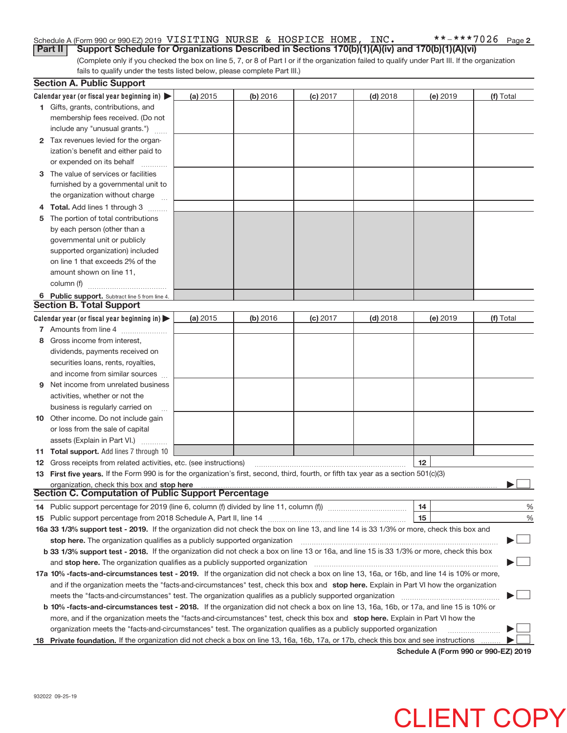Schedule A (Form 990 or 990-EZ) 2019 VISITING NURSE & HOSPICE HOME, INC. **-***7026 Page 2

## Part II Support Schedule for Organizations Described in Sections 170(b)(1)(A)(iv) and 170(b)(1)(A)(vi)

(Complete only if you checked the box on line 5, 7, or 8 of Part I or if the organization failed to qualify under Part III. If the organization fails to qualify under the tests listed below, please complete Part III.)

### Section A. Public Support

| Calendar year (or fiscal year beginning in) ▶ | (a) 2015 | (b) 2016 | (c) 2017 | (d) 2018 | (e) 2019 | (f) Total |
|---|---|---|---|---|---|---|
| 1 Gifts, grants, contributions, and membership fees received. (Do not include any "unusual grants.") | | | | | | |
| 2 Tax revenues levied for the organization's benefit and either paid to or expended on its behalf | | | | | | |
| 3 The value of services or facilities furnished by a governmental unit to the organization without charge | | | | | | |
| 4 **Total.** Add lines 1 through 3 | | | | | | |
| 5 The portion of total contributions by each person (other than a governmental unit or publicly supported organization) included on line 1 that exceeds 2% of the amount shown on line 11, column (f) | | | | | | |
| 6 **Public support.** Subtract line 5 from line 4. | | | | | | |

### Section B. Total Support

| Calendar year (or fiscal year beginning in) ▶ | (a) 2015 | (b) 2016 | (c) 2017 | (d) 2018 | (e) 2019 | (f) Total |
|---|---|---|---|---|---|---|
| 7 Amounts from line 4 | | | | | | |
| 8 Gross income from interest, dividends, payments received on securities loans, rents, royalties, and income from similar sources | | | | | | |
| 9 Net income from unrelated business activities, whether or not the business is regularly carried on | | | | | | |
| 10 Other income. Do not include gain or loss from the sale of capital assets (Explain in Part VI.) | | | | | | |
| 11 **Total support.** Add lines 7 through 10 | | | | | | |

12 Gross receipts from related activities, etc. (see instructions) | 12 |

13 **First five years.** If the Form 990 is for the organization's first, second, third, fourth, or fifth tax year as a section 501(c)(3) organization, check this box and **stop here** ▶ ☐

### Section C. Computation of Public Support Percentage

14 Public support percentage for 2019 (line 6, column (f) divided by line 11, column (f)) | 14 | %

15 Public support percentage from 2018 Schedule A, Part II, line 14 | 15 | %

16a **33 1/3% support test - 2019.** If the organization did not check the box on line 13, and line 14 is 33 1/3% or more, check this box and **stop here.** The organization qualifies as a publicly supported organization ▶ ☐

b **33 1/3% support test - 2018.** If the organization did not check a box on line 13 or 16a, and line 15 is 33 1/3% or more, check this box and **stop here.** The organization qualifies as a publicly supported organization ▶ ☐

17a **10% -facts-and-circumstances test - 2019.** If the organization did not check a box on line 13, 16a, or 16b, and line 14 is 10% or more, and if the organization meets the "facts-and-circumstances" test, check this box and **stop here.** Explain in Part VI how the organization meets the "facts-and-circumstances" test. The organization qualifies as a publicly supported organization ▶ ☐

b **10% -facts-and-circumstances test - 2018.** If the organization did not check a box on line 13, 16a, 16b, or 17a, and line 15 is 10% or more, and if the organization meets the "facts-and-circumstances" test, check this box and **stop here.** Explain in Part VI how the organization meets the "facts-and-circumstances" test. The organization qualifies as a publicly supported organization ▶ ☐

18 **Private foundation.** If the organization did not check a box on line 13, 16a, 16b, 17a, or 17b, check this box and see instructions ▶ ☐

**Schedule A (Form 990 or 990-EZ) 2019**

932022 09-25-19

CLIENT COPY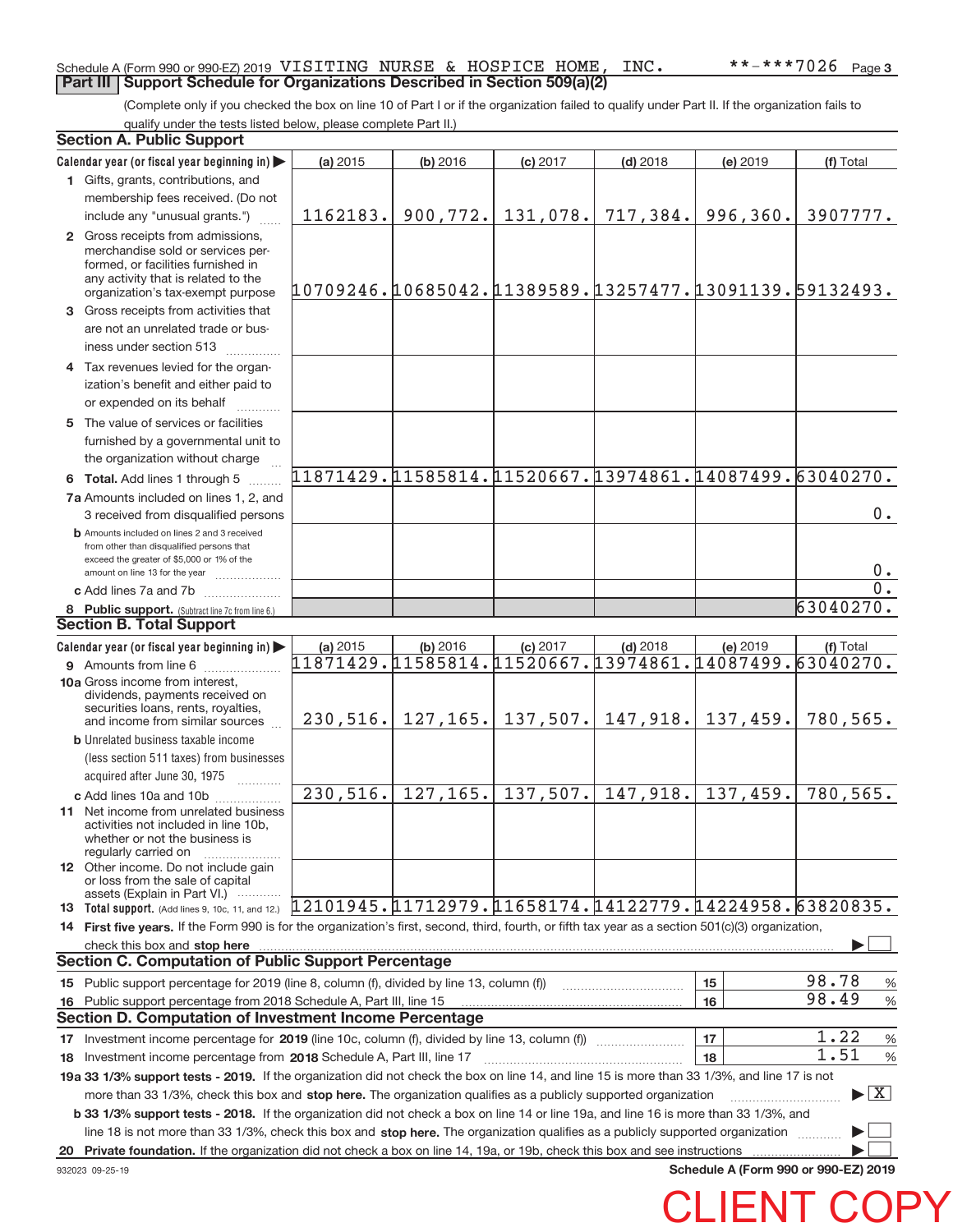Schedule A (Form 990 or 990-EZ) 2019 VISITING NURSE & HOSPICE HOME, INC. **-***7026

## Part III Support Schedule for Organizations Described in Section 509(a)(2)

(Complete only if you checked the box on line 10 of Part I or if the organization failed to qualify under Part II. If the organization fails to qualify under the tests listed below, please complete Part II.)

### Section A. Public Support

| Calendar year (or fiscal year beginning in) ▶ | (a) 2015 | (b) 2016 | (c) 2017 | (d) 2018 | (e) 2019 | (f) Total |
|---|---|---|---|---|---|---|
| 1 Gifts, grants, contributions, and membership fees received. (Do not include any "unusual grants.") | 1162183. | 900,772. | 131,078. | 717,384. | 996,360. | 3907777. |
| 2 Gross receipts from admissions, merchandise sold or services performed, or facilities furnished in any activity that is related to the organization's tax-exempt purpose | 10709246. | 10685042. | 11389589. | 13257477. | 13091139. | 59132493. |
| 3 Gross receipts from activities that are not an unrelated trade or business under section 513 | | | | | | |
| 4 Tax revenues levied for the organization's benefit and either paid to or expended on its behalf | | | | | | |
| 5 The value of services or facilities furnished by a governmental unit to the organization without charge | | | | | | |
| 6 **Total.** Add lines 1 through 5 | 11871429. | 11585814. | 11520667. | 13974861. | 14087499. | 63040270. |
| 7a Amounts included on lines 1, 2, and 3 received from disqualified persons | | | | | | 0. |
| b Amounts included on lines 2 and 3 received from other than disqualified persons that exceed the greater of $5,000 or 1% of the amount on line 13 for the year | | | | | | 0. |
| c Add lines 7a and 7b | | | | | | 0. |
| 8 **Public support.** (Subtract line 7c from line 6.) | | | | | | 63040270. |

### Section B. Total Support

| Calendar year (or fiscal year beginning in) ▶ | (a) 2015 | (b) 2016 | (c) 2017 | (d) 2018 | (e) 2019 | (f) Total |
|---|---|---|---|---|---|---|
| 9 Amounts from line 6 | 11871429. | 11585814. | 11520667. | 13974861. | 14087499. | 63040270. |
| 10a Gross income from interest, dividends, payments received on securities loans, rents, royalties, and income from similar sources | 230,516. | 127,165. | 137,507. | 147,918. | 137,459. | 780,565. |
| b Unrelated business taxable income (less section 511 taxes) from businesses acquired after June 30, 1975 | | | | | | |
| c Add lines 10a and 10b | 230,516. | 127,165. | 137,507. | 147,918. | 137,459. | 780,565. |
| 11 Net income from unrelated business activities not included in line 10b, whether or not the business is regularly carried on | | | | | | |
| 12 Other income. Do not include gain or loss from the sale of capital assets (Explain in Part VI.) | | | | | | |
| 13 **Total support.** (Add lines 9, 10c, 11, and 12.) | 12101945. | 11712979. | 11658174. | 14122779. | 14224958. | 63820835. |

14 **First five years.** If the Form 990 is for the organization's first, second, third, fourth, or fifth tax year as a section 501(c)(3) organization, check this box and **stop here** ▶ ☐

### Section C. Computation of Public Support Percentage

| | | | |
|---|---|---|---|
| 15 Public support percentage for 2019 (line 8, column (f), divided by line 13, column (f)) | 15 | 98.78 | % |
| 16 Public support percentage from 2018 Schedule A, Part III, line 15 | 16 | 98.49 | % |

### Section D. Computation of Investment Income Percentage

| | | | |
|---|---|---|---|
| 17 Investment income percentage for **2019** (line 10c, column (f), divided by line 13, column (f)) | 17 | 1.22 | % |
| 18 Investment income percentage from **2018** Schedule A, Part III, line 17 | 18 | 1.51 | % |

19a **33 1/3% support tests - 2019.** If the organization did not check the box on line 14, and line 15 is more than 33 1/3%, and line 17 is not more than 33 1/3%, check this box and **stop here.** The organization qualifies as a publicly supported organization ▶ ☒

b **33 1/3% support tests - 2018.** If the organization did not check a box on line 14 or line 19a, and line 16 is more than 33 1/3%, and line 18 is not more than 33 1/3%, check this box and **stop here.** The organization qualifies as a publicly supported organization ▶ ☐

20 **Private foundation.** If the organization did not check a box on line 14, 19a, or 19b, check this box and see instructions ▶ ☐

932023 09-25-19 **Schedule A (Form 990 or 990-EZ) 2019**

CLIENT COPY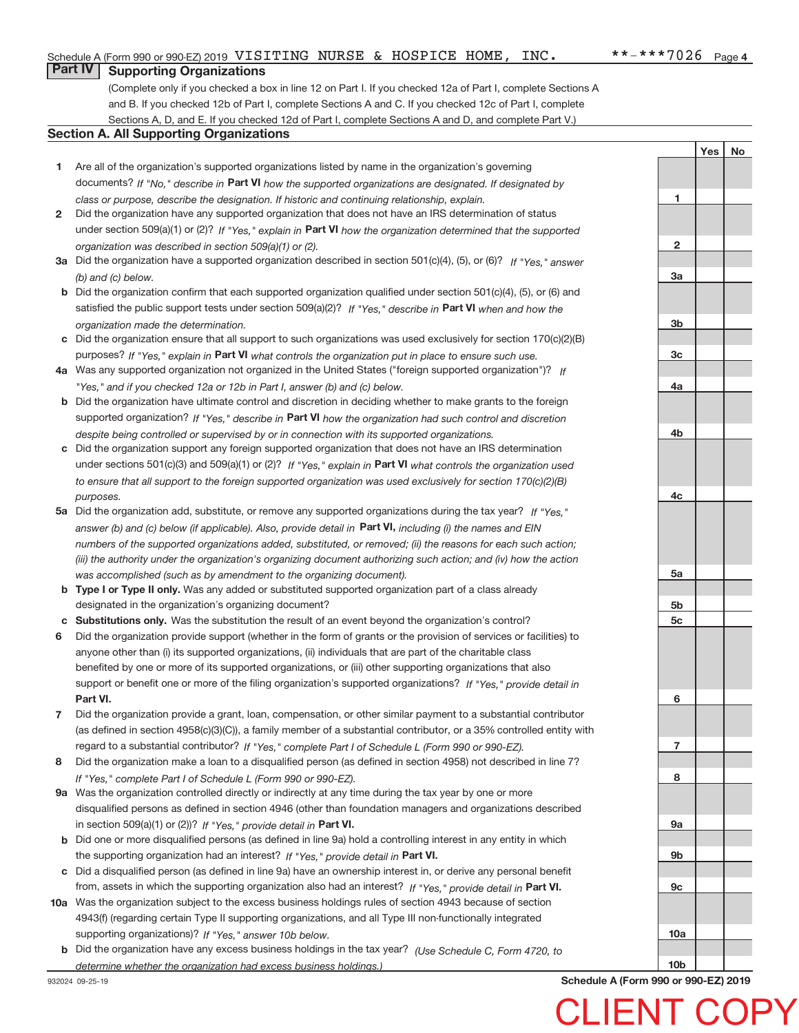Schedule A (Form 990 or 990-EZ) 2019 VISITING NURSE & HOSPICE HOME, INC. \*\*-\*\*\*7026 Page 4

## Part IV Supporting Organizations

(Complete only if you checked a box in line 12 on Part I. If you checked 12a of Part I, complete Sections A and B. If you checked 12b of Part I, complete Sections A and C. If you checked 12c of Part I, complete Sections A, D, and E. If you checked 12d of Part I, complete Sections A and D, and complete Part V.)

### Section A. All Supporting Organizations

| | | | Yes | No |
|---|---|---|---|---|
| 1 | Are all of the organization's supported organizations listed by name in the organization's governing documents? *If "No," describe in* **Part VI** *how the supported organizations are designated. If designated by class or purpose, describe the designation. If historic and continuing relationship, explain.* | 1 | | |
| 2 | Did the organization have any supported organization that does not have an IRS determination of status under section 509(a)(1) or (2)? *If "Yes," explain in* **Part VI** *how the organization determined that the supported organization was described in section 509(a)(1) or (2).* | 2 | | |
| 3a | Did the organization have a supported organization described in section 501(c)(4), (5), or (6)? *If "Yes," answer (b) and (c) below.* | 3a | | |
| b | Did the organization confirm that each supported organization qualified under section 501(c)(4), (5), or (6) and satisfied the public support tests under section 509(a)(2)? *If "Yes," describe in* **Part VI** *when and how the organization made the determination.* | 3b | | |
| c | Did the organization ensure that all support to such organizations was used exclusively for section 170(c)(2)(B) purposes? *If "Yes," explain in* **Part VI** *what controls the organization put in place to ensure such use.* | 3c | | |
| 4a | Was any supported organization not organized in the United States ("foreign supported organization")? *If "Yes," and if you checked 12a or 12b in Part I, answer (b) and (c) below.* | 4a | | |
| b | Did the organization have ultimate control and discretion in deciding whether to make grants to the foreign supported organization? *If "Yes," describe in* **Part VI** *how the organization had such control and discretion despite being controlled or supervised by or in connection with its supported organizations.* | 4b | | |
| c | Did the organization support any foreign supported organization that does not have an IRS determination under sections 501(c)(3) and 509(a)(1) or (2)? *If "Yes," explain in* **Part VI** *what controls the organization used to ensure that all support to the foreign supported organization was used exclusively for section 170(c)(2)(B) purposes.* | 4c | | |
| 5a | Did the organization add, substitute, or remove any supported organizations during the tax year? *If "Yes," answer (b) and (c) below (if applicable). Also, provide detail in* **Part VI,** *including (i) the names and EIN numbers of the supported organizations added, substituted, or removed; (ii) the reasons for each such action; (iii) the authority under the organization's organizing document authorizing such action; and (iv) how the action was accomplished (such as by amendment to the organizing document).* | 5a | | |
| b | **Type I or Type II only.** Was any added or substituted supported organization part of a class already designated in the organization's organizing document? | 5b | | |
| c | **Substitutions only.** Was the substitution the result of an event beyond the organization's control? | 5c | | |
| 6 | Did the organization provide support (whether in the form of grants or the provision of services or facilities) to anyone other than (i) its supported organizations, (ii) individuals that are part of the charitable class benefited by one or more of its supported organizations, or (iii) other supporting organizations that also support or benefit one or more of the filing organization's supported organizations? *If "Yes," provide detail in* **Part VI.** | 6 | | |
| 7 | Did the organization provide a grant, loan, compensation, or other similar payment to a substantial contributor (as defined in section 4958(c)(3)(C)), a family member of a substantial contributor, or a 35% controlled entity with regard to a substantial contributor? *If "Yes," complete Part I of Schedule L (Form 990 or 990-EZ).* | 7 | | |
| 8 | Did the organization make a loan to a disqualified person (as defined in section 4958) not described in line 7? *If "Yes," complete Part I of Schedule L (Form 990 or 990-EZ).* | 8 | | |
| 9a | Was the organization controlled directly or indirectly at any time during the tax year by one or more disqualified persons as defined in section 4946 (other than foundation managers and organizations described in section 509(a)(1) or (2))? *If "Yes," provide detail in* **Part VI.** | 9a | | |
| b | Did one or more disqualified persons (as defined in line 9a) hold a controlling interest in any entity in which the supporting organization had an interest? *If "Yes," provide detail in* **Part VI.** | 9b | | |
| c | Did a disqualified person (as defined in line 9a) have an ownership interest in, or derive any personal benefit from, assets in which the supporting organization also had an interest? *If "Yes," provide detail in* **Part VI.** | 9c | | |
| 10a | Was the organization subject to the excess business holdings rules of section 4943 because of section 4943(f) (regarding certain Type II supporting organizations, and all Type III non-functionally integrated supporting organizations)? *If "Yes," answer 10b below.* | 10a | | |
| b | Did the organization have any excess business holdings in the tax year? *(Use Schedule C, Form 4720, to determine whether the organization had excess business holdings.)* | 10b | | |

932024 09-25-19 **Schedule A (Form 990 or 990-EZ) 2019**

CLIENT COPY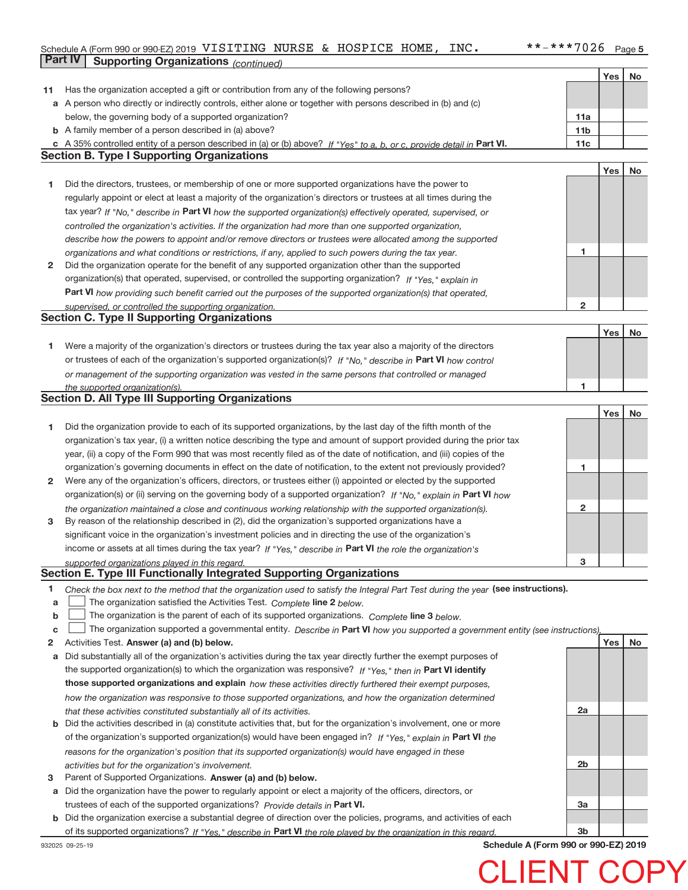Schedule A (Form 990 or 990-EZ) 2019 VISITING NURSE & HOSPICE HOME, INC. **-***7026 Page 5

## Part IV Supporting Organizations *(continued)*

| | | | Yes | No |
|---|---|---|---|---|
| 11 | Has the organization accepted a gift or contribution from any of the following persons? | | | |
| a | A person who directly or indirectly controls, either alone or together with persons described in (b) and (c) below, the governing body of a supported organization? | 11a | | |
| b | A family member of a person described in (a) above? | 11b | | |
| c | A 35% controlled entity of a person described in (a) or (b) above? *If "Yes" to a, b, or c, provide detail in* **Part VI.** | 11c | | |

### Section B. Type I Supporting Organizations

| | | | Yes | No |
|---|---|---|---|---|
| 1 | Did the directors, trustees, or membership of one or more supported organizations have the power to regularly appoint or elect at least a majority of the organization's directors or trustees at all times during the tax year? *If "No," describe in* **Part VI** *how the supported organization(s) effectively operated, supervised, or controlled the organization's activities. If the organization had more than one supported organization, describe how the powers to appoint and/or remove directors or trustees were allocated among the supported organizations and what conditions or restrictions, if any, applied to such powers during the tax year.* | 1 | | |
| 2 | Did the organization operate for the benefit of any supported organization other than the supported organization(s) that operated, supervised, or controlled the supporting organization? *If "Yes," explain in* **Part VI** *how providing such benefit carried out the purposes of the supported organization(s) that operated, supervised, or controlled the supporting organization.* | 2 | | |

### Section C. Type II Supporting Organizations

| | | | Yes | No |
|---|---|---|---|---|
| 1 | Were a majority of the organization's directors or trustees during the tax year also a majority of the directors or trustees of each of the organization's supported organization(s)? *If "No," describe in* **Part VI** *how control or management of the supporting organization was vested in the same persons that controlled or managed the supported organization(s).* | 1 | | |

### Section D. All Type III Supporting Organizations

| | | | Yes | No |
|---|---|---|---|---|
| 1 | Did the organization provide to each of its supported organizations, by the last day of the fifth month of the organization's tax year, (i) a written notice describing the type and amount of support provided during the prior tax year, (ii) a copy of the Form 990 that was most recently filed as of the date of notification, and (iii) copies of the organization's governing documents in effect on the date of notification, to the extent not previously provided? | 1 | | |
| 2 | Were any of the organization's officers, directors, or trustees either (i) appointed or elected by the supported organization(s) or (ii) serving on the governing body of a supported organization? *If "No," explain in* **Part VI** *how the organization maintained a close and continuous working relationship with the supported organization(s).* | 2 | | |
| 3 | By reason of the relationship described in (2), did the organization's supported organizations have a significant voice in the organization's investment policies and in directing the use of the organization's income or assets at all times during the tax year? *If "Yes," describe in* **Part VI** *the role the organization's supported organizations played in this regard.* | 3 | | |

### Section E. Type III Functionally Integrated Supporting Organizations

1 *Check the box next to the method that the organization used to satisfy the Integral Part Test during the year* **(see instructions).**

- a ☐ The organization satisfied the Activities Test. *Complete* **line 2** *below.*
- b ☐ The organization is the parent of each of its supported organizations. *Complete* **line 3** *below.*
- c ☐ The organization supported a governmental entity. *Describe in* **Part VI** *how you supported a government entity (see instructions).*

| | | | Yes | No |
|---|---|---|---|---|
| 2 | Activities Test. **Answer (a) and (b) below.** | | | |
| a | Did substantially all of the organization's activities during the tax year directly further the exempt purposes of the supported organization(s) to which the organization was responsive? *If "Yes," then in* **Part VI identify those supported organizations and explain** *how these activities directly furthered their exempt purposes, how the organization was responsive to those supported organizations, and how the organization determined that these activities constituted substantially all of its activities.* | 2a | | |
| b | Did the activities described in (a) constitute activities that, but for the organization's involvement, one or more of the organization's supported organization(s) would have been engaged in? *If "Yes," explain in* **Part VI** *the reasons for the organization's position that its supported organization(s) would have engaged in these activities but for the organization's involvement.* | 2b | | |
| 3 | Parent of Supported Organizations. **Answer (a) and (b) below.** | | | |
| a | Did the organization have the power to regularly appoint or elect a majority of the officers, directors, or trustees of each of the supported organizations? *Provide details in* **Part VI.** | 3a | | |
| b | Did the organization exercise a substantial degree of direction over the policies, programs, and activities of each of its supported organizations? *If "Yes," describe in* **Part VI** *the role played by the organization in this regard.* | 3b | | |

932025 09-25-19 **Schedule A (Form 990 or 990-EZ) 2019**

CLIENT COPY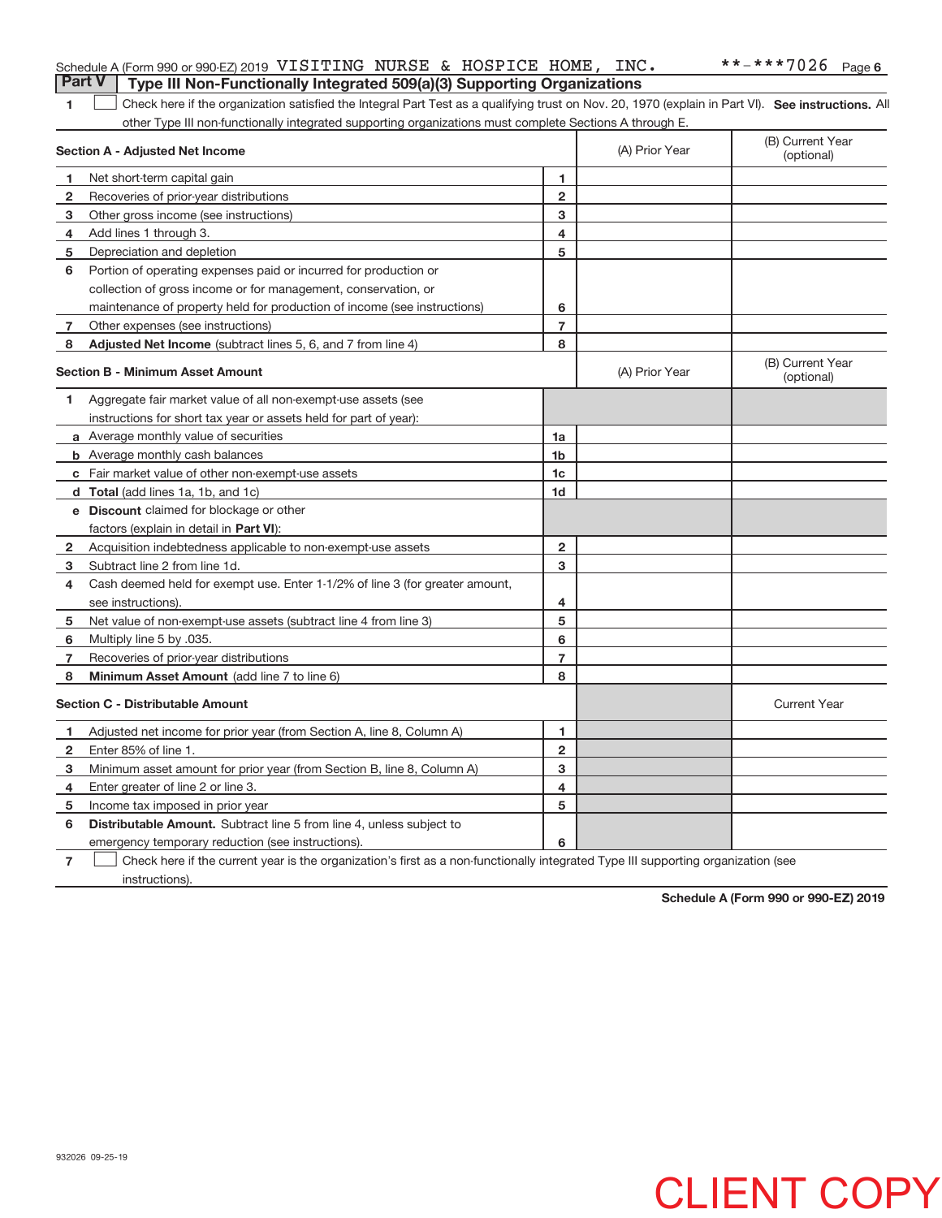Schedule A (Form 990 or 990-EZ) 2019 VISITING NURSE & HOSPICE HOME, INC. **-***7026 Page 6

## Part V Type III Non-Functionally Integrated 509(a)(3) Supporting Organizations

1 ☐ Check here if the organization satisfied the Integral Part Test as a qualifying trust on Nov. 20, 1970 (explain in Part VI). **See instructions.** All other Type III non-functionally integrated supporting organizations must complete Sections A through E.

| **Section A - Adjusted Net Income** | | (A) Prior Year | (B) Current Year (optional) |
|---|---|---|---|
| 1 Net short-term capital gain | 1 | | |
| 2 Recoveries of prior-year distributions | 2 | | |
| 3 Other gross income (see instructions) | 3 | | |
| 4 Add lines 1 through 3. | 4 | | |
| 5 Depreciation and depletion | 5 | | |
| 6 Portion of operating expenses paid or incurred for production or collection of gross income or for management, conservation, or maintenance of property held for production of income (see instructions) | 6 | | |
| 7 Other expenses (see instructions) | 7 | | |
| 8 **Adjusted Net Income** (subtract lines 5, 6, and 7 from line 4) | 8 | | |

| **Section B - Minimum Asset Amount** | | (A) Prior Year | (B) Current Year (optional) |
|---|---|---|---|
| 1 Aggregate fair market value of all non-exempt-use assets (see instructions for short tax year or assets held for part of year): | | | |
| a Average monthly value of securities | 1a | | |
| b Average monthly cash balances | 1b | | |
| c Fair market value of other non-exempt-use assets | 1c | | |
| d **Total** (add lines 1a, 1b, and 1c) | 1d | | |
| e **Discount** claimed for blockage or other factors (explain in detail in **Part VI**): | | | |
| 2 Acquisition indebtedness applicable to non-exempt-use assets | 2 | | |
| 3 Subtract line 2 from line 1d. | 3 | | |
| 4 Cash deemed held for exempt use. Enter 1-1/2% of line 3 (for greater amount, see instructions). | 4 | | |
| 5 Net value of non-exempt-use assets (subtract line 4 from line 3) | 5 | | |
| 6 Multiply line 5 by .035. | 6 | | |
| 7 Recoveries of prior-year distributions | 7 | | |
| 8 **Minimum Asset Amount** (add line 7 to line 6) | 8 | | |

| **Section C - Distributable Amount** | | | Current Year |
|---|---|---|---|
| 1 Adjusted net income for prior year (from Section A, line 8, Column A) | 1 | | |
| 2 Enter 85% of line 1. | 2 | | |
| 3 Minimum asset amount for prior year (from Section B, line 8, Column A) | 3 | | |
| 4 Enter greater of line 2 or line 3. | 4 | | |
| 5 Income tax imposed in prior year | 5 | | |
| 6 **Distributable Amount.** Subtract line 5 from line 4, unless subject to emergency temporary reduction (see instructions). | 6 | | |

7 ☐ Check here if the current year is the organization's first as a non-functionally integrated Type III supporting organization (see instructions).

**Schedule A (Form 990 or 990-EZ) 2019**

932026 09-25-19

CLIENT COPY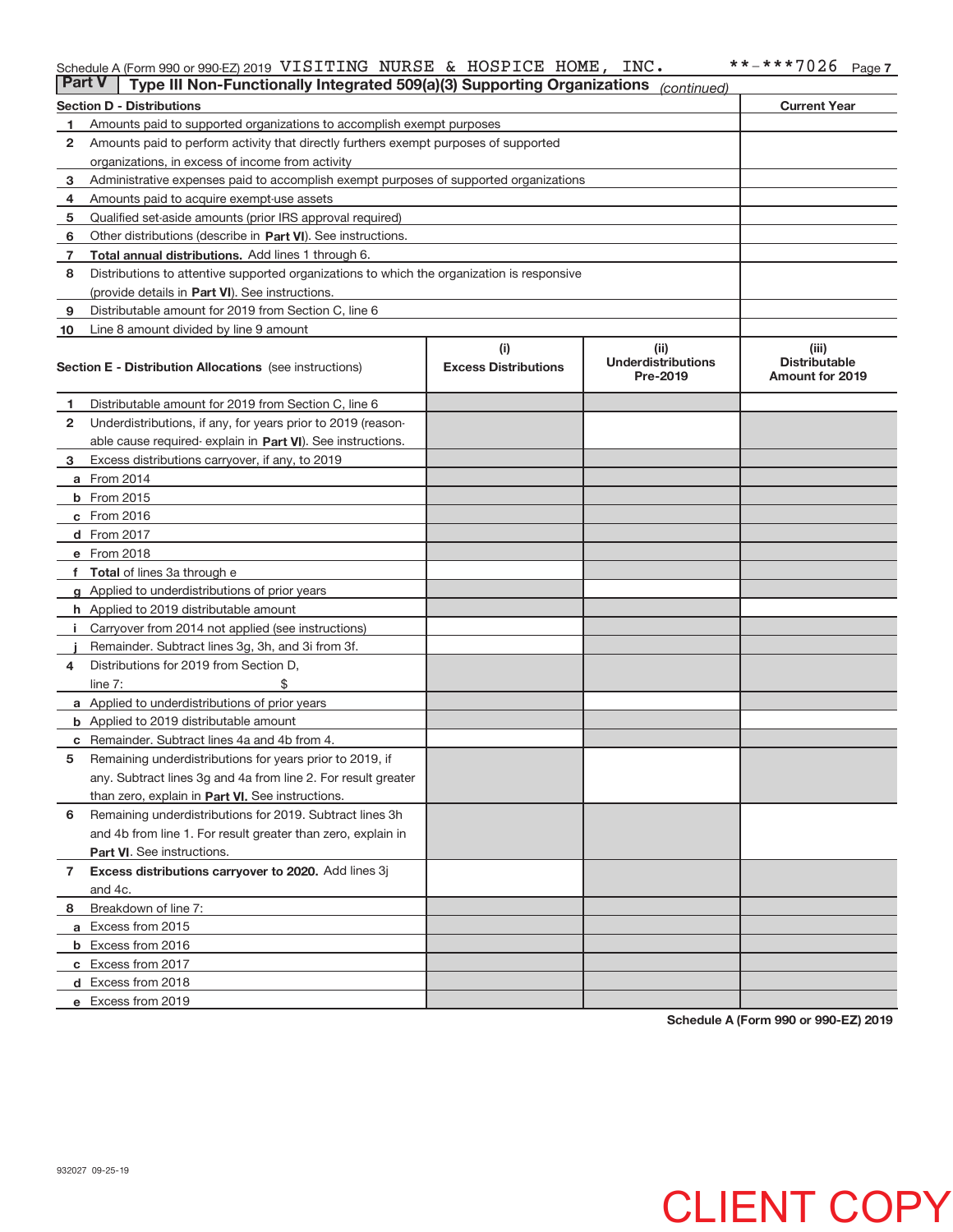Schedule A (Form 990 or 990-EZ) 2019 VISITING NURSE & HOSPICE HOME, INC. **-***7026 Page 7

## Part V Type III Non-Functionally Integrated 509(a)(3) Supporting Organizations *(continued)*

| Section D - Distributions | | Current Year |
|---|---|---|
| 1 | Amounts paid to supported organizations to accomplish exempt purposes | |
| 2 | Amounts paid to perform activity that directly furthers exempt purposes of supported organizations, in excess of income from activity | |
| 3 | Administrative expenses paid to accomplish exempt purposes of supported organizations | |
| 4 | Amounts paid to acquire exempt-use assets | |
| 5 | Qualified set-aside amounts (prior IRS approval required) | |
| 6 | Other distributions (describe in **Part VI**). See instructions. | |
| 7 | **Total annual distributions.** Add lines 1 through 6. | |
| 8 | Distributions to attentive supported organizations to which the organization is responsive (provide details in **Part VI**). See instructions. | |
| 9 | Distributable amount for 2019 from Section C, line 6 | |
| 10 | Line 8 amount divided by line 9 amount | |

| Section E - Distribution Allocations (see instructions) | | (i) Excess Distributions | (ii) Underdistributions Pre-2019 | (iii) Distributable Amount for 2019 |
|---|---|---|---|---|
| 1 | Distributable amount for 2019 from Section C, line 6 | | | |
| 2 | Underdistributions, if any, for years prior to 2019 (reasonable cause required- explain in **Part VI**). See instructions. | | | |
| 3 | Excess distributions carryover, if any, to 2019 | | | |
| a | From 2014 | | | |
| b | From 2015 | | | |
| c | From 2016 | | | |
| d | From 2017 | | | |
| e | From 2018 | | | |
| f | **Total** of lines 3a through e | | | |
| g | Applied to underdistributions of prior years | | | |
| h | Applied to 2019 distributable amount | | | |
| i | Carryover from 2014 not applied (see instructions) | | | |
| j | Remainder. Subtract lines 3g, 3h, and 3i from 3f. | | | |
| 4 | Distributions for 2019 from Section D, line 7: $ | | | |
| a | Applied to underdistributions of prior years | | | |
| b | Applied to 2019 distributable amount | | | |
| c | Remainder. Subtract lines 4a and 4b from 4. | | | |
| 5 | Remaining underdistributions for years prior to 2019, if any. Subtract lines 3g and 4a from line 2. For result greater than zero, explain in **Part VI.** See instructions. | | | |
| 6 | Remaining underdistributions for 2019. Subtract lines 3h and 4b from line 1. For result greater than zero, explain in **Part VI**. See instructions. | | | |
| 7 | **Excess distributions carryover to 2020.** Add lines 3j and 4c. | | | |
| 8 | Breakdown of line 7: | | | |
| a | Excess from 2015 | | | |
| b | Excess from 2016 | | | |
| c | Excess from 2017 | | | |
| d | Excess from 2018 | | | |
| e | Excess from 2019 | | | |

**Schedule A (Form 990 or 990-EZ) 2019**

932027 09-25-19

CLIENT COPY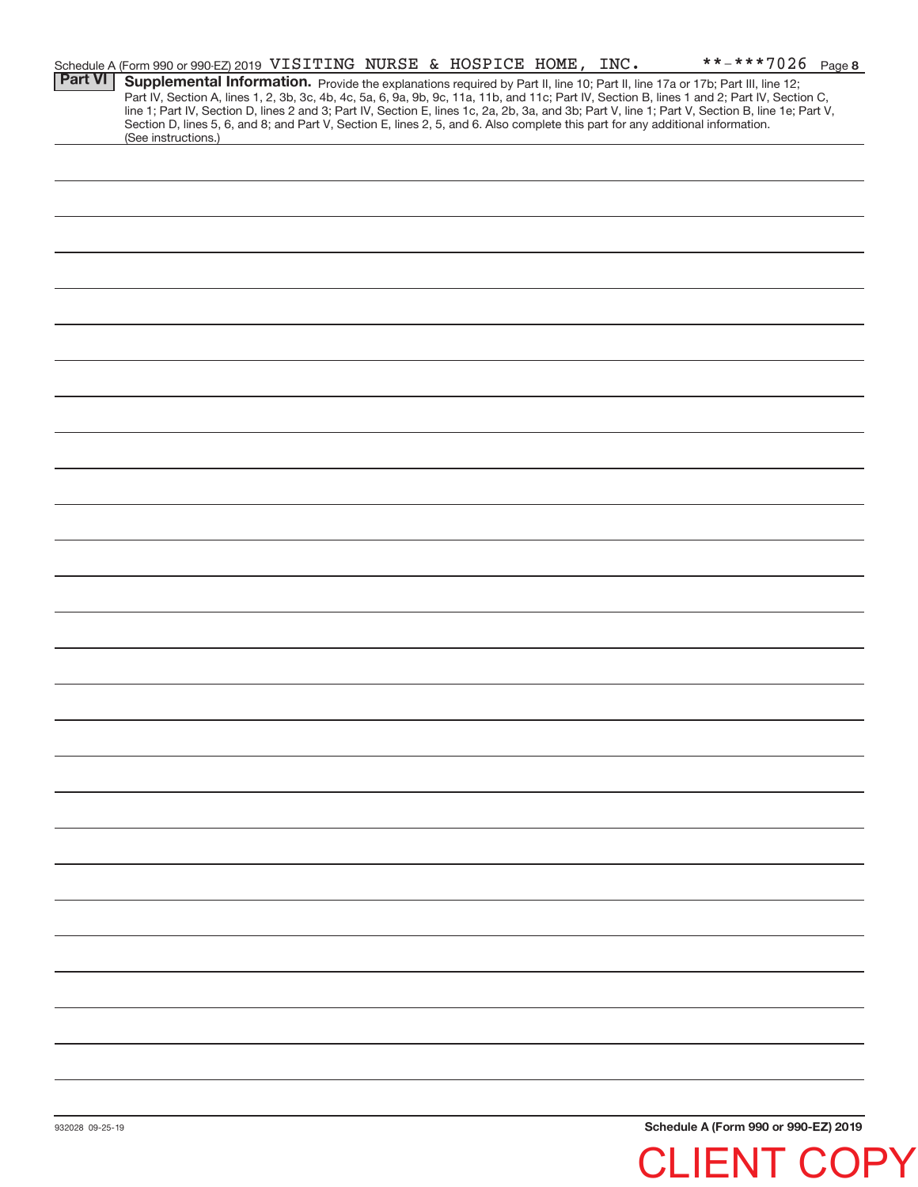Schedule A (Form 990 or 990-EZ) 2019 VISITING NURSE & HOSPICE HOME, INC. **-***7026 Page 8

**Part VI** **Supplemental Information.** Provide the explanations required by Part II, line 10; Part II, line 17a or 17b; Part III, line 12; Part IV, Section A, lines 1, 2, 3b, 3c, 4b, 4c, 5a, 6, 9a, 9b, 9c, 11a, 11b, and 11c; Part IV, Section B, lines 1 and 2; Part IV, Section C, line 1; Part IV, Section D, lines 2 and 3; Part IV, Section E, lines 1c, 2a, 2b, 3a, and 3b; Part V, line 1; Part V, Section B, line 1e; Part V, Section D, lines 5, 6, and 8; and Part V, Section E, lines 2, 5, and 6. Also complete this part for any additional information. (See instructions.)

932028 09-25-19

**Schedule A (Form 990 or 990-EZ) 2019**

CLIENT COPY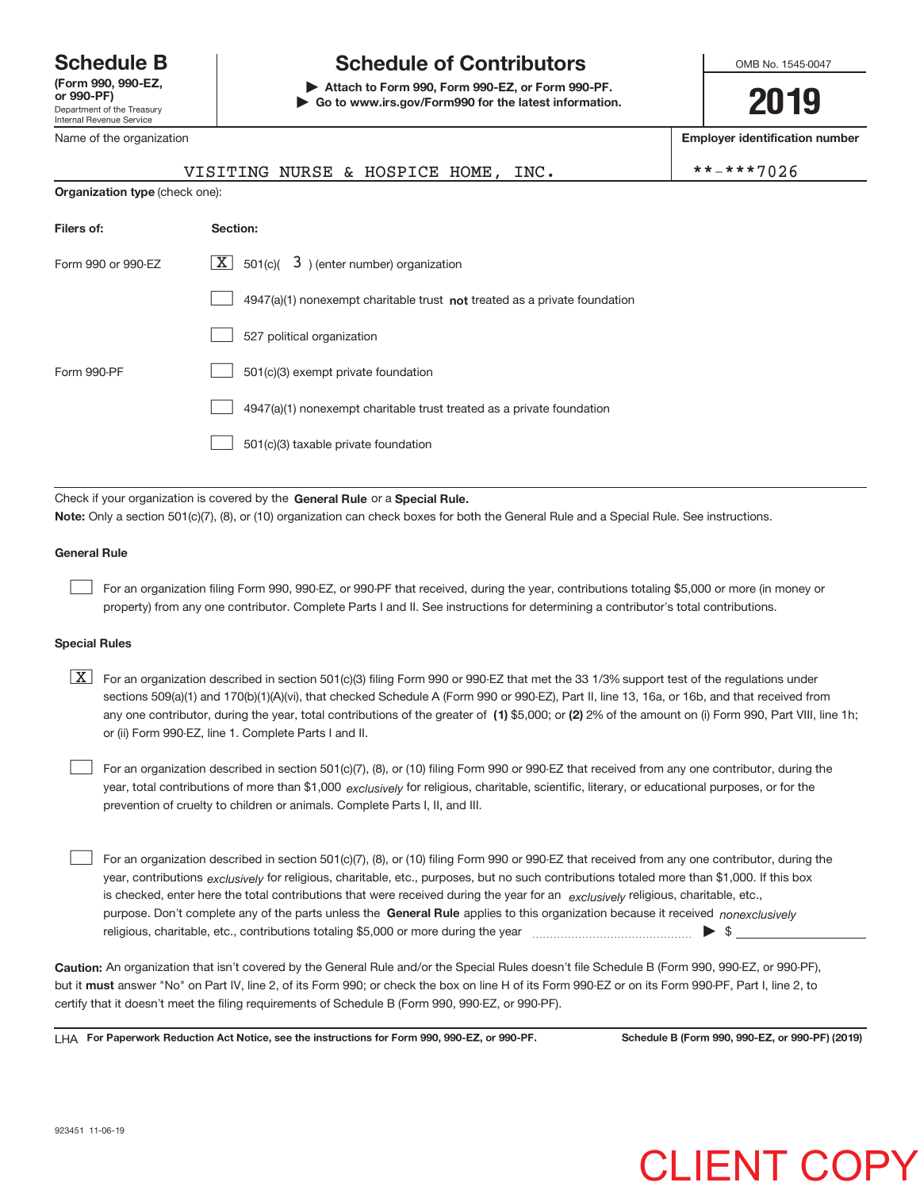**Schedule B**
**(Form 990, 990-EZ, or 990-PF)**
Department of the Treasury
Internal Revenue Service

# Schedule of Contributors

▶ **Attach to Form 990, Form 990-EZ, or Form 990-PF.**
▶ **Go to www.irs.gov/Form990 for the latest information.**

OMB No. 1545-0047

**2019**

Name of the organization: VISITING NURSE & HOSPICE HOME, INC.

**Employer identification number:** **-***7026

**Organization type** (check one):

| **Filers of:** | **Section:** |
|---|---|
| Form 990 or 990-EZ | [X] 501(c)( 3 ) (enter number) organization |
| | [ ] 4947(a)(1) nonexempt charitable trust **not** treated as a private foundation |
| | [ ] 527 political organization |
| Form 990-PF | [ ] 501(c)(3) exempt private foundation |
| | [ ] 4947(a)(1) nonexempt charitable trust treated as a private foundation |
| | [ ] 501(c)(3) taxable private foundation |

Check if your organization is covered by the **General Rule** or a **Special Rule.**

**Note:** Only a section 501(c)(7), (8), or (10) organization can check boxes for both the General Rule and a Special Rule. See instructions.

**General Rule**

[ ] For an organization filing Form 990, 990-EZ, or 990-PF that received, during the year, contributions totaling $5,000 or more (in money or property) from any one contributor. Complete Parts I and II. See instructions for determining a contributor's total contributions.

**Special Rules**

[X] For an organization described in section 501(c)(3) filing Form 990 or 990-EZ that met the 33 1/3% support test of the regulations under sections 509(a)(1) and 170(b)(1)(A)(vi), that checked Schedule A (Form 990 or 990-EZ), Part II, line 13, 16a, or 16b, and that received from any one contributor, during the year, total contributions of the greater of **(1)** $5,000; or **(2)** 2% of the amount on (i) Form 990, Part VIII, line 1h; or (ii) Form 990-EZ, line 1. Complete Parts I and II.

[ ] For an organization described in section 501(c)(7), (8), or (10) filing Form 990 or 990-EZ that received from any one contributor, during the year, total contributions of more than $1,000 *exclusively* for religious, charitable, scientific, literary, or educational purposes, or for the prevention of cruelty to children or animals. Complete Parts I, II, and III.

[ ] For an organization described in section 501(c)(7), (8), or (10) filing Form 990 or 990-EZ that received from any one contributor, during the year, contributions *exclusively* for religious, charitable, etc., purposes, but no such contributions totaled more than $1,000. If this box is checked, enter here the total contributions that were received during the year for an *exclusively* religious, charitable, etc., purpose. Don't complete any of the parts unless the **General Rule** applies to this organization because it received *nonexclusively* religious, charitable, etc., contributions totaling $5,000 or more during the year ▶ $ ____________

**Caution:** An organization that isn't covered by the General Rule and/or the Special Rules doesn't file Schedule B (Form 990, 990-EZ, or 990-PF), but it **must** answer "No" on Part IV, line 2, of its Form 990; or check the box on line H of its Form 990-EZ or on its Form 990-PF, Part I, line 2, to certify that it doesn't meet the filing requirements of Schedule B (Form 990, 990-EZ, or 990-PF).

LHA **For Paperwork Reduction Act Notice, see the instructions for Form 990, 990-EZ, or 990-PF.** **Schedule B (Form 990, 990-EZ, or 990-PF) (2019)**

923451 11-06-19

CLIENT COPY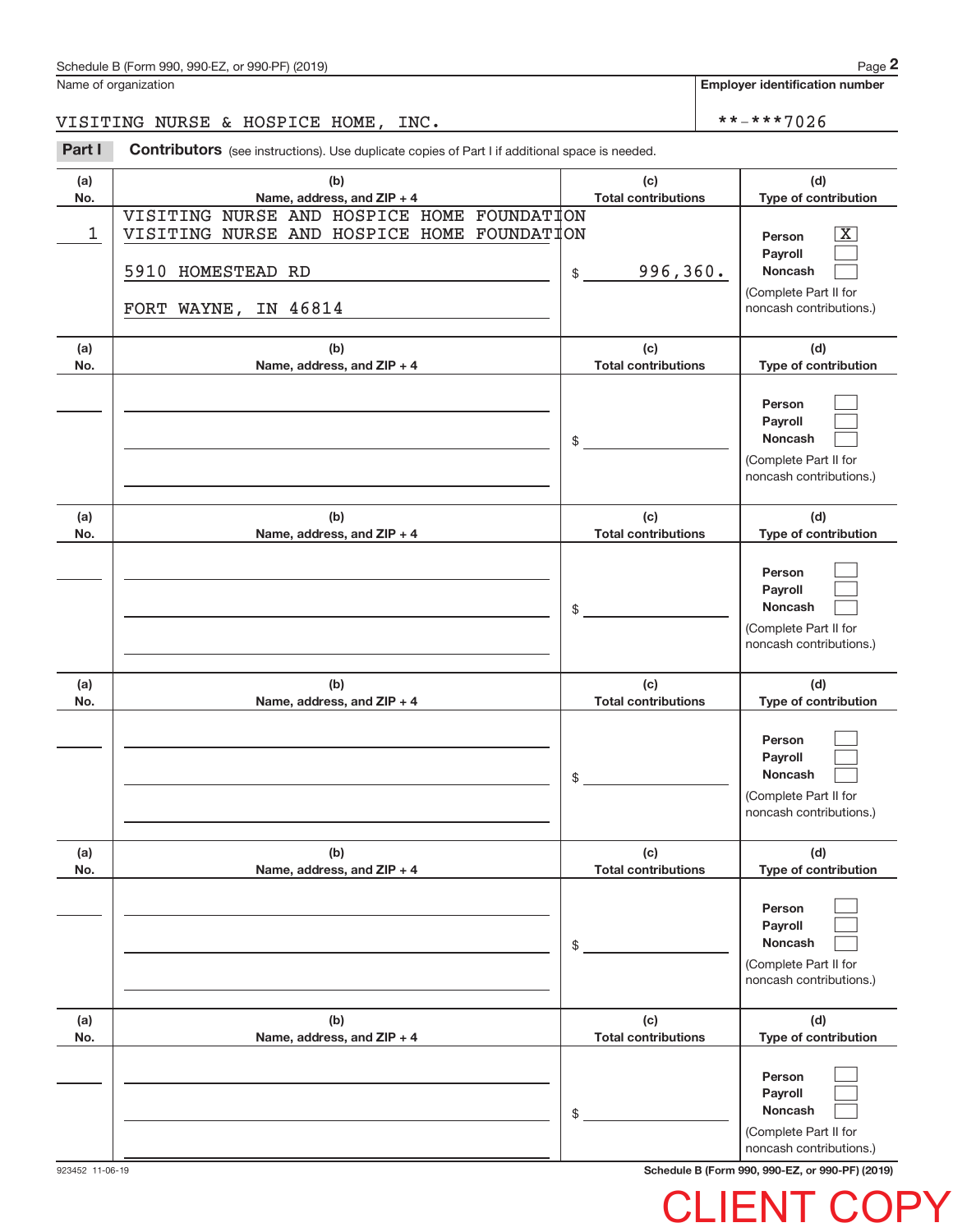Schedule B (Form 990, 990-EZ, or 990-PF) (2019)

Name of organization: VISITING NURSE & HOSPICE HOME, INC.

Employer identification number: **-***7026

**Part I** **Contributors** (see instructions). Use duplicate copies of Part I if additional space is needed.

| (a) No. | (b) Name, address, and ZIP + 4 | (c) Total contributions | (d) Type of contribution |
|---|---|---|---|
| 1 | VISITING NURSE AND HOSPICE HOME FOUNDATION<br>VISITING NURSE AND HOSPICE HOME FOUNDATION<br>5910 HOMESTEAD RD<br>FORT WAYNE, IN 46814 | $ 996,360. | Person [X]<br>Payroll [ ]<br>Noncash [ ]<br>(Complete Part II for noncash contributions.) |
| | | $ | Person [ ]<br>Payroll [ ]<br>Noncash [ ]<br>(Complete Part II for noncash contributions.) |
| | | $ | Person [ ]<br>Payroll [ ]<br>Noncash [ ]<br>(Complete Part II for noncash contributions.) |
| | | $ | Person [ ]<br>Payroll [ ]<br>Noncash [ ]<br>(Complete Part II for noncash contributions.) |
| | | $ | Person [ ]<br>Payroll [ ]<br>Noncash [ ]<br>(Complete Part II for noncash contributions.) |
| | | $ | Person [ ]<br>Payroll [ ]<br>Noncash [ ]<br>(Complete Part II for noncash contributions.) |

923452 11-06-19

Schedule B (Form 990, 990-EZ, or 990-PF) (2019)

CLIENT COPY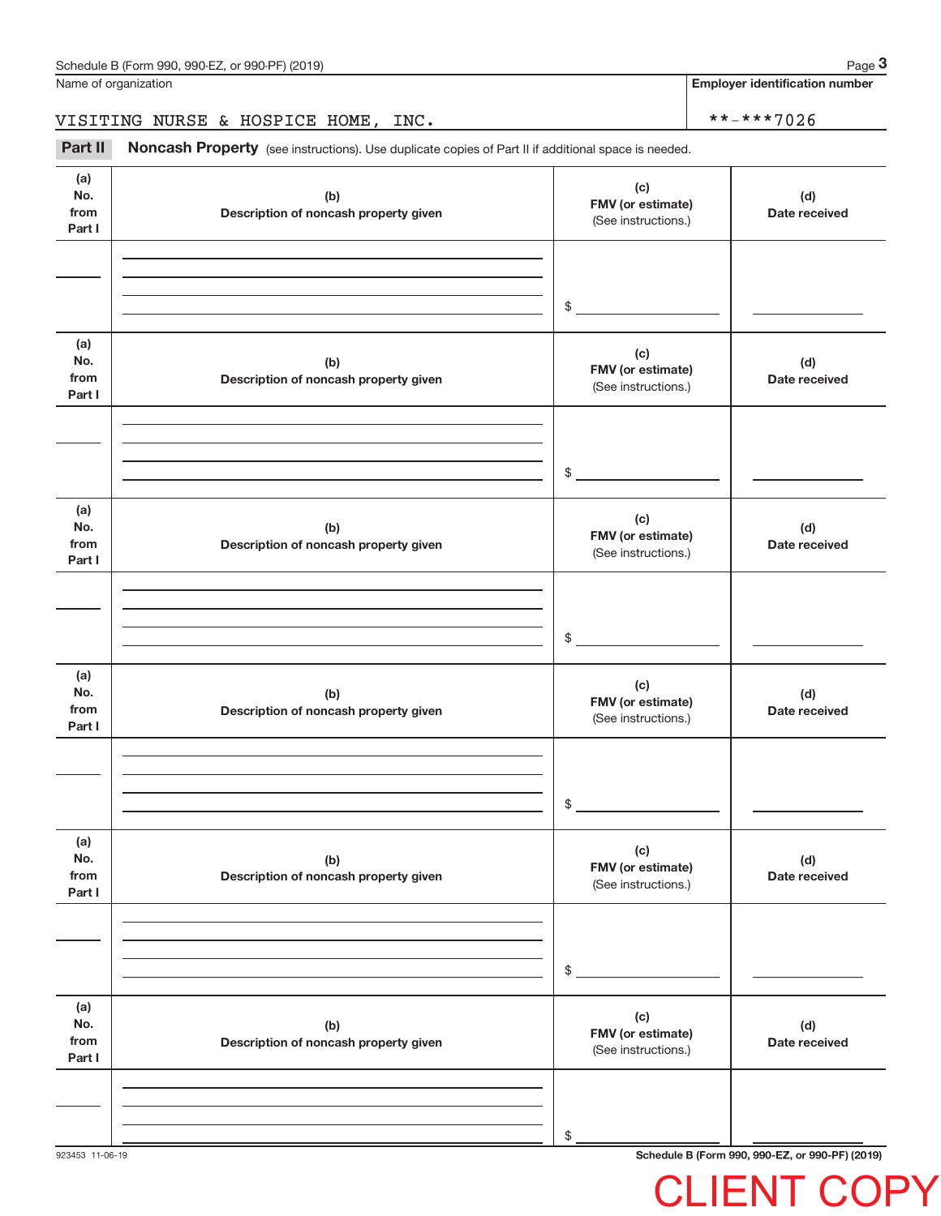Name of organization: VISITING NURSE & HOSPICE HOME, INC.

Employer identification number: **-***7026

## Part II Noncash Property

(see instructions). Use duplicate copies of Part II if additional space is needed.

| (a) No. from Part I | (b) Description of noncash property given | (c) FMV (or estimate) (See instructions.) | (d) Date received |
|---|---|---|---|
| | | $ | |

| (a) No. from Part I | (b) Description of noncash property given | (c) FMV (or estimate) (See instructions.) | (d) Date received |
|---|---|---|---|
| | | $ | |

| (a) No. from Part I | (b) Description of noncash property given | (c) FMV (or estimate) (See instructions.) | (d) Date received |
|---|---|---|---|
| | | $ | |

| (a) No. from Part I | (b) Description of noncash property given | (c) FMV (or estimate) (See instructions.) | (d) Date received |
|---|---|---|---|
| | | $ | |

| (a) No. from Part I | (b) Description of noncash property given | (c) FMV (or estimate) (See instructions.) | (d) Date received |
|---|---|---|---|
| | | $ | |

| (a) No. from Part I | (b) Description of noncash property given | (c) FMV (or estimate) (See instructions.) | (d) Date received |
|---|---|---|---|
| | | $ | |

923453 11-06-19

CLIENT COPY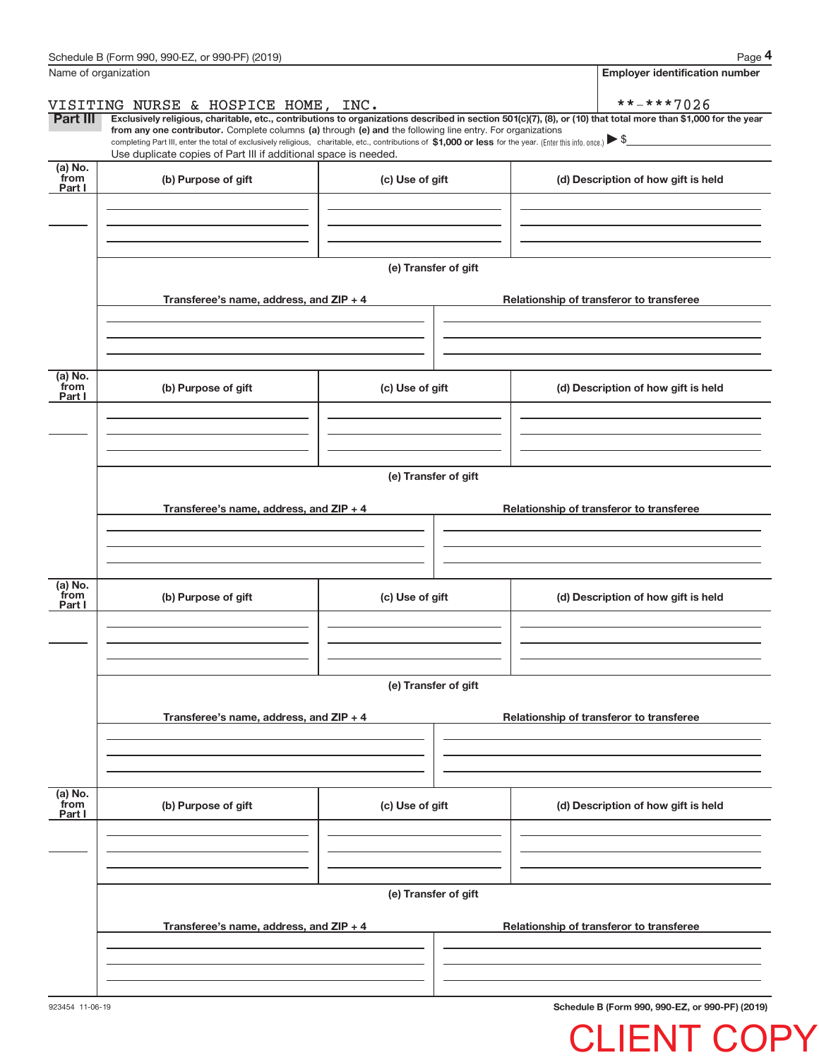Name of organization: VISITING NURSE & HOSPICE HOME, INC.

Employer identification number: **-***7026

**Part III** **Exclusively religious, charitable, etc., contributions to organizations described in section 501(c)(7), (8), or (10) that total more than $1,000 for the year from any one contributor.** Complete columns **(a)** through **(e) and** the following line entry. For organizations completing Part III, enter the total of exclusively religious, charitable, etc., contributions of **$1,000 or less** for the year. (Enter this info. once.) ▶ $

Use duplicate copies of Part III if additional space is needed.

| (a) No. from Part I | (b) Purpose of gift | (c) Use of gift | (d) Description of how gift is held |
|---|---|---|---|
| | | | |

(e) Transfer of gift

| Transferee's name, address, and ZIP + 4 | Relationship of transferor to transferee |
|---|---|
| | |

| (a) No. from Part I | (b) Purpose of gift | (c) Use of gift | (d) Description of how gift is held |
|---|---|---|---|
| | | | |

(e) Transfer of gift

| Transferee's name, address, and ZIP + 4 | Relationship of transferor to transferee |
|---|---|
| | |

| (a) No. from Part I | (b) Purpose of gift | (c) Use of gift | (d) Description of how gift is held |
|---|---|---|---|
| | | | |

(e) Transfer of gift

| Transferee's name, address, and ZIP + 4 | Relationship of transferor to transferee |
|---|---|
| | |

| (a) No. from Part I | (b) Purpose of gift | (c) Use of gift | (d) Description of how gift is held |
|---|---|---|---|
| | | | |

(e) Transfer of gift

| Transferee's name, address, and ZIP + 4 | Relationship of transferor to transferee |
|---|---|
| | |

923454 11-06-19

CLIENT COPY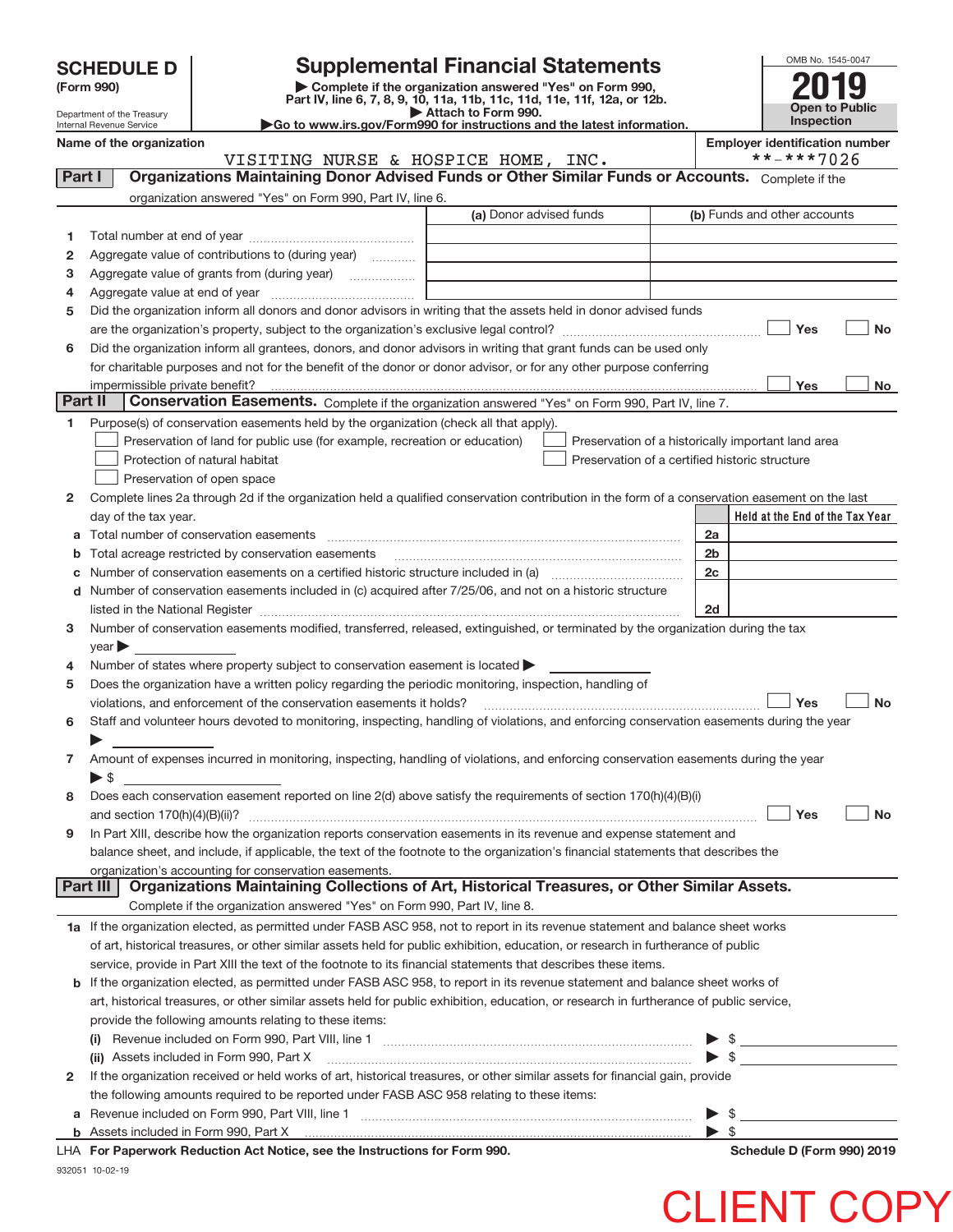# SCHEDULE D (Form 990)

Department of the Treasury
Internal Revenue Service

## Supplemental Financial Statements

▶ Complete if the organization answered "Yes" on Form 990, Part IV, line 6, 7, 8, 9, 10, 11a, 11b, 11c, 11d, 11e, 11f, 12a, or 12b.
▶ Attach to Form 990.
▶Go to www.irs.gov/Form990 for instructions and the latest information.

OMB No. 1545-0047

**2019**

**Open to Public Inspection**

**Name of the organization**
VISITING NURSE & HOSPICE HOME, INC.

**Employer identification number**
**-***7026

**Part I — Organizations Maintaining Donor Advised Funds or Other Similar Funds or Accounts.** Complete if the organization answered "Yes" on Form 990, Part IV, line 6.

| | | (a) Donor advised funds | (b) Funds and other accounts |
|---|---|---|---|
| 1 | Total number at end of year | | |
| 2 | Aggregate value of contributions to (during year) | | |
| 3 | Aggregate value of grants from (during year) | | |
| 4 | Aggregate value at end of year | | |

5 Did the organization inform all donors and donor advisors in writing that the assets held in donor advised funds are the organization's property, subject to the organization's exclusive legal control? ☐ Yes ☐ No

6 Did the organization inform all grantees, donors, and donor advisors in writing that grant funds can be used only for charitable purposes and not for the benefit of the donor or donor advisor, or for any other purpose conferring impermissible private benefit? ☐ Yes ☐ No

**Part II — Conservation Easements.** Complete if the organization answered "Yes" on Form 990, Part IV, line 7.

1 Purpose(s) of conservation easements held by the organization (check all that apply).
- ☐ Preservation of land for public use (for example, recreation or education)
- ☐ Protection of natural habitat
- ☐ Preservation of open space
- ☐ Preservation of a historically important land area
- ☐ Preservation of a certified historic structure

2 Complete lines 2a through 2d if the organization held a qualified conservation contribution in the form of a conservation easement on the last day of the tax year.

| | | | Held at the End of the Tax Year |
|---|---|---|---|
| a | Total number of conservation easements | 2a | |
| b | Total acreage restricted by conservation easements | 2b | |
| c | Number of conservation easements on a certified historic structure included in (a) | 2c | |
| d | Number of conservation easements included in (c) acquired after 7/25/06, and not on a historic structure listed in the National Register | 2d | |

3 Number of conservation easements modified, transferred, released, extinguished, or terminated by the organization during the tax year ▶

4 Number of states where property subject to conservation easement is located ▶

5 Does the organization have a written policy regarding the periodic monitoring, inspection, handling of violations, and enforcement of the conservation easements it holds? ☐ Yes ☐ No

6 Staff and volunteer hours devoted to monitoring, inspecting, handling of violations, and enforcing conservation easements during the year ▶

7 Amount of expenses incurred in monitoring, inspecting, handling of violations, and enforcing conservation easements during the year ▶ $

8 Does each conservation easement reported on line 2(d) above satisfy the requirements of section 170(h)(4)(B)(i) and section 170(h)(4)(B)(ii)? ☐ Yes ☐ No

9 In Part XIII, describe how the organization reports conservation easements in its revenue and expense statement and balance sheet, and include, if applicable, the text of the footnote to the organization's financial statements that describes the organization's accounting for conservation easements.

**Part III — Organizations Maintaining Collections of Art, Historical Treasures, or Other Similar Assets.** Complete if the organization answered "Yes" on Form 990, Part IV, line 8.

1a If the organization elected, as permitted under FASB ASC 958, not to report in its revenue statement and balance sheet works of art, historical treasures, or other similar assets held for public exhibition, education, or research in furtherance of public service, provide in Part XIII the text of the footnote to its financial statements that describes these items.

b If the organization elected, as permitted under FASB ASC 958, to report in its revenue statement and balance sheet works of art, historical treasures, or other similar assets held for public exhibition, education, or research in furtherance of public service, provide the following amounts relating to these items:

(i) Revenue included on Form 990, Part VIII, line 1 ▶ $

(ii) Assets included in Form 990, Part X ▶ $

2 If the organization received or held works of art, historical treasures, or other similar assets for financial gain, provide the following amounts required to be reported under FASB ASC 958 relating to these items:

a Revenue included on Form 990, Part VIII, line 1 ▶ $

b Assets included in Form 990, Part X ▶ $

LHA **For Paperwork Reduction Act Notice, see the Instructions for Form 990.** **Schedule D (Form 990) 2019**

932051 10-02-19

CLIENT COPY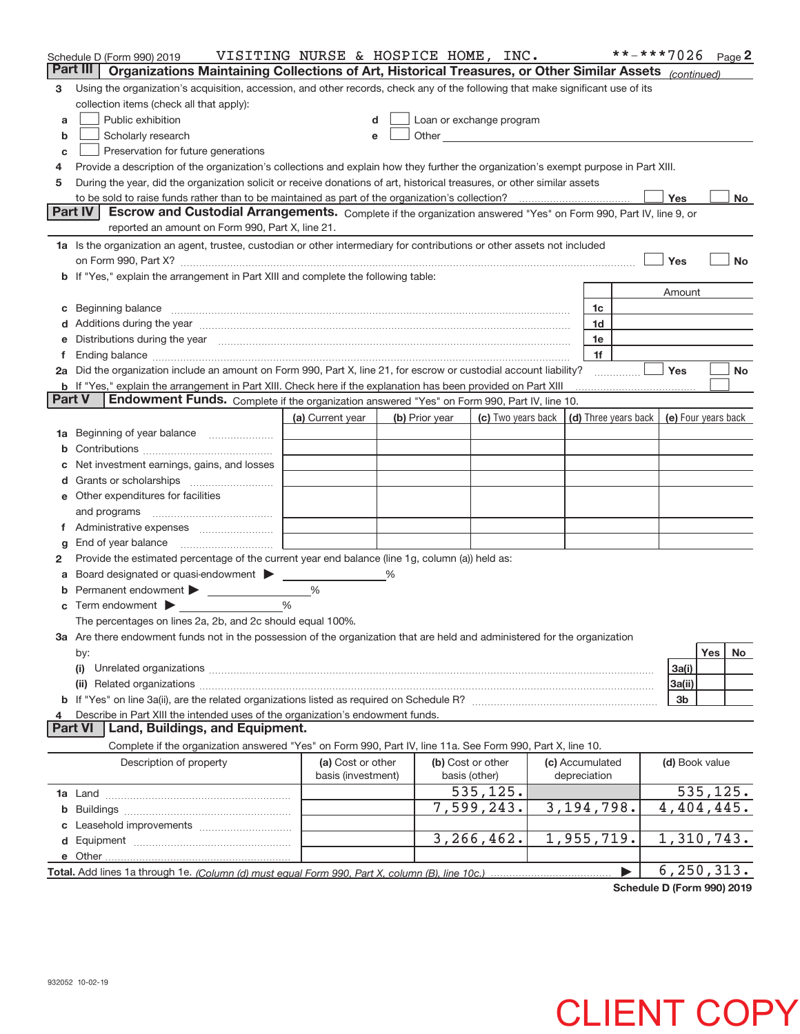Schedule D (Form 990) 2019 VISITING NURSE & HOSPICE HOME, INC. **-***7026 Page 2

## Part III Organizations Maintaining Collections of Art, Historical Treasures, or Other Similar Assets *(continued)*

3 Using the organization's acquisition, accession, and other records, check any of the following that make significant use of its collection items (check all that apply):

- a ☐ Public exhibition
- b ☐ Scholarly research
- c ☐ Preservation for future generations
- d ☐ Loan or exchange program
- e ☐ Other

4 Provide a description of the organization's collections and explain how they further the organization's exempt purpose in Part XIII.

5 During the year, did the organization solicit or receive donations of art, historical treasures, or other similar assets to be sold to raise funds rather than to be maintained as part of the organization's collection? ☐ Yes ☐ No

## Part IV Escrow and Custodial Arrangements.

Complete if the organization answered "Yes" on Form 990, Part IV, line 9, or reported an amount on Form 990, Part X, line 21.

1a Is the organization an agent, trustee, custodian or other intermediary for contributions or other assets not included on Form 990, Part X? ☐ Yes ☐ No

b If "Yes," explain the arrangement in Part XIII and complete the following table:

| | | Amount |
|---|---|---|
| c Beginning balance | 1c | |
| d Additions during the year | 1d | |
| e Distributions during the year | 1e | |
| f Ending balance | 1f | |

2a Did the organization include an amount on Form 990, Part X, line 21, for escrow or custodial account liability? ☐ Yes ☐ No

b If "Yes," explain the arrangement in Part XIII. Check here if the explanation has been provided on Part XIII ☐

## Part V Endowment Funds.

Complete if the organization answered "Yes" on Form 990, Part IV, line 10.

| | (a) Current year | (b) Prior year | (c) Two years back | (d) Three years back | (e) Four years back |
|---|---|---|---|---|---|
| 1a Beginning of year balance | | | | | |
| b Contributions | | | | | |
| c Net investment earnings, gains, and losses | | | | | |
| d Grants or scholarships | | | | | |
| e Other expenditures for facilities and programs | | | | | |
| f Administrative expenses | | | | | |
| g End of year balance | | | | | |

2 Provide the estimated percentage of the current year end balance (line 1g, column (a)) held as:

- a Board designated or quasi-endowment ▶ ______ %
- b Permanent endowment ▶ ______ %
- c Term endowment ▶ ______ %

The percentages on lines 2a, 2b, and 2c should equal 100%.

3a Are there endowment funds not in the possession of the organization that are held and administered for the organization by:

| | | Yes | No |
|---|---|---|---|
| (i) Unrelated organizations | 3a(i) | | |
| (ii) Related organizations | 3a(ii) | | |
| b If "Yes" on line 3a(ii), are the related organizations listed as required on Schedule R? | 3b | | |

4 Describe in Part XIII the intended uses of the organization's endowment funds.

## Part VI Land, Buildings, and Equipment.

Complete if the organization answered "Yes" on Form 990, Part IV, line 11a. See Form 990, Part X, line 10.

| Description of property | (a) Cost or other basis (investment) | (b) Cost or other basis (other) | (c) Accumulated depreciation | (d) Book value |
|---|---|---|---|---|
| 1a Land | | 535,125. | | 535,125. |
| b Buildings | | 7,599,243. | 3,194,798. | 4,404,445. |
| c Leasehold improvements | | | | |
| d Equipment | | 3,266,462. | 1,955,719. | 1,310,743. |
| e Other | | | | |
| **Total.** Add lines 1a through 1e. *(Column (d) must equal Form 990, Part X, column (B), line 10c.)* | | | ▶ | 6,250,313. |

**Schedule D (Form 990) 2019**

932052 10-02-19

CLIENT COPY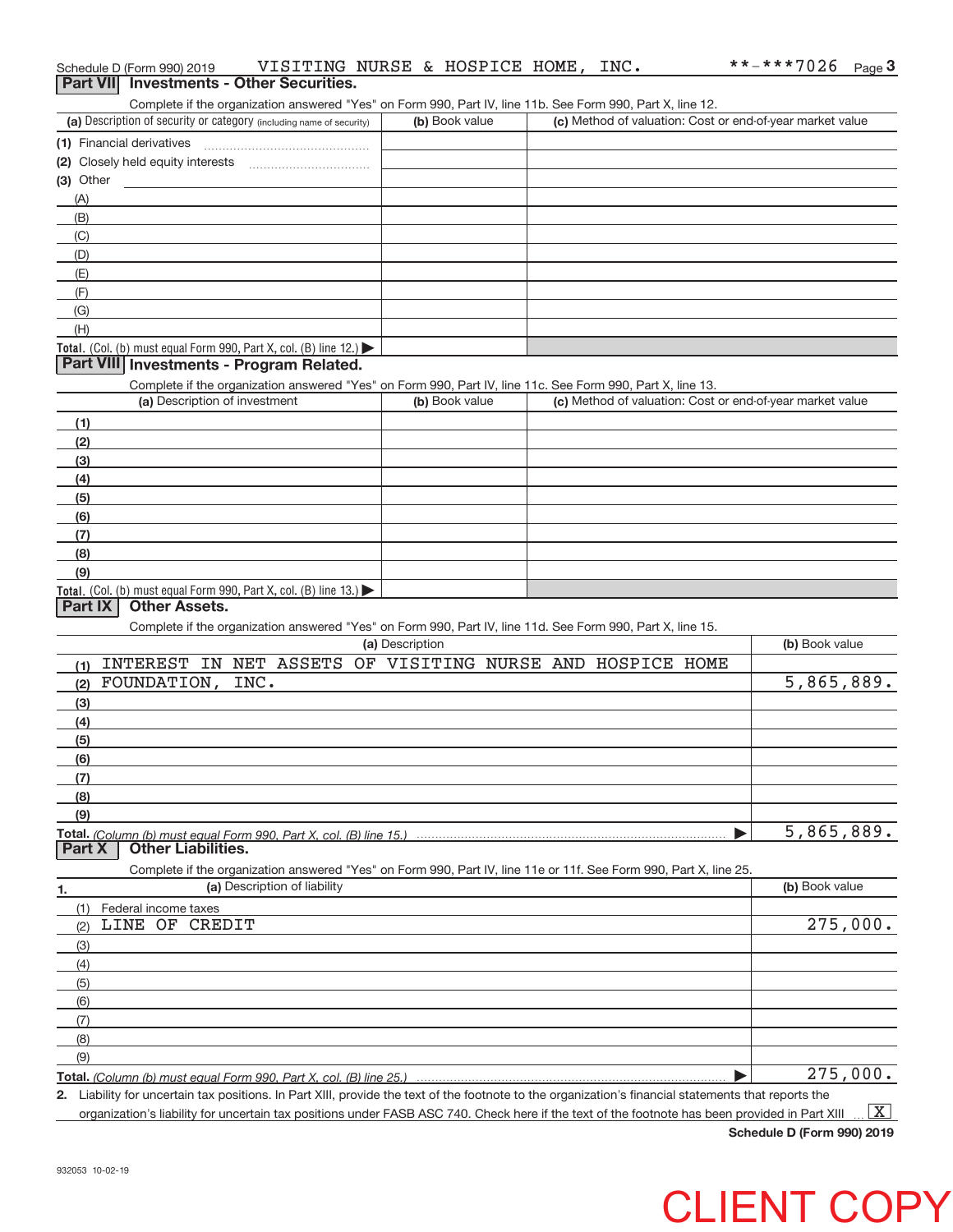Schedule D (Form 990) 2019 VISITING NURSE & HOSPICE HOME, INC. **-***7026 Page 3

## Part VII Investments - Other Securities.

Complete if the organization answered "Yes" on Form 990, Part IV, line 11b. See Form 990, Part X, line 12.

| (a) Description of security or category (including name of security) | (b) Book value | (c) Method of valuation: Cost or end-of-year market value |
|---|---|---|
| (1) Financial derivatives | | |
| (2) Closely held equity interests | | |
| (3) Other | | |
| (A) | | |
| (B) | | |
| (C) | | |
| (D) | | |
| (E) | | |
| (F) | | |
| (G) | | |
| (H) | | |
| Total. (Col. (b) must equal Form 990, Part X, col. (B) line 12.) ▶ | | |

## Part VIII Investments - Program Related.

Complete if the organization answered "Yes" on Form 990, Part IV, line 11c. See Form 990, Part X, line 13.

| (a) Description of investment | (b) Book value | (c) Method of valuation: Cost or end-of-year market value |
|---|---|---|
| (1) | | |
| (2) | | |
| (3) | | |
| (4) | | |
| (5) | | |
| (6) | | |
| (7) | | |
| (8) | | |
| (9) | | |
| Total. (Col. (b) must equal Form 990, Part X, col. (B) line 13.) ▶ | | |

## Part IX Other Assets.

Complete if the organization answered "Yes" on Form 990, Part IV, line 11d. See Form 990, Part X, line 15.

| (a) Description | (b) Book value |
|---|---|
| (1) INTEREST IN NET ASSETS OF VISITING NURSE AND HOSPICE HOME | |
| (2) FOUNDATION, INC. | 5,865,889. |
| (3) | |
| (4) | |
| (5) | |
| (6) | |
| (7) | |
| (8) | |
| (9) | |
| Total. (Column (b) must equal Form 990, Part X, col. (B) line 15.) ▶ | 5,865,889. |

## Part X Other Liabilities.

Complete if the organization answered "Yes" on Form 990, Part IV, line 11e or 11f. See Form 990, Part X, line 25.

| 1. (a) Description of liability | (b) Book value |
|---|---|
| (1) Federal income taxes | |
| (2) LINE OF CREDIT | 275,000. |
| (3) | |
| (4) | |
| (5) | |
| (6) | |
| (7) | |
| (8) | |
| (9) | |
| Total. (Column (b) must equal Form 990, Part X, col. (B) line 25.) ▶ | 275,000. |

2. Liability for uncertain tax positions. In Part XIII, provide the text of the footnote to the organization's financial statements that reports the organization's liability for uncertain tax positions under FASB ASC 740. Check here if the text of the footnote has been provided in Part XIII ... [X]

Schedule D (Form 990) 2019

932053 10-02-19

CLIENT COPY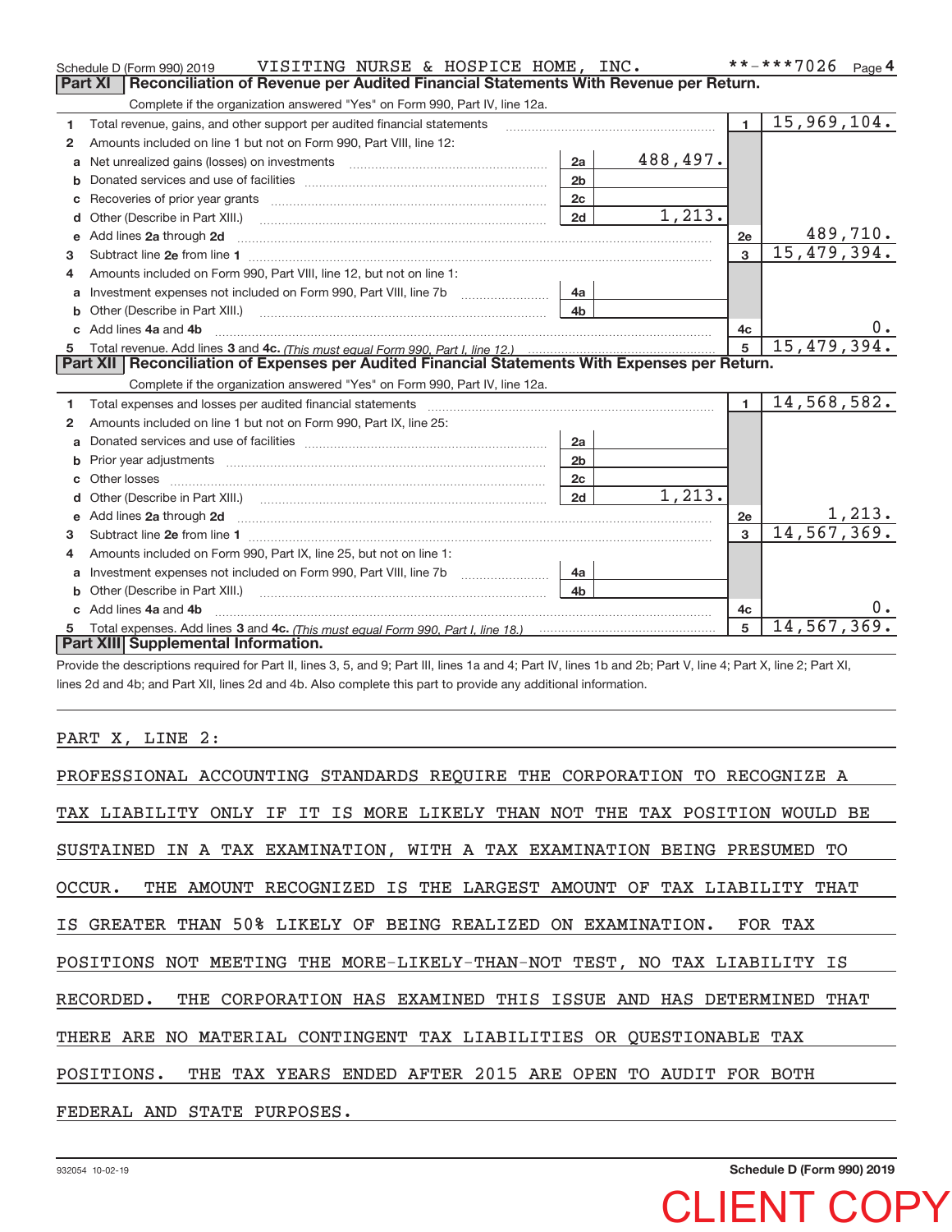Schedule D (Form 990) 2019 VISITING NURSE & HOSPICE HOME, INC. **-***7026 Page 4

## Part XI Reconciliation of Revenue per Audited Financial Statements With Revenue per Return.

Complete if the organization answered "Yes" on Form 990, Part IV, line 12a.

| | | | | | |
|---|---|---|---|---|---|
| 1 | Total revenue, gains, and other support per audited financial statements | | | 1 | 15,969,104. |
| 2 | Amounts included on line 1 but not on Form 990, Part VIII, line 12: | | | | |
| a | Net unrealized gains (losses) on investments | 2a | 488,497. | | |
| b | Donated services and use of facilities | 2b | | | |
| c | Recoveries of prior year grants | 2c | | | |
| d | Other (Describe in Part XIII.) | 2d | 1,213. | | |
| e | Add lines 2a through 2d | | | 2e | 489,710. |
| 3 | Subtract line 2e from line 1 | | | 3 | 15,479,394. |
| 4 | Amounts included on Form 990, Part VIII, line 12, but not on line 1: | | | | |
| a | Investment expenses not included on Form 990, Part VIII, line 7b | 4a | | | |
| b | Other (Describe in Part XIII.) | 4b | | | |
| c | Add lines 4a and 4b | | | 4c | 0. |
| 5 | Total revenue. Add lines 3 and 4c. *(This must equal Form 990, Part I, line 12.)* | | | 5 | 15,479,394. |

## Part XII Reconciliation of Expenses per Audited Financial Statements With Expenses per Return.

Complete if the organization answered "Yes" on Form 990, Part IV, line 12a.

| | | | | | |
|---|---|---|---|---|---|
| 1 | Total expenses and losses per audited financial statements | | | 1 | 14,568,582. |
| 2 | Amounts included on line 1 but not on Form 990, Part IX, line 25: | | | | |
| a | Donated services and use of facilities | 2a | | | |
| b | Prior year adjustments | 2b | | | |
| c | Other losses | 2c | | | |
| d | Other (Describe in Part XIII.) | 2d | 1,213. | | |
| e | Add lines 2a through 2d | | | 2e | 1,213. |
| 3 | Subtract line 2e from line 1 | | | 3 | 14,567,369. |
| 4 | Amounts included on Form 990, Part IX, line 25, but not on line 1: | | | | |
| a | Investment expenses not included on Form 990, Part VIII, line 7b | 4a | | | |
| b | Other (Describe in Part XIII.) | 4b | | | |
| c | Add lines 4a and 4b | | | 4c | 0. |
| 5 | Total expenses. Add lines 3 and 4c. *(This must equal Form 990, Part I, line 18.)* | | | 5 | 14,567,369. |

## Part XIII Supplemental Information.

Provide the descriptions required for Part II, lines 3, 5, and 9; Part III, lines 1a and 4; Part IV, lines 1b and 2b; Part V, line 4; Part X, line 2; Part XI, lines 2d and 4b; and Part XII, lines 2d and 4b. Also complete this part to provide any additional information.

PART X, LINE 2:

PROFESSIONAL ACCOUNTING STANDARDS REQUIRE THE CORPORATION TO RECOGNIZE A TAX LIABILITY ONLY IF IT IS MORE LIKELY THAN NOT THE TAX POSITION WOULD BE SUSTAINED IN A TAX EXAMINATION, WITH A TAX EXAMINATION BEING PRESUMED TO OCCUR. THE AMOUNT RECOGNIZED IS THE LARGEST AMOUNT OF TAX LIABILITY THAT IS GREATER THAN 50% LIKELY OF BEING REALIZED ON EXAMINATION. FOR TAX POSITIONS NOT MEETING THE MORE-LIKELY-THAN-NOT TEST, NO TAX LIABILITY IS RECORDED. THE CORPORATION HAS EXAMINED THIS ISSUE AND HAS DETERMINED THAT THERE ARE NO MATERIAL CONTINGENT TAX LIABILITIES OR QUESTIONABLE TAX POSITIONS. THE TAX YEARS ENDED AFTER 2015 ARE OPEN TO AUDIT FOR BOTH FEDERAL AND STATE PURPOSES.

932054 10-02-19 Schedule D (Form 990) 2019

CLIENT COPY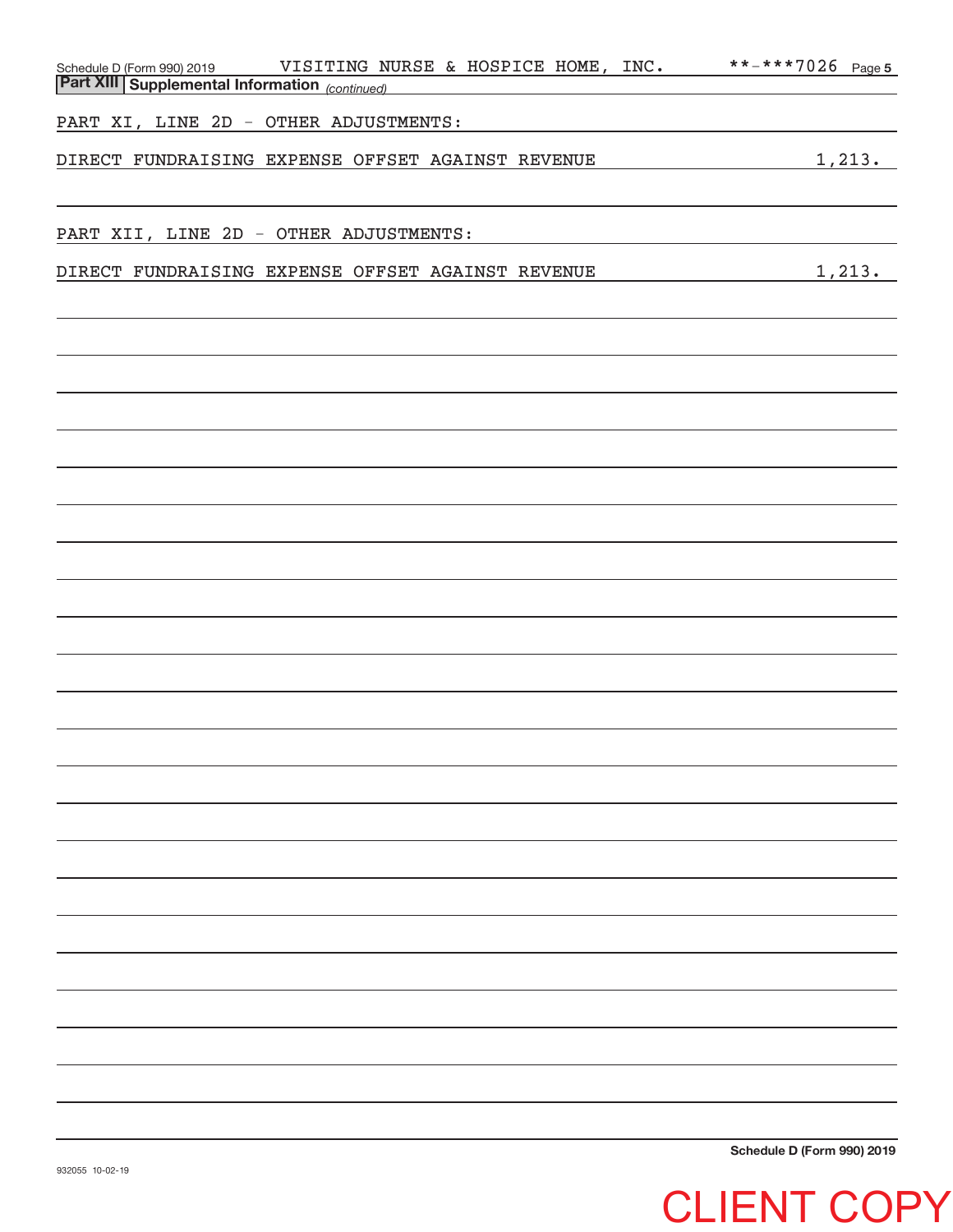## Part XIII Supplemental Information *(continued)*

PART XI, LINE 2D - OTHER ADJUSTMENTS:

| | |
|---|---|
| DIRECT FUNDRAISING EXPENSE OFFSET AGAINST REVENUE | 1,213. |

PART XII, LINE 2D - OTHER ADJUSTMENTS:

| | |
|---|---|
| DIRECT FUNDRAISING EXPENSE OFFSET AGAINST REVENUE | 1,213. |

CLIENT COPY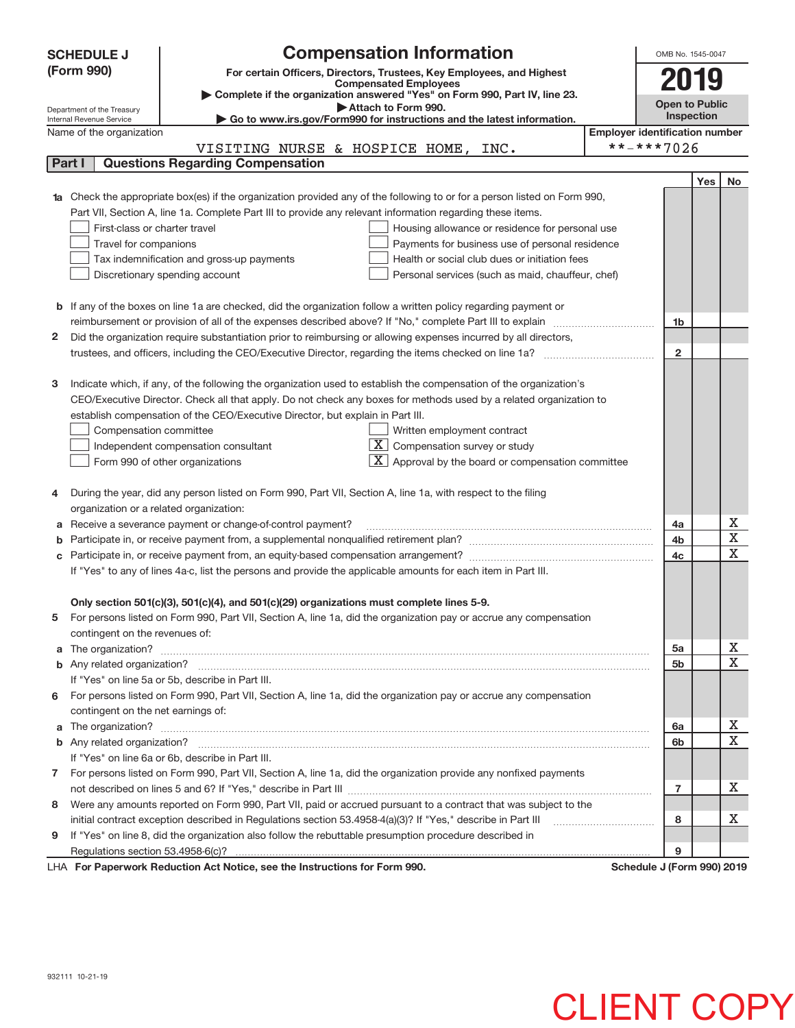# SCHEDULE J (Form 990)

## Compensation Information

**For certain Officers, Directors, Trustees, Key Employees, and Highest Compensated Employees**

▶ Complete if the organization answered "Yes" on Form 990, Part IV, line 23.

▶ Attach to Form 990.

▶ Go to www.irs.gov/Form990 for instructions and the latest information.

Department of the Treasury
Internal Revenue Service

OMB No. 1545-0047

**2019**

**Open to Public Inspection**

Name of the organization: VISITING NURSE & HOSPICE HOME, INC.

Employer identification number: **-***7026

## Part I Questions Regarding Compensation

| | | | Yes | No |
|---|---|---|---|---|
| **1a** | Check the appropriate box(es) if the organization provided any of the following to or for a person listed on Form 990, Part VII, Section A, line 1a. Complete Part III to provide any relevant information regarding these items.<br>☐ First-class or charter travel<br>☐ Travel for companions<br>☐ Tax indemnification and gross-up payments<br>☐ Discretionary spending account<br>☐ Housing allowance or residence for personal use<br>☐ Payments for business use of personal residence<br>☐ Health or social club dues or initiation fees<br>☐ Personal services (such as maid, chauffeur, chef) | | | |
| **b** | If any of the boxes on line 1a are checked, did the organization follow a written policy regarding payment or reimbursement or provision of all of the expenses described above? If "No," complete Part III to explain | 1b | | |
| **2** | Did the organization require substantiation prior to reimbursing or allowing expenses incurred by all directors, trustees, and officers, including the CEO/Executive Director, regarding the items checked on line 1a? | 2 | | |
| **3** | Indicate which, if any, of the following the organization used to establish the compensation of the organization's CEO/Executive Director. Check all that apply. Do not check any boxes for methods used by a related organization to establish compensation of the CEO/Executive Director, but explain in Part III.<br>☐ Compensation committee<br>☐ Independent compensation consultant<br>☐ Form 990 of other organizations<br>☐ Written employment contract<br>☒ Compensation survey or study<br>☒ Approval by the board or compensation committee | | | |
| **4** | During the year, did any person listed on Form 990, Part VII, Section A, line 1a, with respect to the filing organization or a related organization: | | | |
| **a** | Receive a severance payment or change-of-control payment? | 4a | | X |
| **b** | Participate in, or receive payment from, a supplemental nonqualified retirement plan? | 4b | | X |
| **c** | Participate in, or receive payment from, an equity-based compensation arrangement? | 4c | | X |
| | If "Yes" to any of lines 4a-c, list the persons and provide the applicable amounts for each item in Part III. | | | |
| | **Only section 501(c)(3), 501(c)(4), and 501(c)(29) organizations must complete lines 5-9.** | | | |
| **5** | For persons listed on Form 990, Part VII, Section A, line 1a, did the organization pay or accrue any compensation contingent on the revenues of: | | | |
| **a** | The organization? | 5a | | X |
| **b** | Any related organization? | 5b | | X |
| | If "Yes" on line 5a or 5b, describe in Part III. | | | |
| **6** | For persons listed on Form 990, Part VII, Section A, line 1a, did the organization pay or accrue any compensation contingent on the net earnings of: | | | |
| **a** | The organization? | 6a | | X |
| **b** | Any related organization? | 6b | | X |
| | If "Yes" on line 6a or 6b, describe in Part III. | | | |
| **7** | For persons listed on Form 990, Part VII, Section A, line 1a, did the organization provide any nonfixed payments not described on lines 5 and 6? If "Yes," describe in Part III | 7 | | X |
| **8** | Were any amounts reported on Form 990, Part VII, paid or accrued pursuant to a contract that was subject to the initial contract exception described in Regulations section 53.4958-4(a)(3)? If "Yes," describe in Part III | 8 | | X |
| **9** | If "Yes" on line 8, did the organization also follow the rebuttable presumption procedure described in Regulations section 53.4958-6(c)? | 9 | | |

LHA **For Paperwork Reduction Act Notice, see the Instructions for Form 990.** **Schedule J (Form 990) 2019**

932111 10-21-19

CLIENT COPY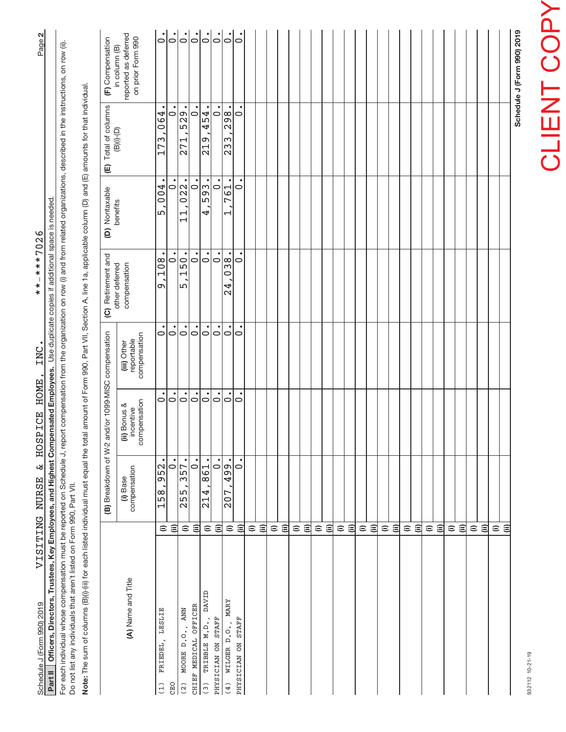Schedule J (Form 990) 2019 VISITING NURSE & HOSPICE HOME, INC. **-***7026

## Part II Officers, Directors, Trustees, Key Employees, and Highest Compensated Employees. Use duplicate copies if additional space is needed.

For each individual whose compensation must be reported on Schedule J, report compensation from the organization on row (i) and from related organizations, described in the instructions, on row (ii). Do not list any individuals that aren't listed on Form 990, Part VII.

**Note:** The sum of columns (B)(i)-(iii) for each listed individual must equal the total amount of Form 990, Part VII, Section A, line 1a, applicable column (D) and (E) amounts for that individual.

| (A) Name and Title | | (B) Breakdown of W-2 and/or 1099-MISC compensation | | | (C) Retirement and other deferred compensation | (D) Nontaxable benefits | (E) Total of columns (B)(i)-(D) | (F) Compensation in column (B) reported as deferred on prior Form 990 |
|---|---|---|---|---|---|---|---|---|
| | | (i) Base compensation | (ii) Bonus & incentive compensation | (iii) Other reportable compensation | | | | |
| (1) FRIEDEL, LESLIE | (i) | 158,952. | 0. | 0. | 9,108. | 5,004. | 173,064. | 0. |
| CEO | (ii) | 0. | 0. | 0. | 0. | 0. | 0. | 0. |
| (2) MOORE D.O., ANN | (i) | 255,357. | 0. | 0. | 5,150. | 11,022. | 271,529. | 0. |
| CHIEF MEDICAL OFFICER | (ii) | 0. | 0. | 0. | 0. | 0. | 0. | 0. |
| (3) TRIBBLE M.D., DAVID | (i) | 214,861. | 0. | 0. | 0. | 4,593. | 219,454. | 0. |
| PHYSICIAN ON STAFF | (ii) | 0. | 0. | 0. | 0. | 0. | 0. | 0. |
| (4) WILGER D.O., MARY | (i) | 207,499. | 0. | 0. | 24,038. | 1,761. | 233,298. | 0. |
| PHYSICIAN ON STAFF | (ii) | 0. | 0. | 0. | 0. | 0. | 0. | 0. |

932112 10-21-19

Schedule J (Form 990) 2019

CLIENT COPY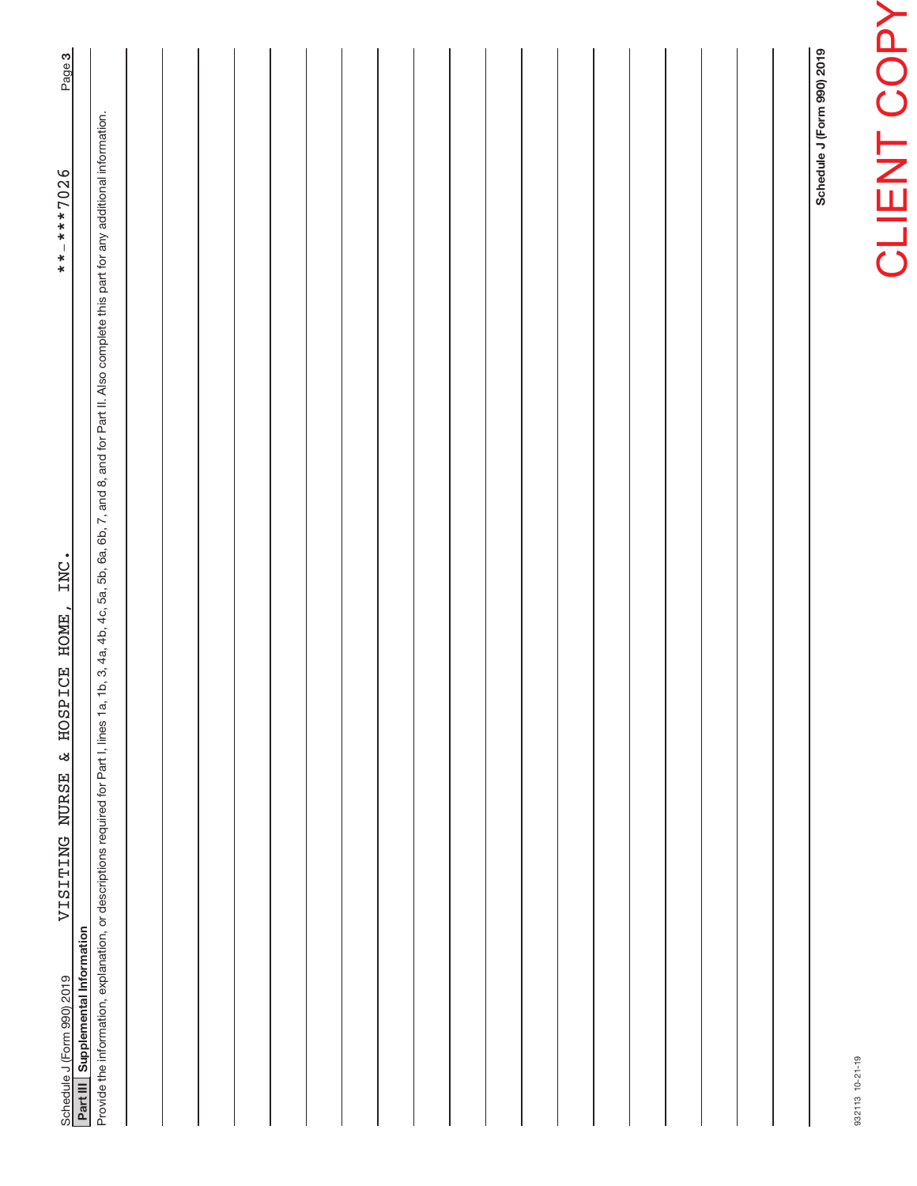Schedule J (Form 990) 2019 VISITING NURSE & HOSPICE HOME, INC. **-***7026

## Part III Supplemental Information

Provide the information, explanation, or descriptions required for Part I, lines 1a, 1b, 3, 4a, 4b, 4c, 5a, 5b, 6a, 6b, 7, and 8, and for Part II. Also complete this part for any additional information.

932113 10-21-19

CLIENT COPY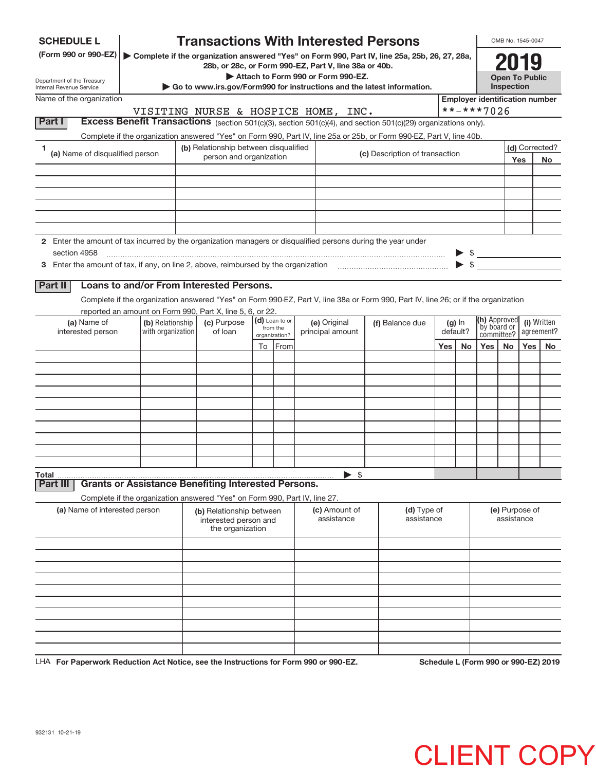**SCHEDULE L** (Form 990 or 990-EZ)

Department of the Treasury
Internal Revenue Service

# Transactions With Interested Persons

▶ Complete if the organization answered "Yes" on Form 990, Part IV, line 25a, 25b, 26, 27, 28a, 28b, or 28c, or Form 990-EZ, Part V, line 38a or 40b.
▶ Attach to Form 990 or Form 990-EZ.
▶ Go to www.irs.gov/Form990 for instructions and the latest information.

OMB No. 1545-0047

**2019**

**Open To Public Inspection**

Name of the organization: VISITING NURSE & HOSPICE HOME, INC.

Employer identification number: **-***7026

## Part I Excess Benefit Transactions (section 501(c)(3), section 501(c)(4), and section 501(c)(29) organizations only).

Complete if the organization answered "Yes" on Form 990, Part IV, line 25a or 25b, or Form 990-EZ, Part V, line 40b.

| 1 (a) Name of disqualified person | (b) Relationship between disqualified person and organization | (c) Description of transaction | (d) Corrected? Yes | No |
|---|---|---|---|---|
| | | | | |
| | | | | |
| | | | | |
| | | | | |
| | | | | |
| | | | | |

2 Enter the amount of tax incurred by the organization managers or disqualified persons during the year under section 4958 ▶ $

3 Enter the amount of tax, if any, on line 2, above, reimbursed by the organization ▶ $

## Part II Loans to and/or From Interested Persons.

Complete if the organization answered "Yes" on Form 990-EZ, Part V, line 38a or Form 990, Part IV, line 26; or if the organization reported an amount on Form 990, Part X, line 5, 6, or 22.

| (a) Name of interested person | (b) Relationship with organization | (c) Purpose of loan | (d) Loan to or from the organization? To | From | (e) Original principal amount | (f) Balance due | (g) In default? Yes | No | (h) Approved by board or committee? Yes | No | (i) Written agreement? Yes | No |
|---|---|---|---|---|---|---|---|---|---|---|---|---|
| | | | | | | | | | | | | |
| | | | | | | | | | | | | |
| | | | | | | | | | | | | |
| | | | | | | | | | | | | |
| | | | | | | | | | | | | |
| | | | | | | | | | | | | |
| | | | | | | | | | | | | |
| | | | | | | | | | | | | |
| | | | | | | | | | | | | |
| | | | | | | | | | | | | |
| Total | | | | | ▶ $ | | | | | | | |

## Part III Grants or Assistance Benefiting Interested Persons.

Complete if the organization answered "Yes" on Form 990, Part IV, line 27.

| (a) Name of interested person | (b) Relationship between interested person and the organization | (c) Amount of assistance | (d) Type of assistance | (e) Purpose of assistance |
|---|---|---|---|---|
| | | | | |
| | | | | |
| | | | | |
| | | | | |
| | | | | |
| | | | | |
| | | | | |
| | | | | |
| | | | | |
| | | | | |

LHA For Paperwork Reduction Act Notice, see the Instructions for Form 990 or 990-EZ. Schedule L (Form 990 or 990-EZ) 2019

932131 10-21-19

CLIENT COPY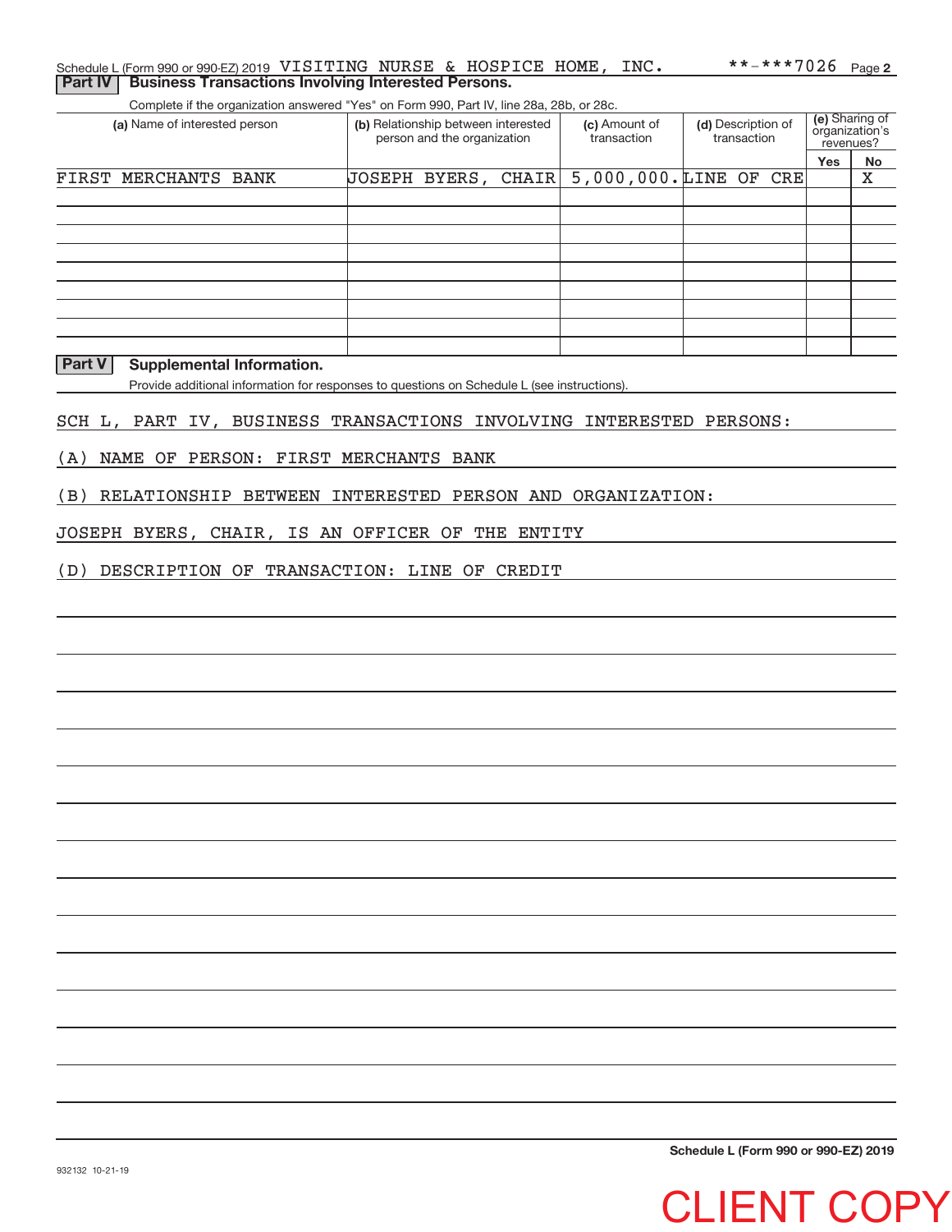Schedule L (Form 990 or 990-EZ) 2019 VISITING NURSE & HOSPICE HOME, INC. **-***7026 Page 2

## Part IV Business Transactions Involving Interested Persons.

Complete if the organization answered "Yes" on Form 990, Part IV, line 28a, 28b, or 28c.

| (a) Name of interested person | (b) Relationship between interested person and the organization | (c) Amount of transaction | (d) Description of transaction | (e) Sharing of organization's revenues? | |
|---|---|---|---|---|---|
| | | | | Yes | No |
| FIRST MERCHANTS BANK | JOSEPH BYERS, CHAIR | 5,000,000. | LINE OF CRE | | X |
| | | | | | |
| | | | | | |
| | | | | | |
| | | | | | |
| | | | | | |
| | | | | | |
| | | | | | |
| | | | | | |
| | | | | | |

## Part V Supplemental Information.

Provide additional information for responses to questions on Schedule L (see instructions).

SCH L, PART IV, BUSINESS TRANSACTIONS INVOLVING INTERESTED PERSONS:

(A) NAME OF PERSON: FIRST MERCHANTS BANK

(B) RELATIONSHIP BETWEEN INTERESTED PERSON AND ORGANIZATION:

JOSEPH BYERS, CHAIR, IS AN OFFICER OF THE ENTITY

(D) DESCRIPTION OF TRANSACTION: LINE OF CREDIT

Schedule L (Form 990 or 990-EZ) 2019

932132 10-21-19

CLIENT COPY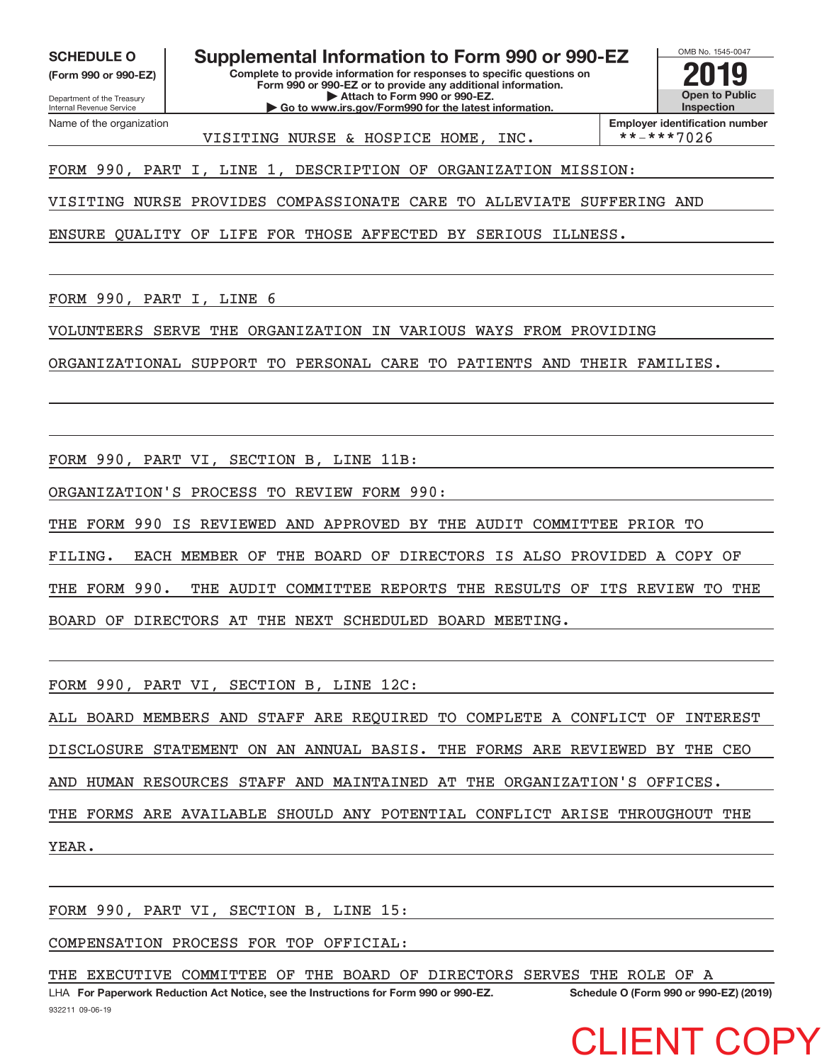**SCHEDULE O (Form 990 or 990-EZ)**

Department of the Treasury
Internal Revenue Service

# Supplemental Information to Form 990 or 990-EZ

**Complete to provide information for responses to specific questions on Form 990 or 990-EZ or to provide any additional information.**
**▶ Attach to Form 990 or 990-EZ.**
**▶ Go to www.irs.gov/Form990 for the latest information.**

OMB No. 1545-0047

**2019**

**Open to Public Inspection**

Name of the organization: VISITING NURSE & HOSPICE HOME, INC.

**Employer identification number** **-***7026

FORM 990, PART I, LINE 1, DESCRIPTION OF ORGANIZATION MISSION:

VISITING NURSE PROVIDES COMPASSIONATE CARE TO ALLEVIATE SUFFERING AND ENSURE QUALITY OF LIFE FOR THOSE AFFECTED BY SERIOUS ILLNESS.

FORM 990, PART I, LINE 6

VOLUNTEERS SERVE THE ORGANIZATION IN VARIOUS WAYS FROM PROVIDING ORGANIZATIONAL SUPPORT TO PERSONAL CARE TO PATIENTS AND THEIR FAMILIES.

FORM 990, PART VI, SECTION B, LINE 11B:

ORGANIZATION'S PROCESS TO REVIEW FORM 990:

THE FORM 990 IS REVIEWED AND APPROVED BY THE AUDIT COMMITTEE PRIOR TO FILING. EACH MEMBER OF THE BOARD OF DIRECTORS IS ALSO PROVIDED A COPY OF THE FORM 990. THE AUDIT COMMITTEE REPORTS THE RESULTS OF ITS REVIEW TO THE BOARD OF DIRECTORS AT THE NEXT SCHEDULED BOARD MEETING.

FORM 990, PART VI, SECTION B, LINE 12C:

ALL BOARD MEMBERS AND STAFF ARE REQUIRED TO COMPLETE A CONFLICT OF INTEREST DISCLOSURE STATEMENT ON AN ANNUAL BASIS. THE FORMS ARE REVIEWED BY THE CEO AND HUMAN RESOURCES STAFF AND MAINTAINED AT THE ORGANIZATION'S OFFICES. THE FORMS ARE AVAILABLE SHOULD ANY POTENTIAL CONFLICT ARISE THROUGHOUT THE YEAR.

FORM 990, PART VI, SECTION B, LINE 15:

COMPENSATION PROCESS FOR TOP OFFICIAL:

THE EXECUTIVE COMMITTEE OF THE BOARD OF DIRECTORS SERVES THE ROLE OF A

LHA **For Paperwork Reduction Act Notice, see the Instructions for Form 990 or 990-EZ.** **Schedule O (Form 990 or 990-EZ) (2019)**

932211 09-06-19

CLIENT COPY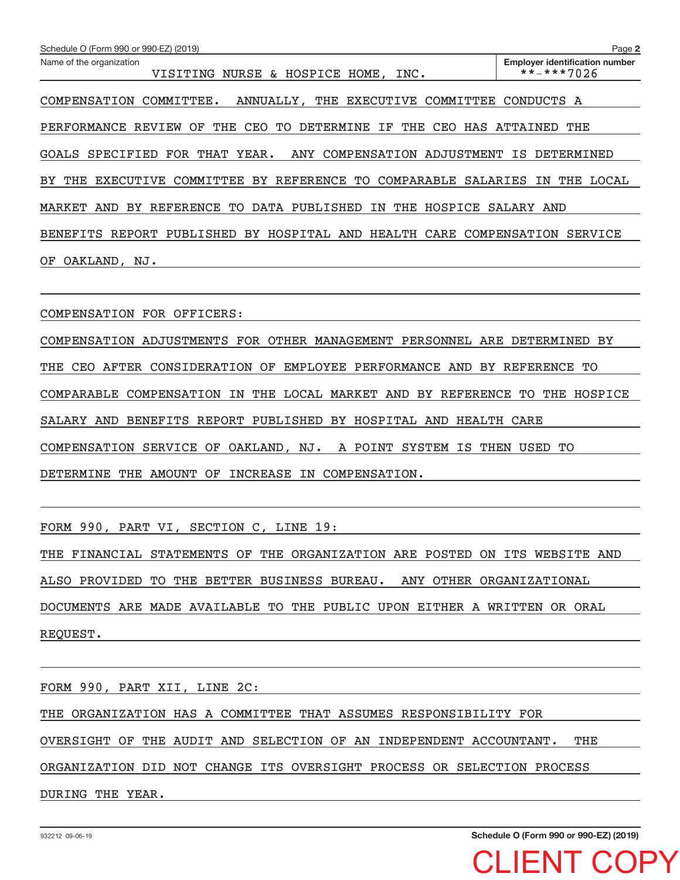Name of the organization: VISITING NURSE & HOSPICE HOME, INC.

Employer identification number: **-***7026

COMPENSATION COMMITTEE. ANNUALLY, THE EXECUTIVE COMMITTEE CONDUCTS A PERFORMANCE REVIEW OF THE CEO TO DETERMINE IF THE CEO HAS ATTAINED THE GOALS SPECIFIED FOR THAT YEAR. ANY COMPENSATION ADJUSTMENT IS DETERMINED BY THE EXECUTIVE COMMITTEE BY REFERENCE TO COMPARABLE SALARIES IN THE LOCAL MARKET AND BY REFERENCE TO DATA PUBLISHED IN THE HOSPICE SALARY AND BENEFITS REPORT PUBLISHED BY HOSPITAL AND HEALTH CARE COMPENSATION SERVICE OF OAKLAND, NJ.

COMPENSATION FOR OFFICERS:

COMPENSATION ADJUSTMENTS FOR OTHER MANAGEMENT PERSONNEL ARE DETERMINED BY THE CEO AFTER CONSIDERATION OF EMPLOYEE PERFORMANCE AND BY REFERENCE TO COMPARABLE COMPENSATION IN THE LOCAL MARKET AND BY REFERENCE TO THE HOSPICE SALARY AND BENEFITS REPORT PUBLISHED BY HOSPITAL AND HEALTH CARE COMPENSATION SERVICE OF OAKLAND, NJ. A POINT SYSTEM IS THEN USED TO DETERMINE THE AMOUNT OF INCREASE IN COMPENSATION.

FORM 990, PART VI, SECTION C, LINE 19:

THE FINANCIAL STATEMENTS OF THE ORGANIZATION ARE POSTED ON ITS WEBSITE AND ALSO PROVIDED TO THE BETTER BUSINESS BUREAU. ANY OTHER ORGANIZATIONAL DOCUMENTS ARE MADE AVAILABLE TO THE PUBLIC UPON EITHER A WRITTEN OR ORAL REQUEST.

FORM 990, PART XII, LINE 2C:

THE ORGANIZATION HAS A COMMITTEE THAT ASSUMES RESPONSIBILITY FOR OVERSIGHT OF THE AUDIT AND SELECTION OF AN INDEPENDENT ACCOUNTANT. THE ORGANIZATION DID NOT CHANGE ITS OVERSIGHT PROCESS OR SELECTION PROCESS DURING THE YEAR.

CLIENT COPY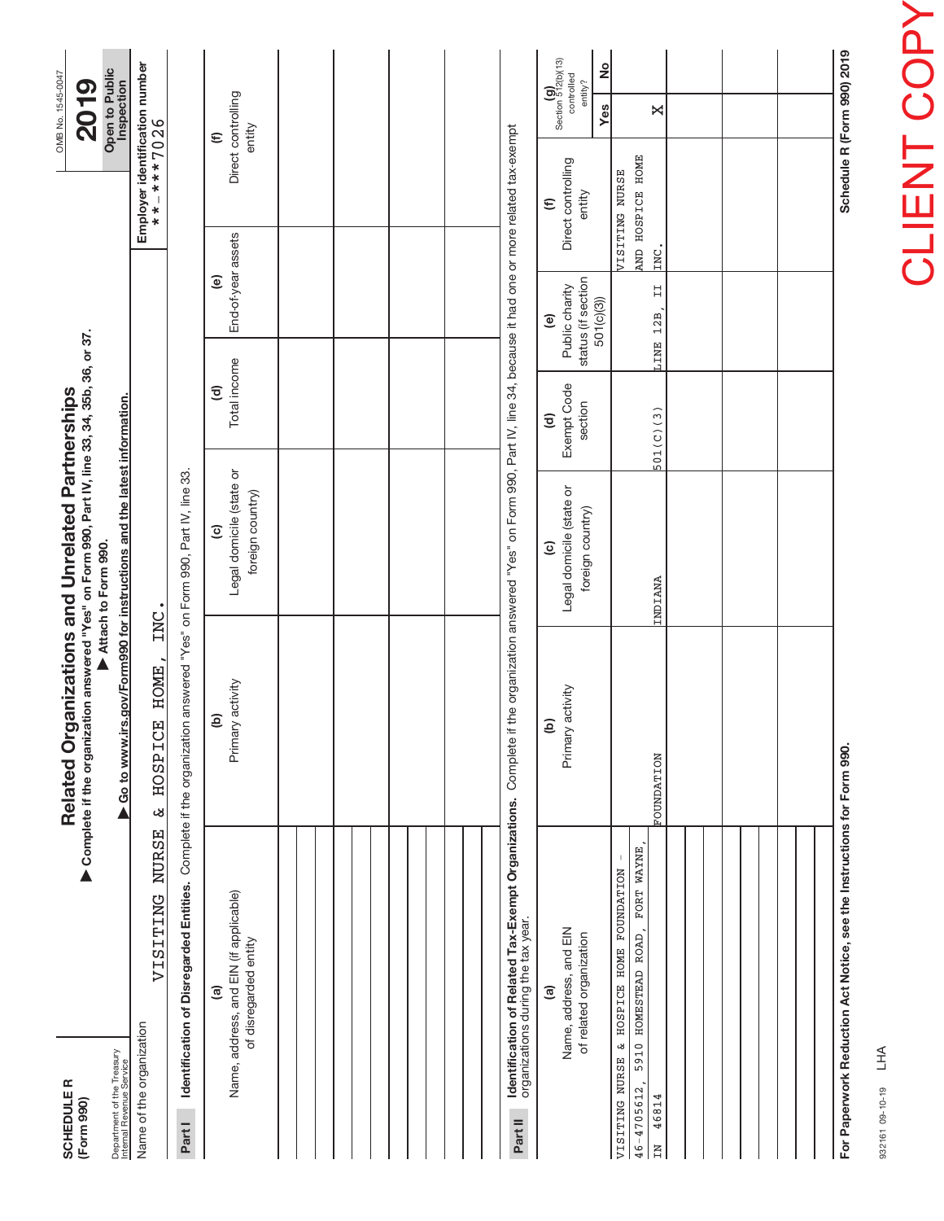**SCHEDULE R**
**(Form 990)**

Department of the Treasury
Internal Revenue Service

# Related Organizations and Unrelated Partnerships

▶ **Complete if the organization answered "Yes" on Form 990, Part IV, line 33, 34, 35b, 36, or 37.**
▶ **Attach to Form 990.**
▶ **Go to www.irs.gov/Form990 for instructions and the latest information.**

OMB No. 1545-0047

**2019**

**Open to Public Inspection**

Name of the organization: VISITING NURSE & HOSPICE HOME, INC.

**Employer identification number**
**-***7026

**Part I** **Identification of Disregarded Entities.** Complete if the organization answered "Yes" on Form 990, Part IV, line 33.

| (a) Name, address, and EIN (if applicable) of disregarded entity | (b) Primary activity | (c) Legal domicile (state or foreign country) | (d) Total income | (e) End-of-year assets | (f) Direct controlling entity |
|---|---|---|---|---|---|
| | | | | | |
| | | | | | |
| | | | | | |
| | | | | | |
| | | | | | |
| | | | | | |

**Part II** **Identification of Related Tax-Exempt Organizations.** Complete if the organization answered "Yes" on Form 990, Part IV, line 34, because it had one or more related tax-exempt organizations during the tax year.

| (a) Name, address, and EIN of related organization | (b) Primary activity | (c) Legal domicile (state or foreign country) | (d) Exempt Code section | (e) Public charity status (if section 501(c)(3)) | (f) Direct controlling entity | (g) Section 512(b)(13) controlled entity? Yes | No |
|---|---|---|---|---|---|---|---|
| VISITING NURSE & HOSPICE HOME FOUNDATION - 46-4705612, 5910 HOMESTEAD ROAD, FORT WAYNE, IN 46814 | FOUNDATION | INDIANA | 501(C)(3) | LINE 12B, II | VISITING NURSE AND HOSPICE HOME INC. | X | |
| | | | | | | | |
| | | | | | | | |
| | | | | | | | |
| | | | | | | | |
| | | | | | | | |

**For Paperwork Reduction Act Notice, see the Instructions for Form 990.**

932161 09-10-19 LHA

**Schedule R (Form 990) 2019**

CLIENT COPY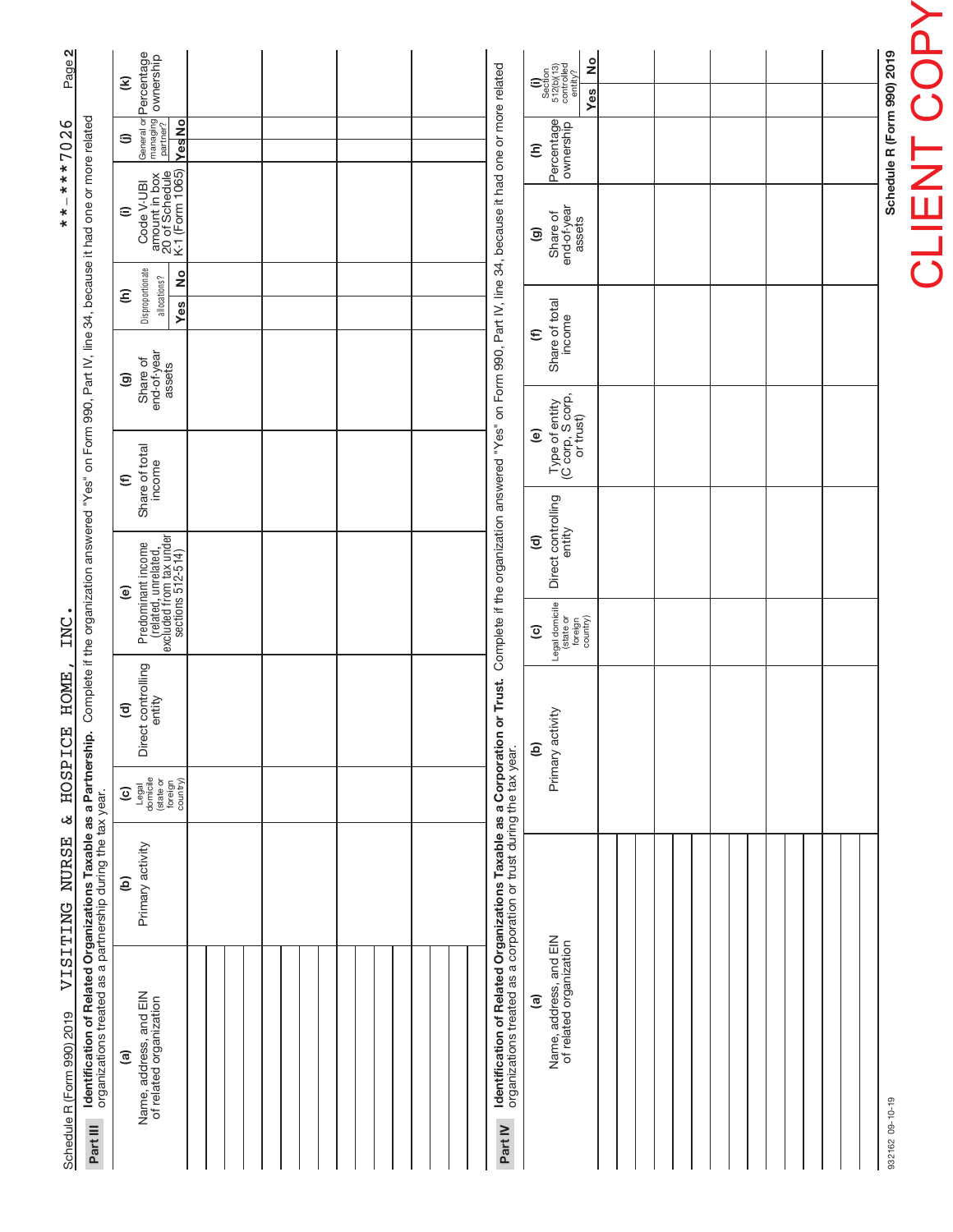Schedule R (Form 990) 2019 VISITING NURSE & HOSPICE HOME, INC. **-***7026

## Part III Identification of Related Organizations Taxable as a Partnership.

Complete if the organization answered "Yes" on Form 990, Part IV, line 34, because it had one or more related organizations treated as a partnership during the tax year.

| (a) Name, address, and EIN of related organization | (b) Primary activity | (c) Legal domicile (state or foreign country) | (d) Direct controlling entity | (e) Predominant income (related, unrelated, excluded from tax under sections 512-514) | (f) Share of total income | (g) Share of end-of-year assets | (h) Disproportionate allocations? Yes | (h) Disproportionate allocations? No | (i) Code V-UBI amount in box 20 of Schedule K-1 (Form 1065) | (j) General or managing partner? Yes | (j) General or managing partner? No | (k) Percentage ownership |
|---|---|---|---|---|---|---|---|---|---|---|---|---|
| | | | | | | | | | | | | |
| | | | | | | | | | | | | |
| | | | | | | | | | | | | |
| | | | | | | | | | | | | |

## Part IV Identification of Related Organizations Taxable as a Corporation or Trust.

Complete if the organization answered "Yes" on Form 990, Part IV, line 34, because it had one or more related organizations treated as a corporation or trust during the tax year.

| (a) Name, address, and EIN of related organization | (b) Primary activity | (c) Legal domicile (state or foreign country) | (d) Direct controlling entity | (e) Type of entity (C corp, S corp, or trust) | (f) Share of total income | (g) Share of end-of-year assets | (h) Percentage ownership | (i) Section 512(b)(13) controlled entity? Yes | (i) Section 512(b)(13) controlled entity? No |
|---|---|---|---|---|---|---|---|---|---|
| | | | | | | | | | |
| | | | | | | | | | |
| | | | | | | | | | |
| | | | | | | | | | |
| | | | | | | | | | |
| | | | | | | | | | |

932162 09-10-19

Schedule R (Form 990) 2019

CLIENT COPY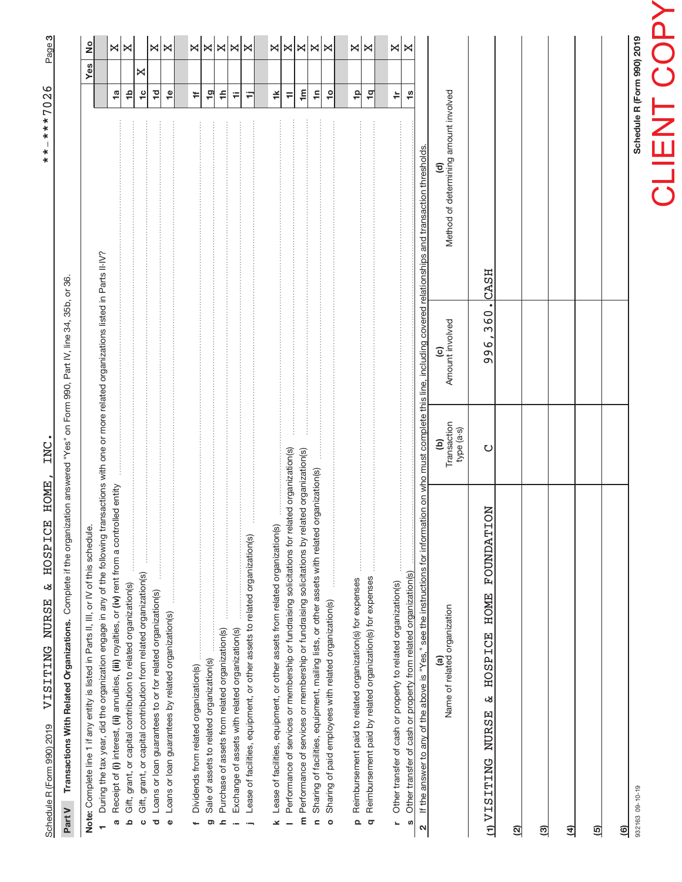Schedule R (Form 990) 2019 VISITING NURSE & HOSPICE HOME, INC. **-***7026

## Part V Transactions With Related Organizations. Complete if the organization answered "Yes" on Form 990, Part IV, line 34, 35b, or 36.

**Note:** Complete line 1 if any entity is listed in Parts II, III, or IV of this schedule.

| | | | Yes | No |
|---|---|---|---|---|
| **1** | During the tax year, did the organization engage in any of the following transactions with one or more related organizations listed in Parts II-IV? | | | |
| a | Receipt of (i) interest, (ii) annuities, (iii) royalties, or (iv) rent from a controlled entity | 1a | | X |
| b | Gift, grant, or capital contribution to related organization(s) | 1b | | X |
| c | Gift, grant, or capital contribution from related organization(s) | 1c | X | |
| d | Loans or loan guarantees to or for related organization(s) | 1d | | X |
| e | Loans or loan guarantees by related organization(s) | 1e | | X |
| f | Dividends from related organization(s) | 1f | | X |
| g | Sale of assets to related organization(s) | 1g | | X |
| h | Purchase of assets from related organization(s) | 1h | | X |
| i | Exchange of assets with related organization(s) | 1i | | X |
| j | Lease of facilities, equipment, or other assets to related organization(s) | 1j | | X |
| k | Lease of facilities, equipment, or other assets from related organization(s) | 1k | | X |
| l | Performance of services or membership or fundraising solicitations for related organization(s) | 1l | | X |
| m | Performance of services or membership or fundraising solicitations by related organization(s) | 1m | | X |
| n | Sharing of facilities, equipment, mailing lists, or other assets with related organization(s) | 1n | | X |
| o | Sharing of paid employees with related organization(s) | 1o | | X |
| p | Reimbursement paid to related organization(s) for expenses | 1p | | X |
| q | Reimbursement paid by related organization(s) for expenses | 1q | | X |
| r | Other transfer of cash or property to related organization(s) | 1r | | X |
| s | Other transfer of cash or property from related organization(s) | 1s | | X |

**2** If the answer to any of the above is "Yes," see the instructions for information on who must complete this line, including covered relationships and transaction thresholds.

| | (a) Name of related organization | (b) Transaction type (a-s) | (c) Amount involved | (d) Method of determining amount involved |
|---|---|---|---|---|
| (1) | VISITING NURSE & HOSPICE HOME FOUNDATION | C | 996,360. | CASH |
| (2) | | | | |
| (3) | | | | |
| (4) | | | | |
| (5) | | | | |
| (6) | | | | |

932163 09-10-19

Schedule R (Form 990) 2019

CLIENT COPY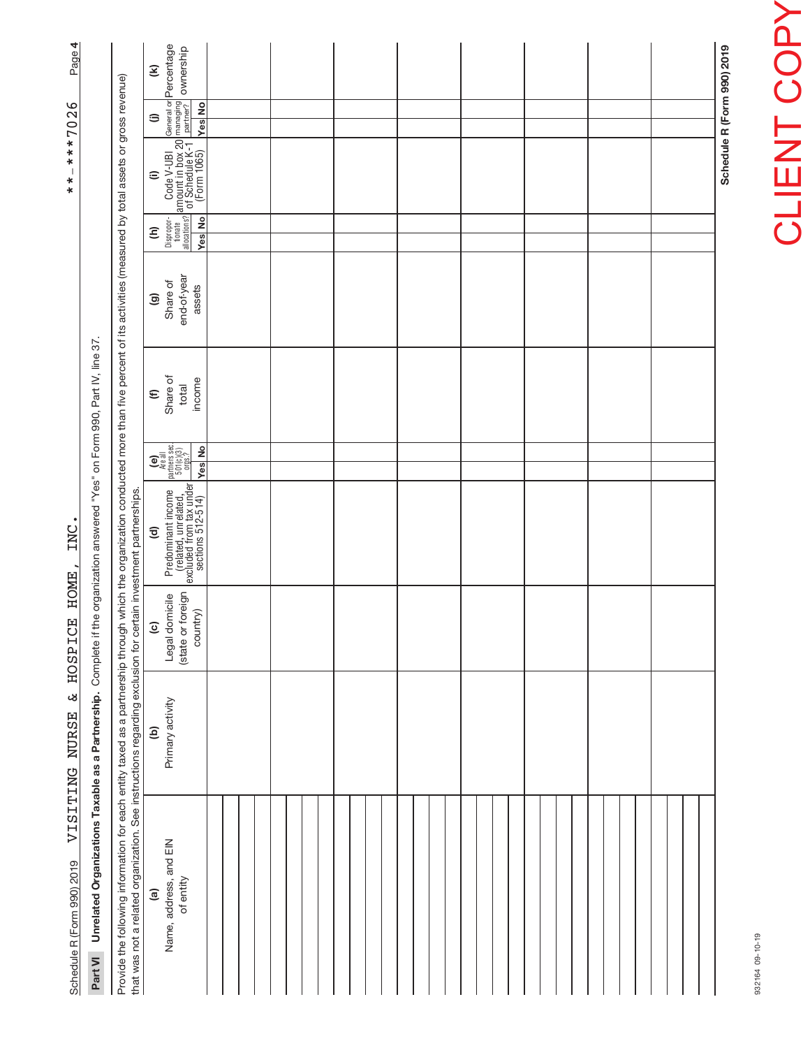Schedule R (Form 990) 2019 VISITING NURSE & HOSPICE HOME, INC. **-***7026

## Part VI Unrelated Organizations Taxable as a Partnership.

Complete if the organization answered "Yes" on Form 990, Part IV, line 37.

Provide the following information for each entity taxed as a partnership through which the organization conducted more than five percent of its activities (measured by total assets or gross revenue) that was not a related organization. See instructions regarding exclusion for certain investment partnerships.

| (a) Name, address, and EIN of entity | (b) Primary activity | (c) Legal domicile (state or foreign country) | (d) Predominant income (related, unrelated, excluded from tax under sections 512-514) | (e) Are all partners sec. 501(c)(3) orgs.? Yes | (e) No | (f) Share of total income | (g) Share of end-of-year assets | (h) Dispropor-tionate allocations? Yes | (h) No | (i) Code V-UBI amount in box 20 of Schedule K-1 (Form 1065) | (j) General or managing partner? Yes | (j) No | (k) Percentage ownership |
|---|---|---|---|---|---|---|---|---|---|---|---|---|---|
| | | | | | | | | | | | | | |
| | | | | | | | | | | | | | |
| | | | | | | | | | | | | | |
| | | | | | | | | | | | | | |
| | | | | | | | | | | | | | |
| | | | | | | | | | | | | | |
| | | | | | | | | | | | | | |
| | | | | | | | | | | | | | |

Schedule R (Form 990) 2019

932164 09-10-19

CLIENT COPY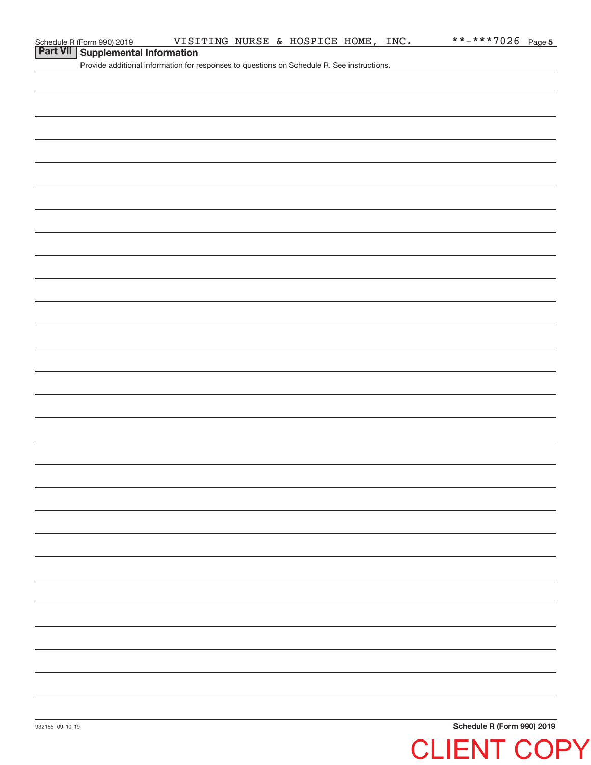## Part VII Supplemental Information

Provide additional information for responses to questions on Schedule R. See instructions.

CLIENT COPY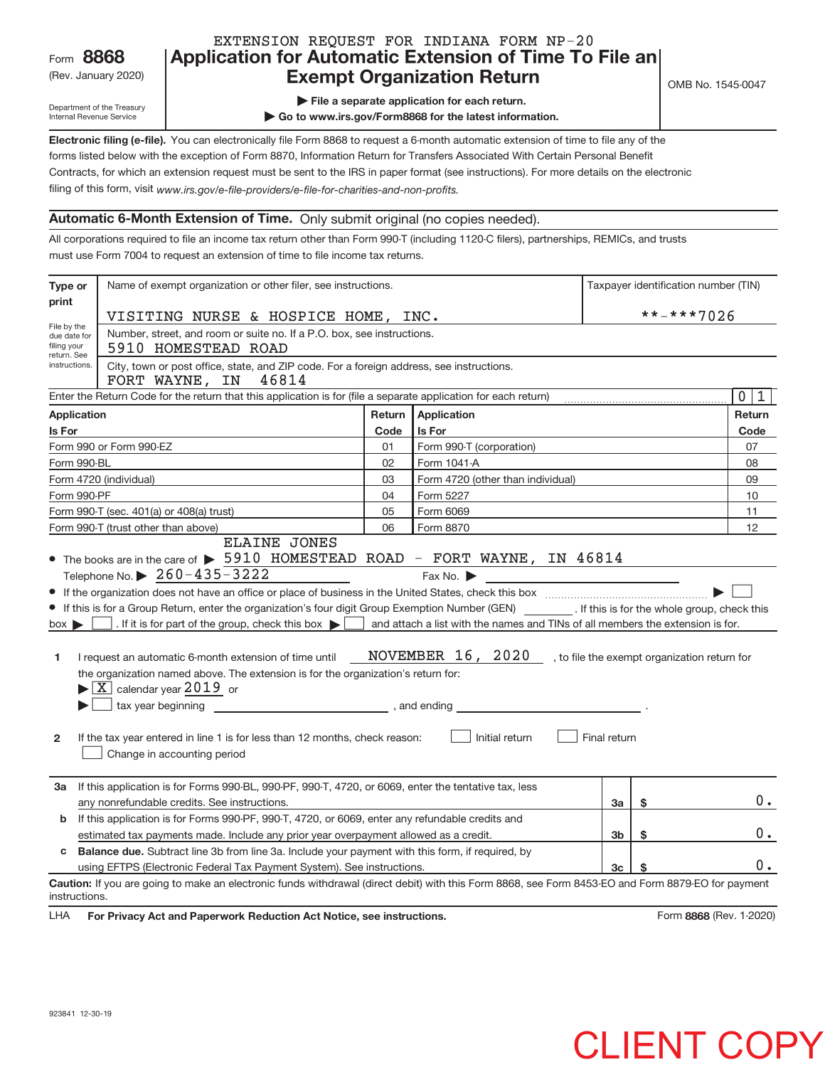EXTENSION REQUEST FOR INDIANA FORM NP-20

Form **8868** (Rev. January 2020)

Department of the Treasury
Internal Revenue Service

# Application for Automatic Extension of Time To File an Exempt Organization Return

OMB No. 1545-0047

▶ **File a separate application for each return.**

▶ **Go to www.irs.gov/Form8868 for the latest information.**

**Electronic filing (e-file).** You can electronically file Form 8868 to request a 6-month automatic extension of time to file any of the forms listed below with the exception of Form 8870, Information Return for Transfers Associated With Certain Personal Benefit Contracts, for which an extension request must be sent to the IRS in paper format (see instructions). For more details on the electronic filing of this form, visit *www.irs.gov/e-file-providers/e-file-for-charities-and-non-profits.*

**Automatic 6-Month Extension of Time.** Only submit original (no copies needed).

All corporations required to file an income tax return other than Form 990-T (including 1120-C filers), partnerships, REMICs, and trusts must use Form 7004 to request an extension of time to file income tax returns.

| Type or print | Name of exempt organization or other filer, see instructions. | Taxpayer identification number (TIN) |
|---|---|---|
| File by the due date for filing your return. See instructions. | VISITING NURSE & HOSPICE HOME, INC. | **-***7026 |
| | Number, street, and room or suite no. If a P.O. box, see instructions. 5910 HOMESTEAD ROAD | |
| | City, town or post office, state, and ZIP code. For a foreign address, see instructions. FORT WAYNE, IN 46814 | |

Enter the Return Code for the return that this application is for (file a separate application for each return) ........ 0 1

| Application Is For | Return Code | Application Is For | Return Code |
|---|---|---|---|
| Form 990 or Form 990-EZ | 01 | Form 990-T (corporation) | 07 |
| Form 990-BL | 02 | Form 1041-A | 08 |
| Form 4720 (individual) | 03 | Form 4720 (other than individual) | 09 |
| Form 990-PF | 04 | Form 5227 | 10 |
| Form 990-T (sec. 401(a) or 408(a) trust) | 05 | Form 6069 | 11 |
| Form 990-T (trust other than above) | 06 | Form 8870 | 12 |

- The books are in the care of ▶ ELAINE JONES 5910 HOMESTEAD ROAD - FORT WAYNE, IN 46814
  Telephone No. ▶ 260-435-3222 Fax No. ▶
- If the organization does not have an office or place of business in the United States, check this box ........ ▶ ☐
- If this is for a Group Return, enter the organization's four digit Group Exemption Number (GEN) ________ . If this is for the whole group, check this box ▶ ☐ . If it is for part of the group, check this box ▶ ☐ and attach a list with the names and TINs of all members the extension is for.

**1** I request an automatic 6-month extension of time until NOVEMBER 16, 2020 , to file the exempt organization return for the organization named above. The extension is for the organization's return for:
▶ ☒ calendar year 2019 or
▶ ☐ tax year beginning ________________ , and ending ________________ .

**2** If the tax year entered in line 1 is for less than 12 months, check reason: ☐ Initial return ☐ Final return
☐ Change in accounting period

| | | | | |
|---|---|---|---|---|
| **3a** | If this application is for Forms 990-BL, 990-PF, 990-T, 4720, or 6069, enter the tentative tax, less any nonrefundable credits. See instructions. | 3a | $ | 0. |
| **b** | If this application is for Forms 990-PF, 990-T, 4720, or 6069, enter any refundable credits and estimated tax payments made. Include any prior year overpayment allowed as a credit. | 3b | $ | 0. |
| **c** | **Balance due.** Subtract line 3b from line 3a. Include your payment with this form, if required, by using EFTPS (Electronic Federal Tax Payment System). See instructions. | 3c | $ | 0. |

**Caution:** If you are going to make an electronic funds withdrawal (direct debit) with this Form 8868, see Form 8453-EO and Form 8879-EO for payment instructions.

LHA **For Privacy Act and Paperwork Reduction Act Notice, see instructions.** Form **8868** (Rev. 1-2020)

923841 12-30-19

CLIENT COPY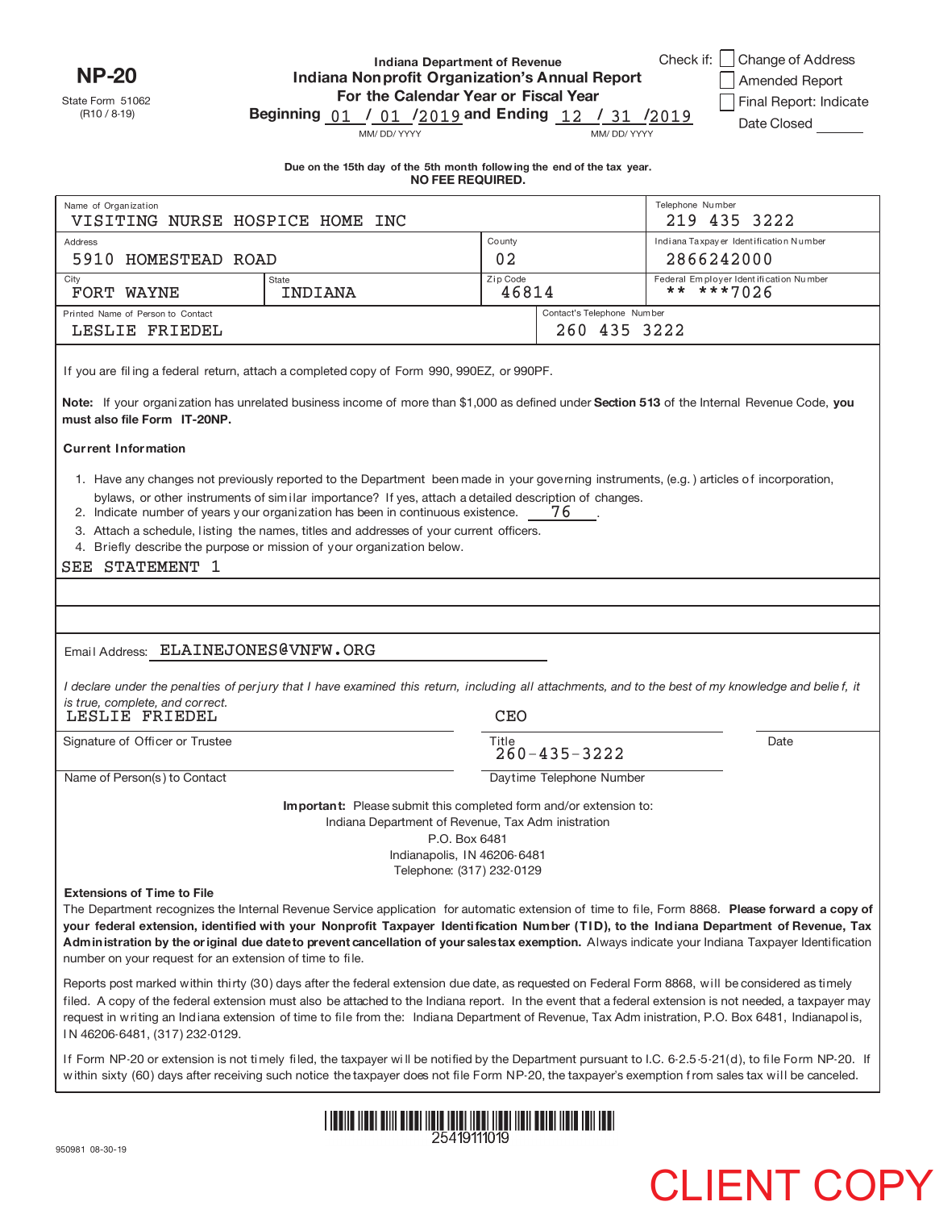**NP-20**

State Form 51062
(R10 / 8-19)

Indiana Department of Revenue

**Indiana Nonprofit Organization's Annual Report**
**For the Calendar Year or Fiscal Year**
**Beginning** 01 / 01 /2019 **and Ending** 12 / 31 /2019
MM/ DD/ YYYY MM/ DD/ YYYY

Check if: ☐ Change of Address
☐ Amended Report
☐ Final Report: Indicate Date Closed ______

**Due on the 15th day of the 5th month following the end of the tax year.**
**NO FEE REQUIRED.**

| Name of Organization | | | Telephone Number |
|---|---|---|---|
| VISITING NURSE HOSPICE HOME INC | | | 219 435 3222 |
| Address | | County | Indiana Taxpayer Identification Number |
| 5910 HOMESTEAD ROAD | | 02 | 2866242000 |
| City | State | Zip Code | Federal Employer Identification Number |
| FORT WAYNE | INDIANA | 46814 | ** ***7026 |
| Printed Name of Person to Contact | | Contact's Telephone Number | |
| LESLIE FRIEDEL | | 260 435 3222 | |

If you are filing a federal return, attach a completed copy of Form 990, 990EZ, or 990PF.

**Note:** If your organization has unrelated business income of more than $1,000 as defined under **Section 513** of the Internal Revenue Code, **you must also file Form IT-20NP.**

**Current Information**

1. Have any changes not previously reported to the Department been made in your governing instruments, (e.g.) articles of incorporation, bylaws, or other instruments of similar importance? If yes, attach a detailed description of changes.
2. Indicate number of years your organization has been in continuous existence. 76 .
3. Attach a schedule, listing the names, titles and addresses of your current officers.
4. Briefly describe the purpose or mission of your organization below.

SEE STATEMENT 1

Email Address: ELAINEJONES@VNFW.ORG

*I declare under the penalties of perjury that I have examined this return, including all attachments, and to the best of my knowledge and belief, it is true, complete, and correct.*

| LESLIE FRIEDEL | CEO | |
|---|---|---|
| Signature of Officer or Trustee | Title | Date |
| | 260-435-3222 | |
| Name of Person(s) to Contact | Daytime Telephone Number | |

**Important:** Please submit this completed form and/or extension to:
Indiana Department of Revenue, Tax Administration
P.O. Box 6481
Indianapolis, IN 46206-6481
Telephone: (317) 232-0129

**Extensions of Time to File**

The Department recognizes the Internal Revenue Service application for automatic extension of time to file, Form 8868. **Please forward a copy of your federal extension, identified with your Nonprofit Taxpayer Identification Number (TID), to the Indiana Department of Revenue, Tax Administration by the original due date to prevent cancellation of your sales tax exemption.** Always indicate your Indiana Taxpayer Identification number on your request for an extension of time to file.

Reports post marked within thirty (30) days after the federal extension due date, as requested on Federal Form 8868, will be considered as timely filed. A copy of the federal extension must also be attached to the Indiana report. In the event that a federal extension is not needed, a taxpayer may request in writing an Indiana extension of time to file from the: Indiana Department of Revenue, Tax Administration, P.O. Box 6481, Indianapolis, IN 46206-6481, (317) 232-0129.

If Form NP-20 or extension is not timely filed, the taxpayer will be notified by the Department pursuant to I.C. 6-2.5-5-21(d), to file Form NP-20. If within sixty (60) days after receiving such notice the taxpayer does not file Form NP-20, the taxpayer's exemption from sales tax will be canceled.

25419111019

950981 08-30-19

CLIENT COPY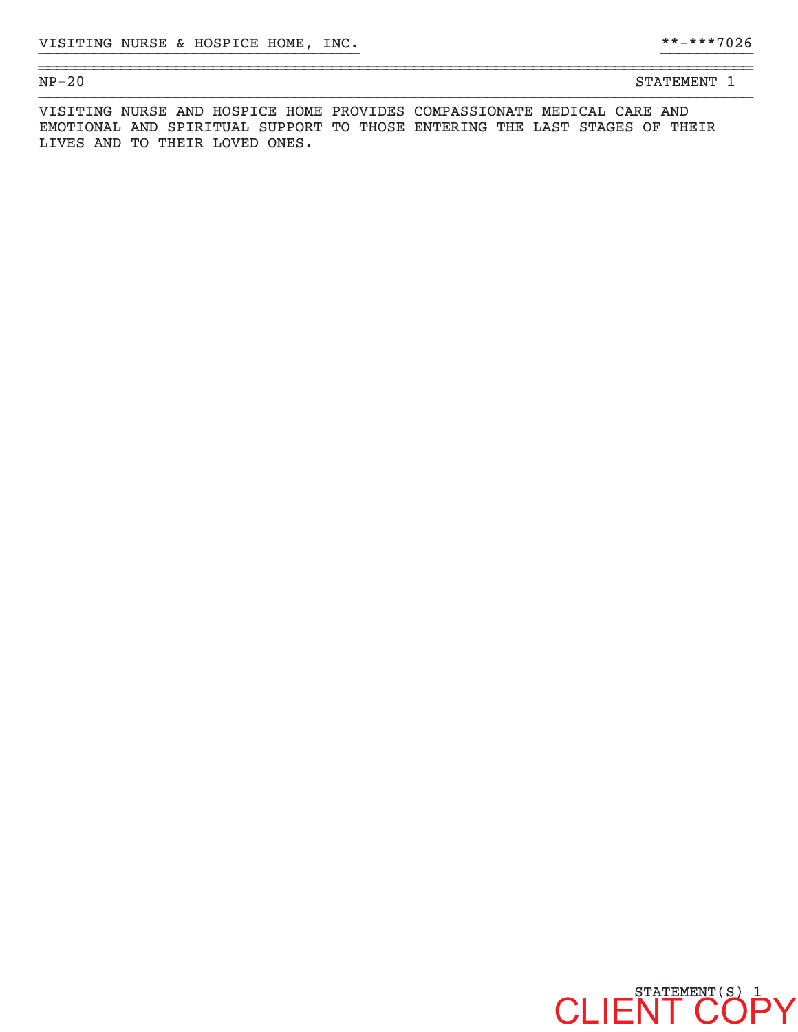VISITING NURSE & HOSPICE HOME, INC. **-***7026

NP-20 STATEMENT 1

VISITING NURSE AND HOSPICE HOME PROVIDES COMPASSIONATE MEDICAL CARE AND EMOTIONAL AND SPIRITUAL SUPPORT TO THOSE ENTERING THE LAST STAGES OF THEIR LIVES AND TO THEIR LOVED ONES.

STATEMENT(S) 1

CLIENT COPY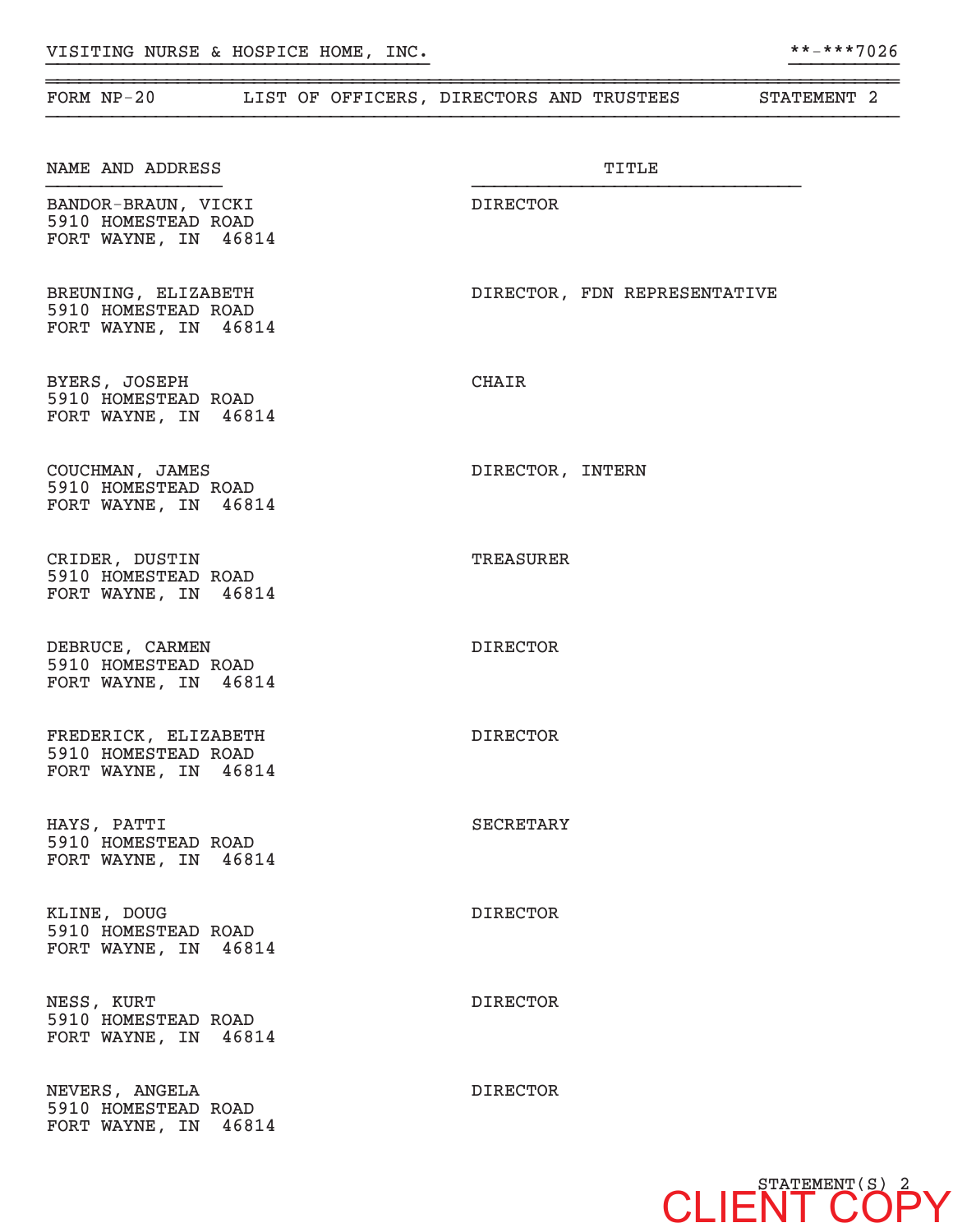VISITING NURSE & HOSPICE HOME, INC. **-***7026

| FORM NP-20 | LIST OF OFFICERS, DIRECTORS AND TRUSTEES | STATEMENT 2 |
|---|---|---|

| NAME AND ADDRESS | TITLE |
|---|---|
| BANDOR-BRAUN, VICKI<br>5910 HOMESTEAD ROAD<br>FORT WAYNE, IN 46814 | DIRECTOR |
| BREUNING, ELIZABETH<br>5910 HOMESTEAD ROAD<br>FORT WAYNE, IN 46814 | DIRECTOR, FDN REPRESENTATIVE |
| BYERS, JOSEPH<br>5910 HOMESTEAD ROAD<br>FORT WAYNE, IN 46814 | CHAIR |
| COUCHMAN, JAMES<br>5910 HOMESTEAD ROAD<br>FORT WAYNE, IN 46814 | DIRECTOR, INTERN |
| CRIDER, DUSTIN<br>5910 HOMESTEAD ROAD<br>FORT WAYNE, IN 46814 | TREASURER |
| DEBRUCE, CARMEN<br>5910 HOMESTEAD ROAD<br>FORT WAYNE, IN 46814 | DIRECTOR |
| FREDERICK, ELIZABETH<br>5910 HOMESTEAD ROAD<br>FORT WAYNE, IN 46814 | DIRECTOR |
| HAYS, PATTI<br>5910 HOMESTEAD ROAD<br>FORT WAYNE, IN 46814 | SECRETARY |
| KLINE, DOUG<br>5910 HOMESTEAD ROAD<br>FORT WAYNE, IN 46814 | DIRECTOR |
| NESS, KURT<br>5910 HOMESTEAD ROAD<br>FORT WAYNE, IN 46814 | DIRECTOR |
| NEVERS, ANGELA<br>5910 HOMESTEAD ROAD<br>FORT WAYNE, IN 46814 | DIRECTOR |

STATEMENT(S) 2

CLIENT COPY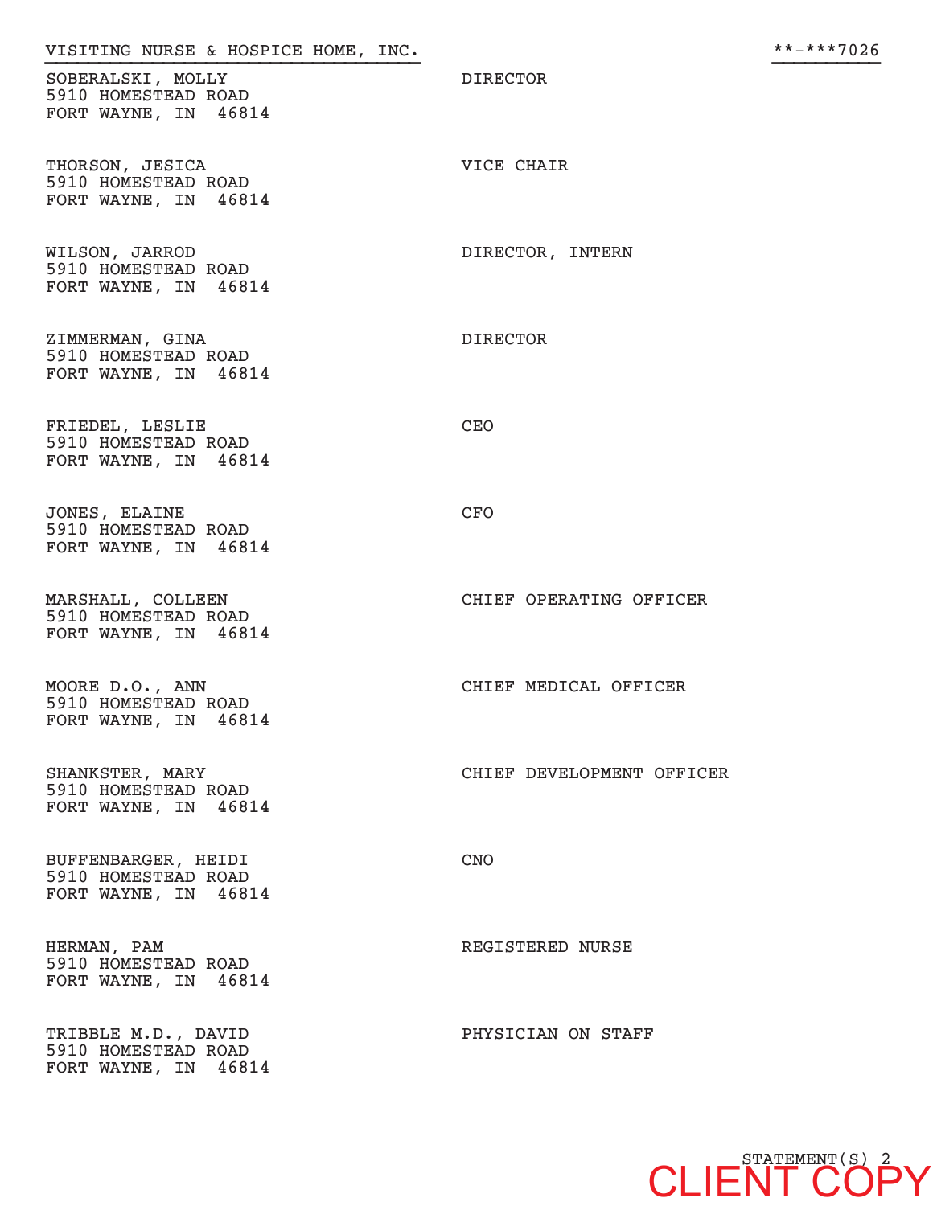VISITING NURSE & HOSPICE HOME, INC. **-***7026

| Name and Address | Title |
|---|---|
| SOBERALSKI, MOLLY<br>5910 HOMESTEAD ROAD<br>FORT WAYNE, IN 46814 | DIRECTOR |
| THORSON, JESICA<br>5910 HOMESTEAD ROAD<br>FORT WAYNE, IN 46814 | VICE CHAIR |
| WILSON, JARROD<br>5910 HOMESTEAD ROAD<br>FORT WAYNE, IN 46814 | DIRECTOR, INTERN |
| ZIMMERMAN, GINA<br>5910 HOMESTEAD ROAD<br>FORT WAYNE, IN 46814 | DIRECTOR |
| FRIEDEL, LESLIE<br>5910 HOMESTEAD ROAD<br>FORT WAYNE, IN 46814 | CEO |
| JONES, ELAINE<br>5910 HOMESTEAD ROAD<br>FORT WAYNE, IN 46814 | CFO |
| MARSHALL, COLLEEN<br>5910 HOMESTEAD ROAD<br>FORT WAYNE, IN 46814 | CHIEF OPERATING OFFICER |
| MOORE D.O., ANN<br>5910 HOMESTEAD ROAD<br>FORT WAYNE, IN 46814 | CHIEF MEDICAL OFFICER |
| SHANKSTER, MARY<br>5910 HOMESTEAD ROAD<br>FORT WAYNE, IN 46814 | CHIEF DEVELOPMENT OFFICER |
| BUFFENBARGER, HEIDI<br>5910 HOMESTEAD ROAD<br>FORT WAYNE, IN 46814 | CNO |
| HERMAN, PAM<br>5910 HOMESTEAD ROAD<br>FORT WAYNE, IN 46814 | REGISTERED NURSE |
| TRIBBLE M.D., DAVID<br>5910 HOMESTEAD ROAD<br>FORT WAYNE, IN 46814 | PHYSICIAN ON STAFF |

STATEMENT(S) 2

CLIENT COPY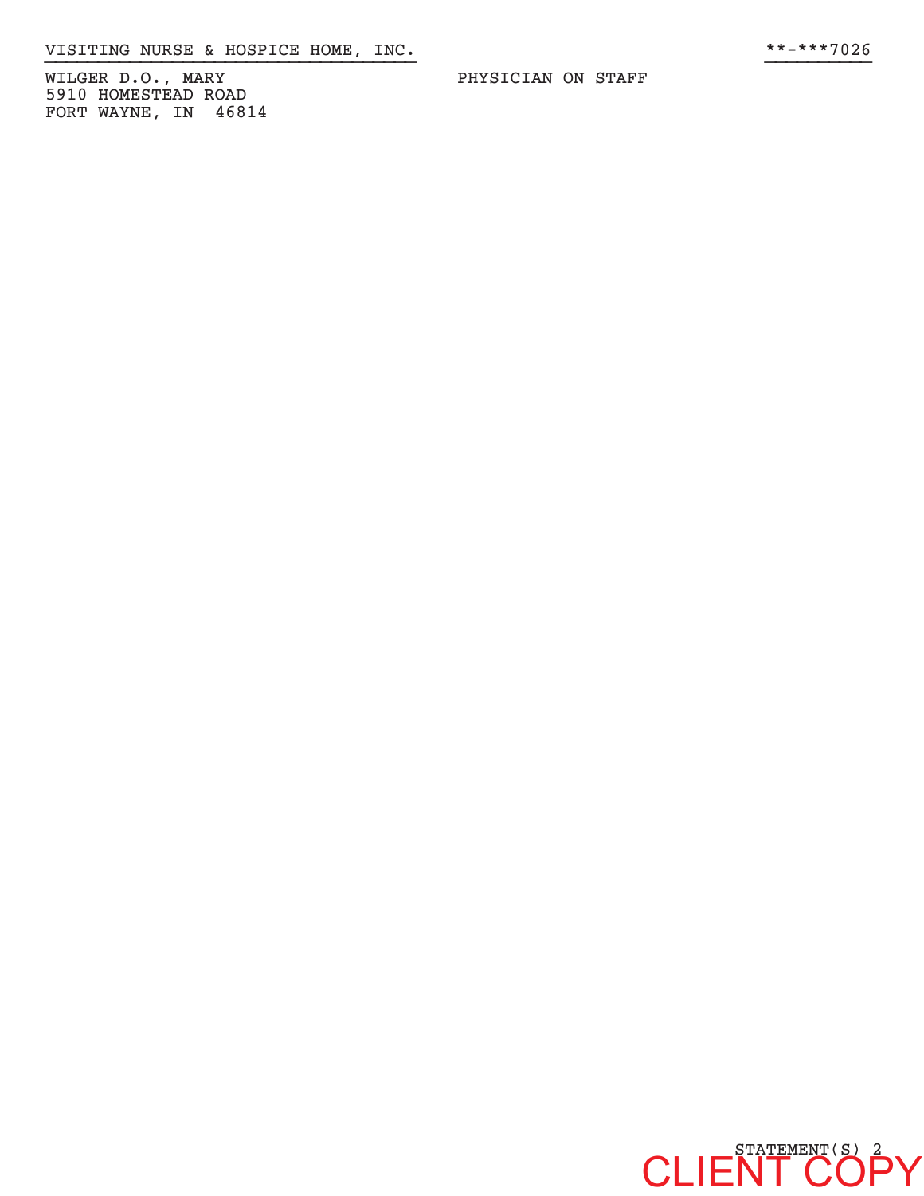WILGER D.O., MARY
5910 HOMESTEAD ROAD
FORT WAYNE, IN 46814

PHYSICIAN ON STAFF

STATEMENT(S) 2

CLIENT COPY